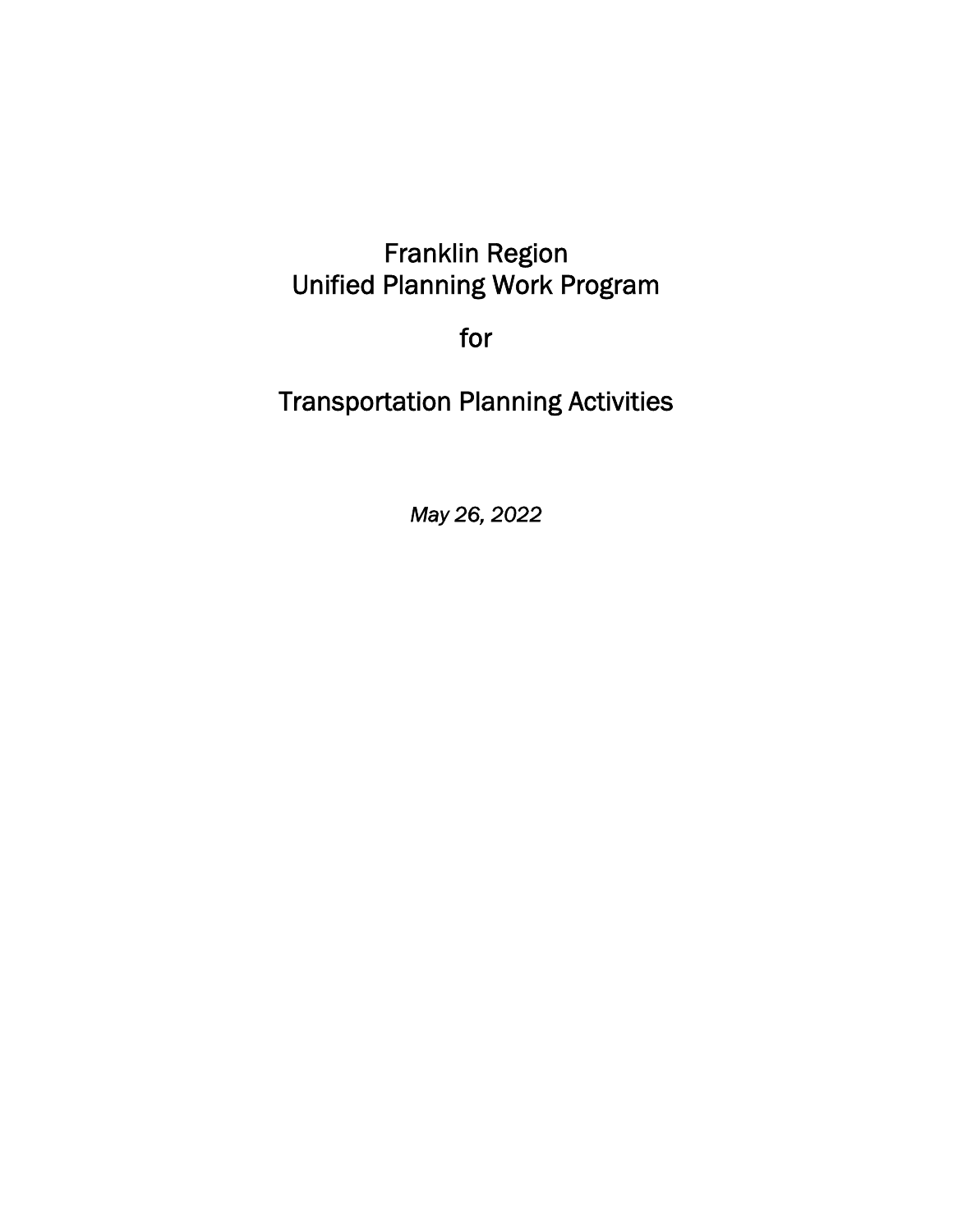# Franklin Region Unified Planning Work Program

# for

# Transportation Planning Activities

*May 26, 2022*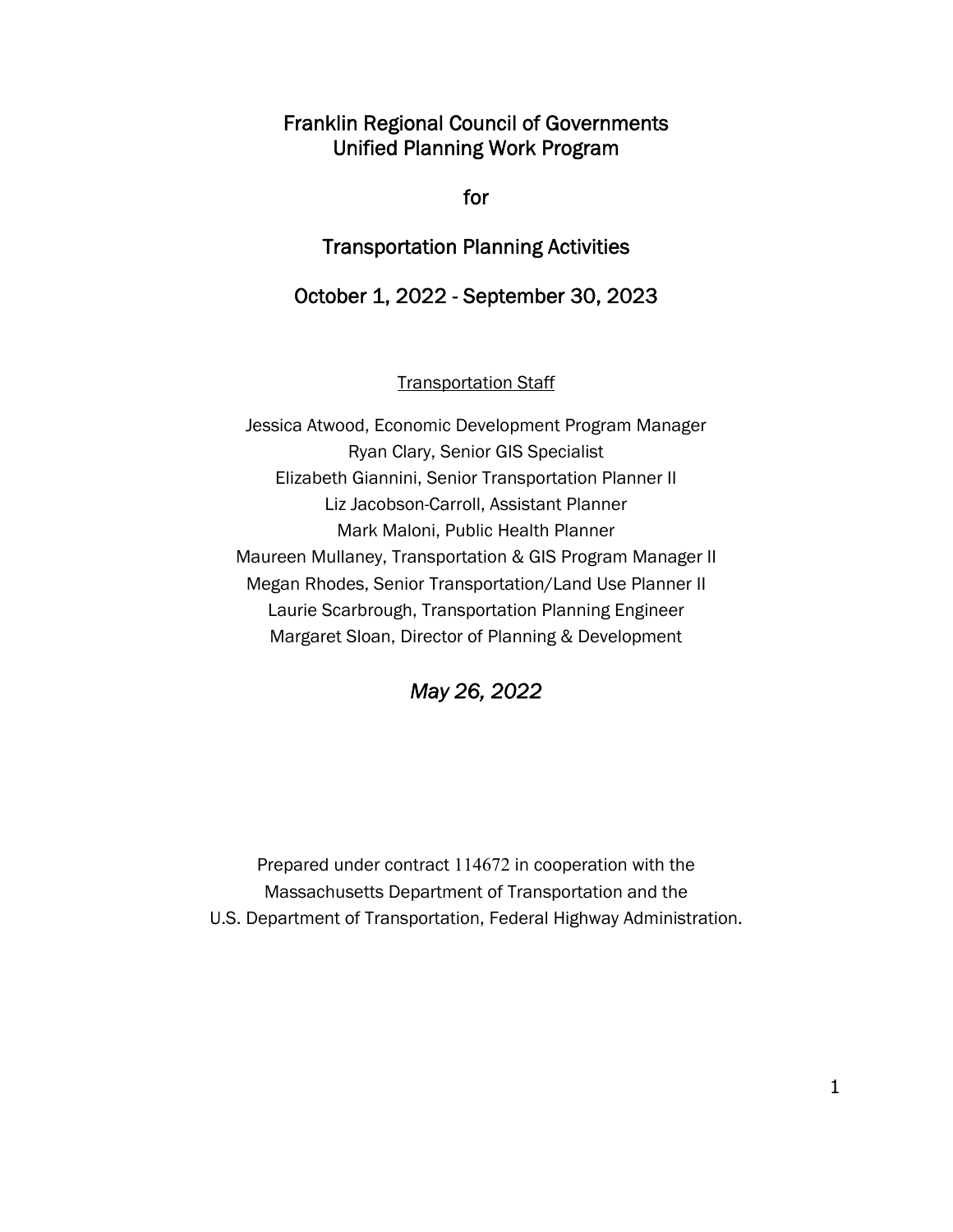# Franklin Regional Council of Governments Unified Planning Work Program

for

## Transportation Planning Activities

## October 1, 2022 - September 30, 2023

Transportation Staff

Jessica Atwood, Economic Development Program Manager
Ryan Clary, Senior GIS Specialist
Elizabeth Giannini, Senior Transportation Planner II
Liz Jacobson-Carroll, Assistant Planner
Mark Maloni, Public Health Planner
Maureen Mullaney, Transportation & GIS Program Manager II
Megan Rhodes, Senior Transportation/Land Use Planner II
Laurie Scarbrough, Transportation Planning Engineer
Margaret Sloan, Director of Planning & Development

*May 26, 2022*

Prepared under contract 114672 in cooperation with the
Massachusetts Department of Transportation and the
U.S. Department of Transportation, Federal Highway Administration.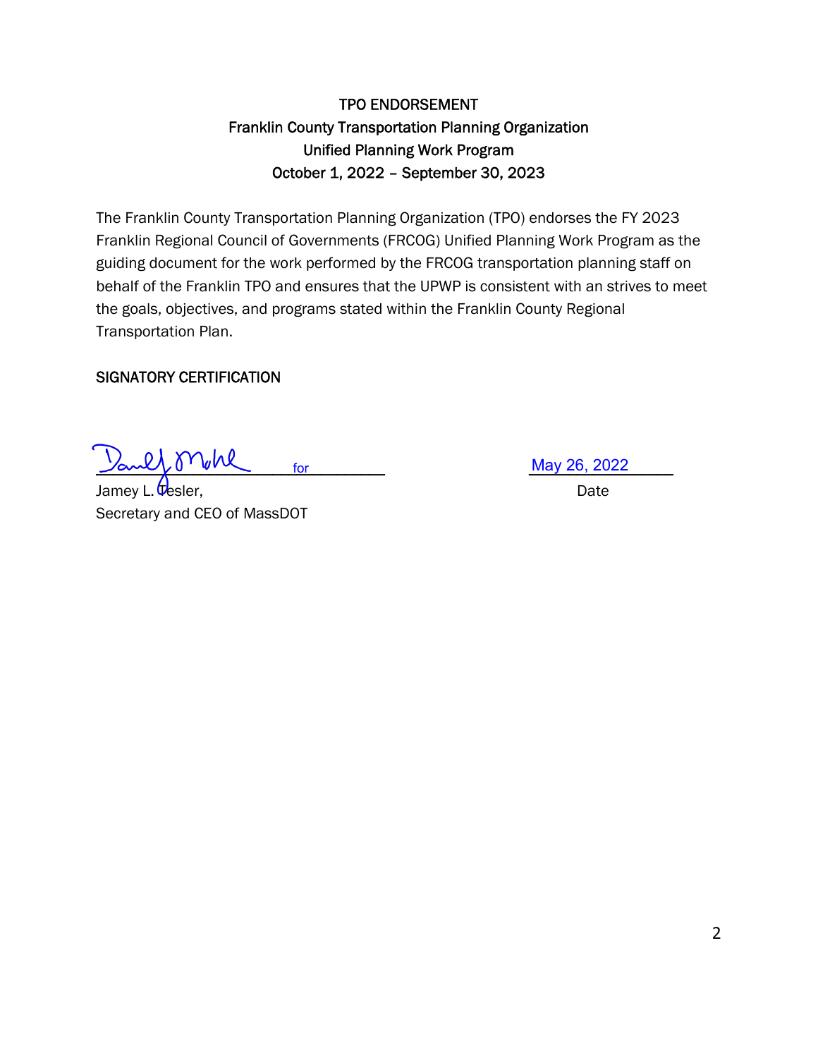# TPO ENDORSEMENT
## Franklin County Transportation Planning Organization
## Unified Planning Work Program
## October 1, 2022 – September 30, 2023

The Franklin County Transportation Planning Organization (TPO) endorses the FY 2023 Franklin Regional Council of Governments (FRCOG) Unified Planning Work Program as the guiding document for the work performed by the FRCOG transportation planning staff on behalf of the Franklin TPO and ensures that the UPWP is consistent with an strives to meet the goals, objectives, and programs stated within the Franklin County Regional Transportation Plan.

SIGNATORY CERTIFICATION

_______________ for _______________ May 26, 2022

Jamey L. Tesler, Date

Secretary and CEO of MassDOT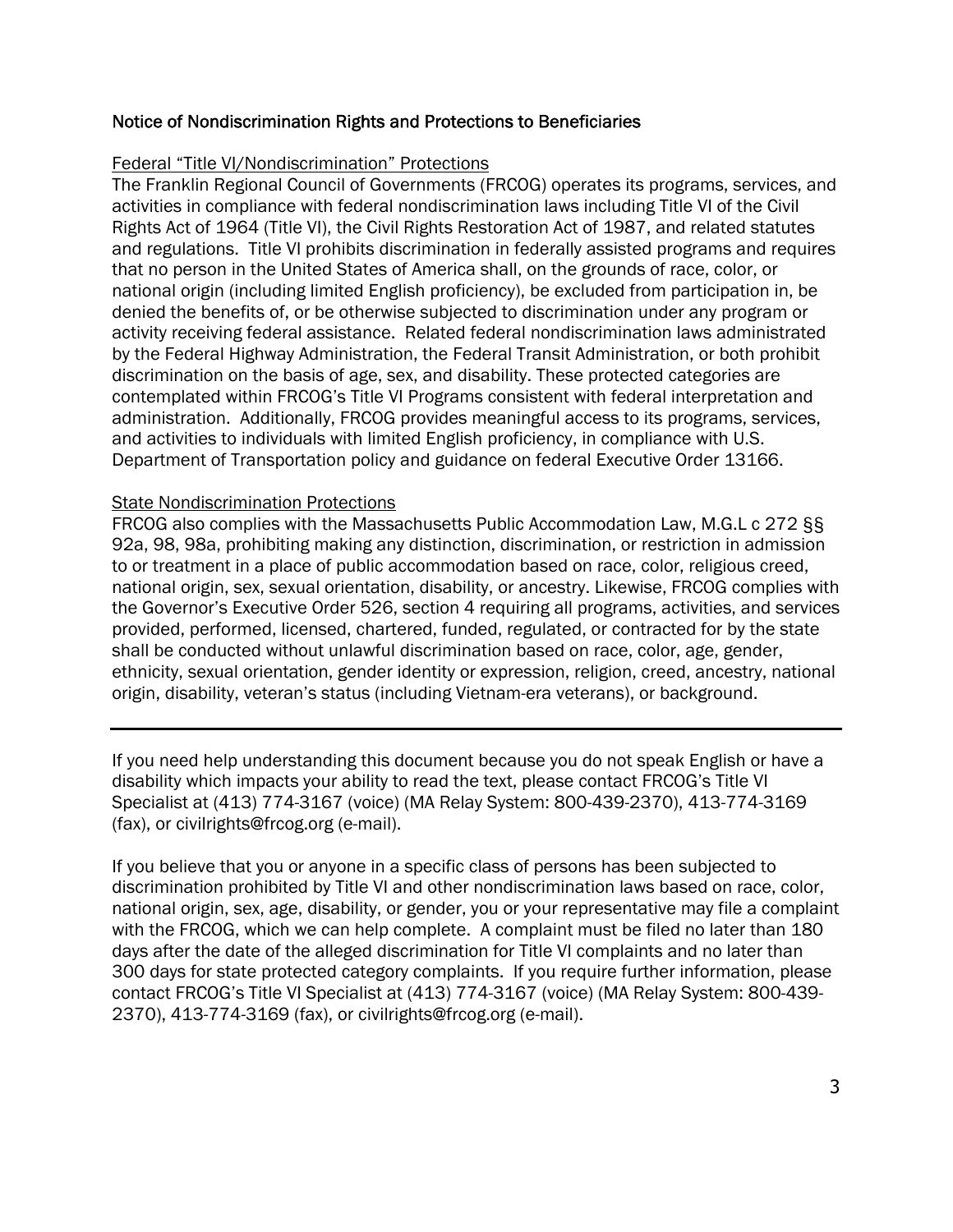## Notice of Nondiscrimination Rights and Protections to Beneficiaries

### Federal "Title VI/Nondiscrimination" Protections

The Franklin Regional Council of Governments (FRCOG) operates its programs, services, and activities in compliance with federal nondiscrimination laws including Title VI of the Civil Rights Act of 1964 (Title VI), the Civil Rights Restoration Act of 1987, and related statutes and regulations. Title VI prohibits discrimination in federally assisted programs and requires that no person in the United States of America shall, on the grounds of race, color, or national origin (including limited English proficiency), be excluded from participation in, be denied the benefits of, or be otherwise subjected to discrimination under any program or activity receiving federal assistance. Related federal nondiscrimination laws administrated by the Federal Highway Administration, the Federal Transit Administration, or both prohibit discrimination on the basis of age, sex, and disability. These protected categories are contemplated within FRCOG's Title VI Programs consistent with federal interpretation and administration. Additionally, FRCOG provides meaningful access to its programs, services, and activities to individuals with limited English proficiency, in compliance with U.S. Department of Transportation policy and guidance on federal Executive Order 13166.

### State Nondiscrimination Protections

FRCOG also complies with the Massachusetts Public Accommodation Law, M.G.L c 272 §§ 92a, 98, 98a, prohibiting making any distinction, discrimination, or restriction in admission to or treatment in a place of public accommodation based on race, color, religious creed, national origin, sex, sexual orientation, disability, or ancestry. Likewise, FRCOG complies with the Governor's Executive Order 526, section 4 requiring all programs, activities, and services provided, performed, licensed, chartered, funded, regulated, or contracted for by the state shall be conducted without unlawful discrimination based on race, color, age, gender, ethnicity, sexual orientation, gender identity or expression, religion, creed, ancestry, national origin, disability, veteran's status (including Vietnam-era veterans), or background.

---

If you need help understanding this document because you do not speak English or have a disability which impacts your ability to read the text, please contact FRCOG's Title VI Specialist at (413) 774-3167 (voice) (MA Relay System: 800-439-2370), 413-774-3169 (fax), or civilrights@frcog.org (e-mail).

If you believe that you or anyone in a specific class of persons has been subjected to discrimination prohibited by Title VI and other nondiscrimination laws based on race, color, national origin, sex, age, disability, or gender, you or your representative may file a complaint with the FRCOG, which we can help complete. A complaint must be filed no later than 180 days after the date of the alleged discrimination for Title VI complaints and no later than 300 days for state protected category complaints. If you require further information, please contact FRCOG's Title VI Specialist at (413) 774-3167 (voice) (MA Relay System: 800-439-2370), 413-774-3169 (fax), or civilrights@frcog.org (e-mail).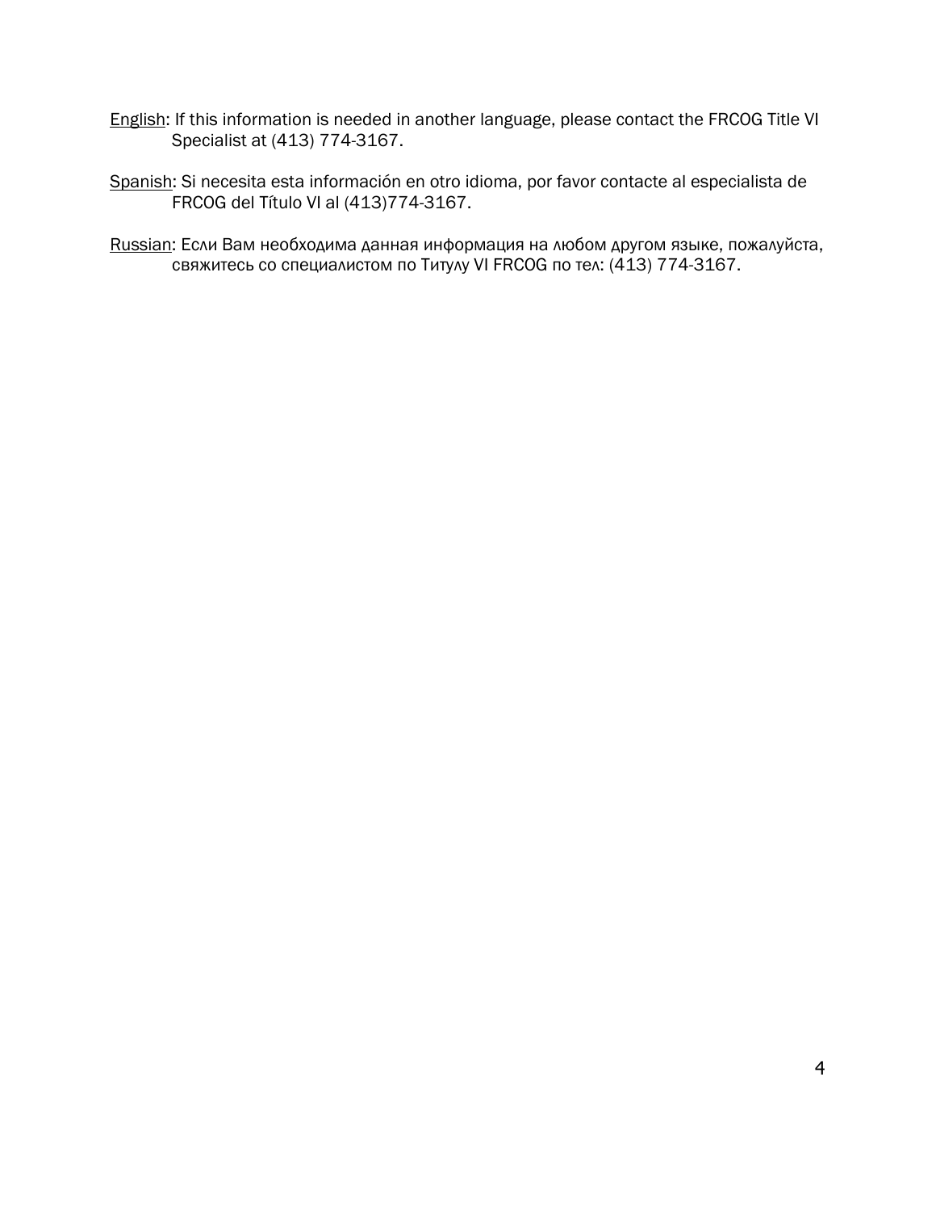<u>English</u>: If this information is needed in another language, please contact the FRCOG Title VI Specialist at (413) 774-3167.

<u>Spanish</u>: Si necesita esta información en otro idioma, por favor contacte al especialista de FRCOG del Título VI al (413)774-3167.

<u>Russian</u>: Если Вам необходима данная информация на любом другом языке, пожалуйста, свяжитесь со специалистом по Титулу VI FRCOG по тел: (413) 774-3167.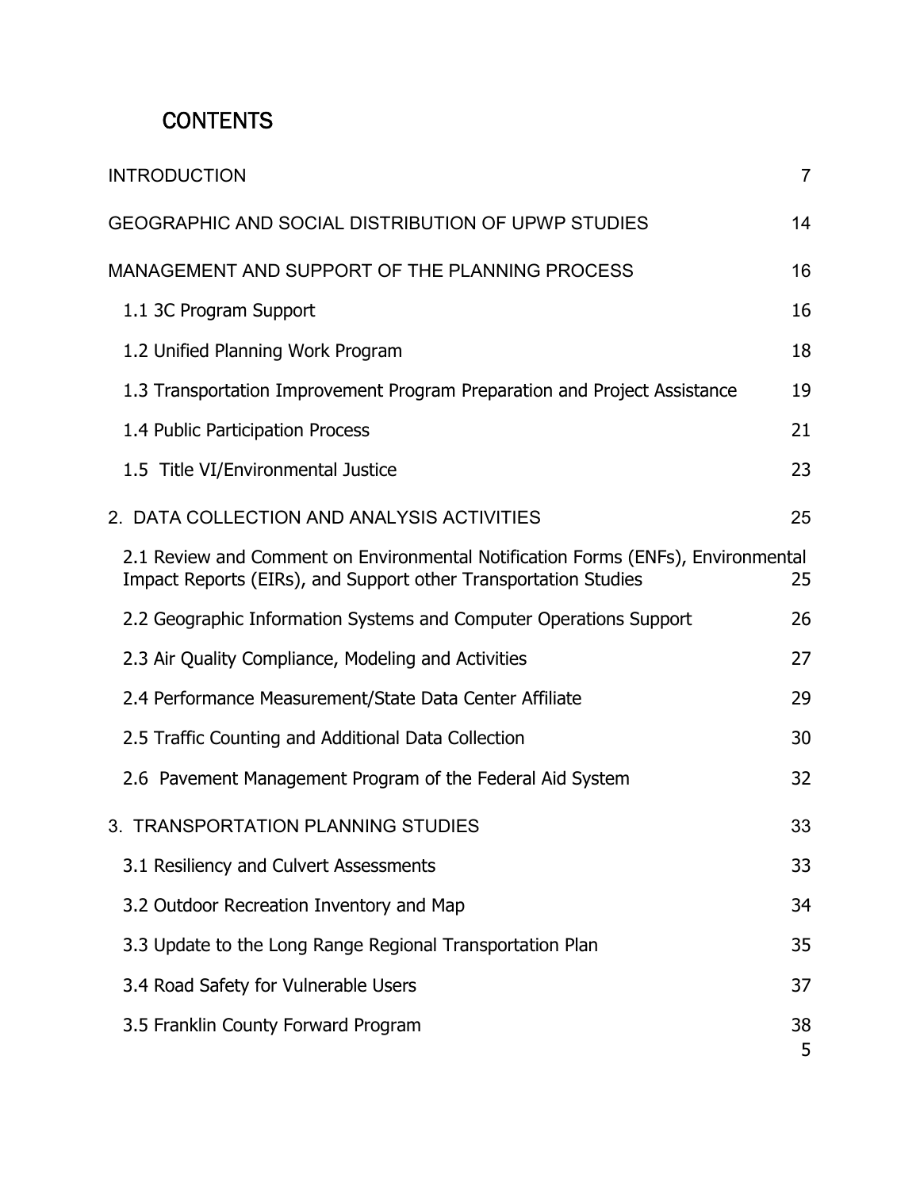# CONTENTS

INTRODUCTION 7

GEOGRAPHIC AND SOCIAL DISTRIBUTION OF UPWP STUDIES 14

MANAGEMENT AND SUPPORT OF THE PLANNING PROCESS 16

- 1.1 3C Program Support 16
- 1.2 Unified Planning Work Program 18
- 1.3 Transportation Improvement Program Preparation and Project Assistance 19
- 1.4 Public Participation Process 21
- 1.5 Title VI/Environmental Justice 23

2. DATA COLLECTION AND ANALYSIS ACTIVITIES 25

- 2.1 Review and Comment on Environmental Notification Forms (ENFs), Environmental Impact Reports (EIRs), and Support other Transportation Studies 25
- 2.2 Geographic Information Systems and Computer Operations Support 26
- 2.3 Air Quality Compliance, Modeling and Activities 27
- 2.4 Performance Measurement/State Data Center Affiliate 29
- 2.5 Traffic Counting and Additional Data Collection 30
- 2.6 Pavement Management Program of the Federal Aid System 32

3. TRANSPORTATION PLANNING STUDIES 33

- 3.1 Resiliency and Culvert Assessments 33
- 3.2 Outdoor Recreation Inventory and Map 34
- 3.3 Update to the Long Range Regional Transportation Plan 35
- 3.4 Road Safety for Vulnerable Users 37
- 3.5 Franklin County Forward Program 38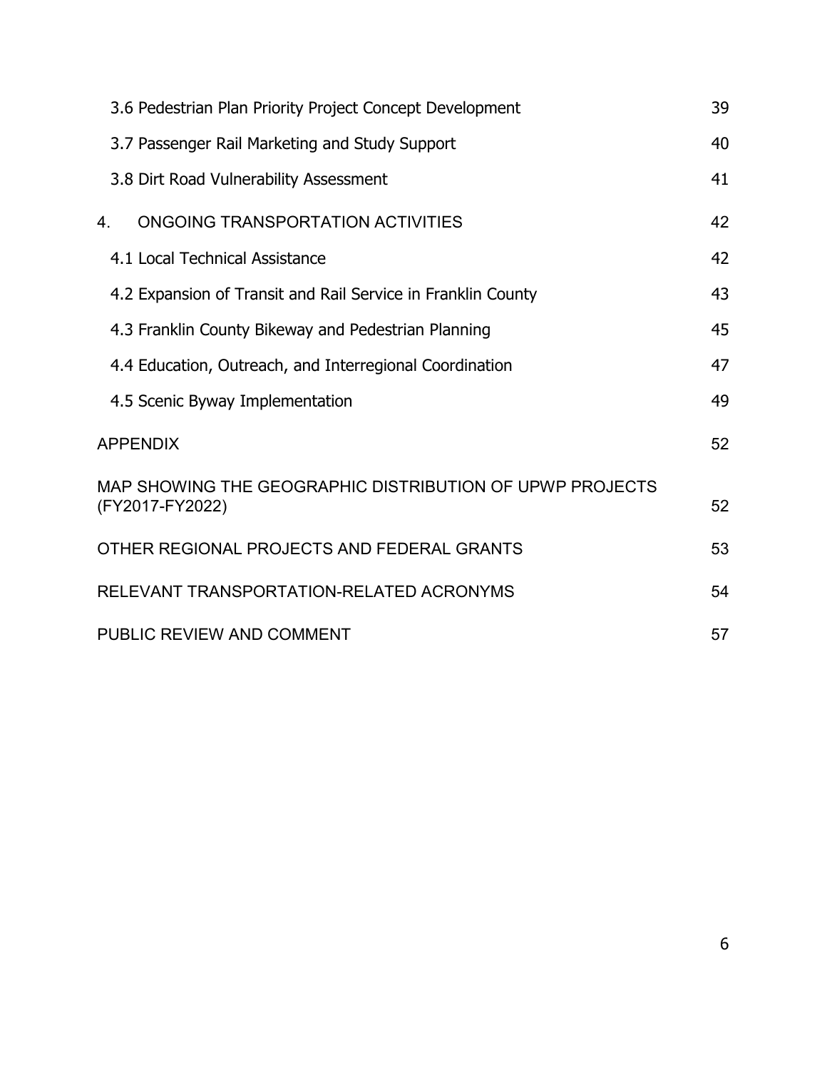| | |
|---|---|
| 3.6 Pedestrian Plan Priority Project Concept Development | 39 |
| 3.7 Passenger Rail Marketing and Study Support | 40 |
| 3.8 Dirt Road Vulnerability Assessment | 41 |
| 4. ONGOING TRANSPORTATION ACTIVITIES | 42 |
| 4.1 Local Technical Assistance | 42 |
| 4.2 Expansion of Transit and Rail Service in Franklin County | 43 |
| 4.3 Franklin County Bikeway and Pedestrian Planning | 45 |
| 4.4 Education, Outreach, and Interregional Coordination | 47 |
| 4.5 Scenic Byway Implementation | 49 |
| APPENDIX | 52 |
| MAP SHOWING THE GEOGRAPHIC DISTRIBUTION OF UPWP PROJECTS (FY2017-FY2022) | 52 |
| OTHER REGIONAL PROJECTS AND FEDERAL GRANTS | 53 |
| RELEVANT TRANSPORTATION-RELATED ACRONYMS | 54 |
| PUBLIC REVIEW AND COMMENT | 57 |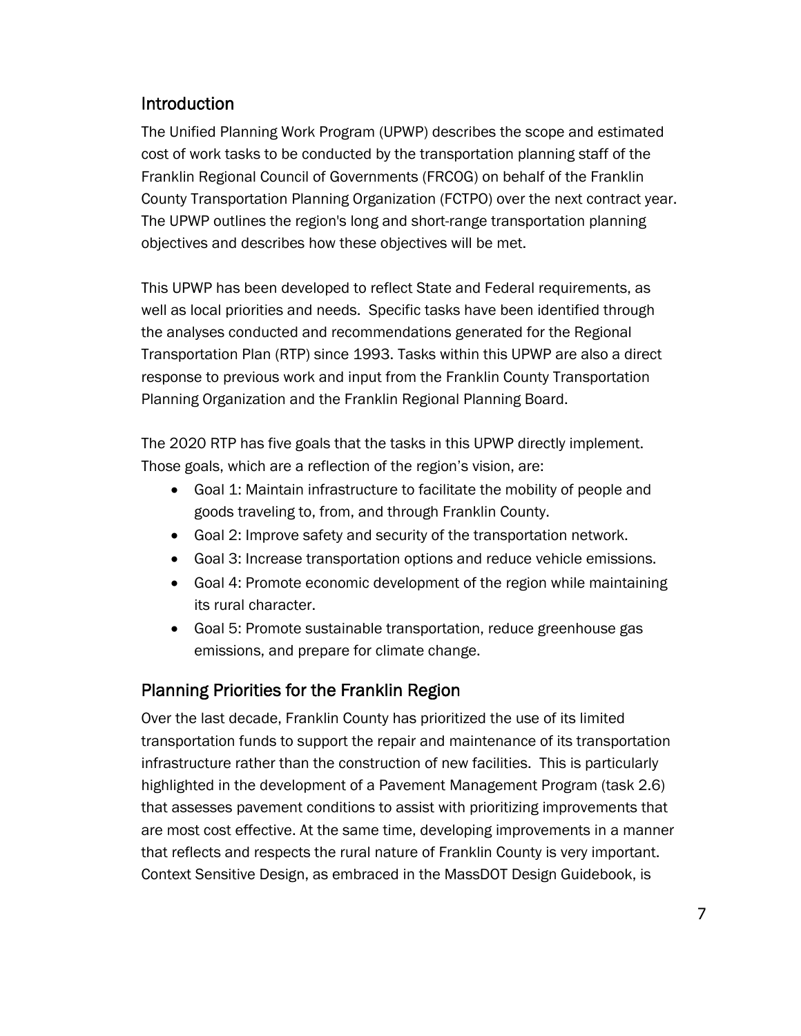## Introduction

The Unified Planning Work Program (UPWP) describes the scope and estimated cost of work tasks to be conducted by the transportation planning staff of the Franklin Regional Council of Governments (FRCOG) on behalf of the Franklin County Transportation Planning Organization (FCTPO) over the next contract year. The UPWP outlines the region's long and short-range transportation planning objectives and describes how these objectives will be met.

This UPWP has been developed to reflect State and Federal requirements, as well as local priorities and needs. Specific tasks have been identified through the analyses conducted and recommendations generated for the Regional Transportation Plan (RTP) since 1993. Tasks within this UPWP are also a direct response to previous work and input from the Franklin County Transportation Planning Organization and the Franklin Regional Planning Board.

The 2020 RTP has five goals that the tasks in this UPWP directly implement. Those goals, which are a reflection of the region's vision, are:

- Goal 1: Maintain infrastructure to facilitate the mobility of people and goods traveling to, from, and through Franklin County.
- Goal 2: Improve safety and security of the transportation network.
- Goal 3: Increase transportation options and reduce vehicle emissions.
- Goal 4: Promote economic development of the region while maintaining its rural character.
- Goal 5: Promote sustainable transportation, reduce greenhouse gas emissions, and prepare for climate change.

## Planning Priorities for the Franklin Region

Over the last decade, Franklin County has prioritized the use of its limited transportation funds to support the repair and maintenance of its transportation infrastructure rather than the construction of new facilities. This is particularly highlighted in the development of a Pavement Management Program (task 2.6) that assesses pavement conditions to assist with prioritizing improvements that are most cost effective. At the same time, developing improvements in a manner that reflects and respects the rural nature of Franklin County is very important. Context Sensitive Design, as embraced in the MassDOT Design Guidebook, is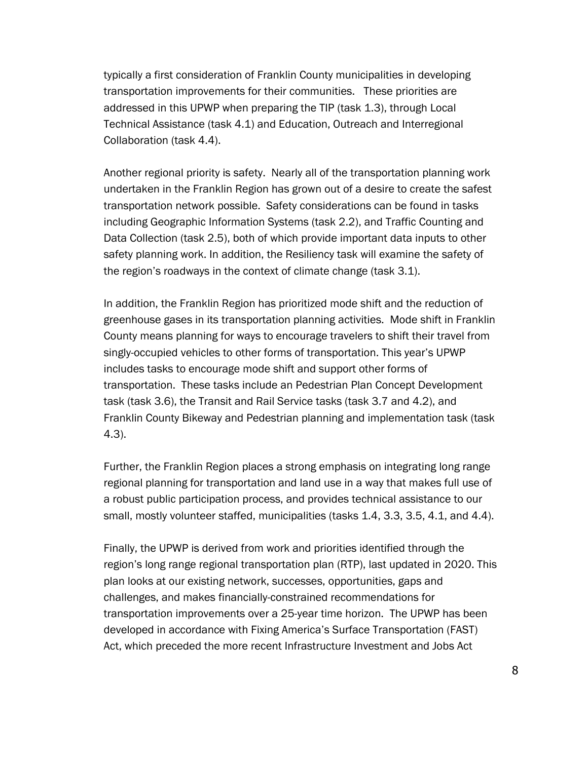typically a first consideration of Franklin County municipalities in developing transportation improvements for their communities. These priorities are addressed in this UPWP when preparing the TIP (task 1.3), through Local Technical Assistance (task 4.1) and Education, Outreach and Interregional Collaboration (task 4.4).

Another regional priority is safety. Nearly all of the transportation planning work undertaken in the Franklin Region has grown out of a desire to create the safest transportation network possible. Safety considerations can be found in tasks including Geographic Information Systems (task 2.2), and Traffic Counting and Data Collection (task 2.5), both of which provide important data inputs to other safety planning work. In addition, the Resiliency task will examine the safety of the region's roadways in the context of climate change (task 3.1).

In addition, the Franklin Region has prioritized mode shift and the reduction of greenhouse gases in its transportation planning activities. Mode shift in Franklin County means planning for ways to encourage travelers to shift their travel from singly-occupied vehicles to other forms of transportation. This year's UPWP includes tasks to encourage mode shift and support other forms of transportation. These tasks include an Pedestrian Plan Concept Development task (task 3.6), the Transit and Rail Service tasks (task 3.7 and 4.2), and Franklin County Bikeway and Pedestrian planning and implementation task (task 4.3).

Further, the Franklin Region places a strong emphasis on integrating long range regional planning for transportation and land use in a way that makes full use of a robust public participation process, and provides technical assistance to our small, mostly volunteer staffed, municipalities (tasks 1.4, 3.3, 3.5, 4.1, and 4.4).

Finally, the UPWP is derived from work and priorities identified through the region's long range regional transportation plan (RTP), last updated in 2020. This plan looks at our existing network, successes, opportunities, gaps and challenges, and makes financially-constrained recommendations for transportation improvements over a 25-year time horizon. The UPWP has been developed in accordance with Fixing America's Surface Transportation (FAST) Act, which preceded the more recent Infrastructure Investment and Jobs Act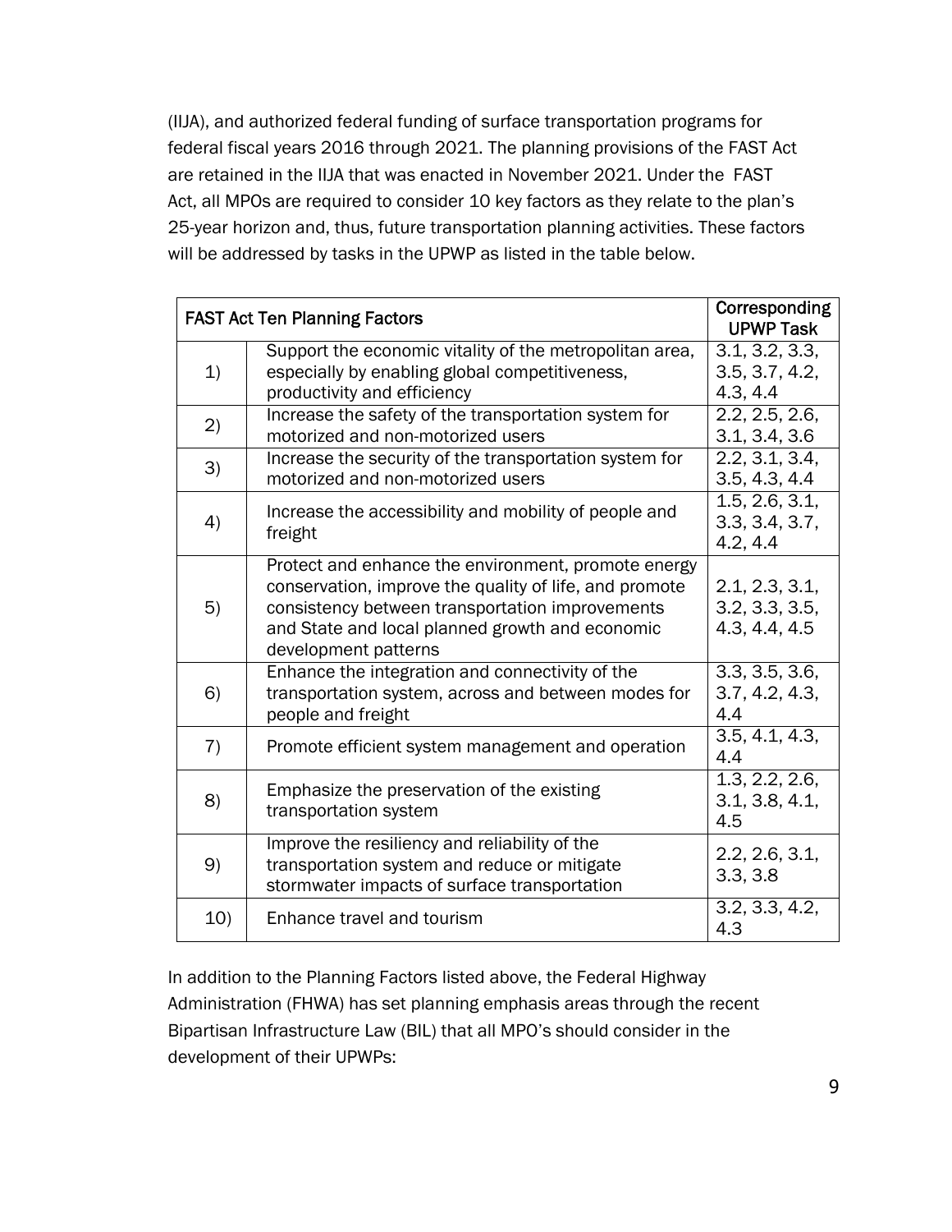(IIJA), and authorized federal funding of surface transportation programs for federal fiscal years 2016 through 2021. The planning provisions of the FAST Act are retained in the IIJA that was enacted in November 2021. Under the FAST Act, all MPOs are required to consider 10 key factors as they relate to the plan's 25-year horizon and, thus, future transportation planning activities. These factors will be addressed by tasks in the UPWP as listed in the table below.

| FAST Act Ten Planning Factors | | Corresponding UPWP Task |
|---|---|---|
| 1) | Support the economic vitality of the metropolitan area, especially by enabling global competitiveness, productivity and efficiency | 3.1, 3.2, 3.3, 3.5, 3.7, 4.2, 4.3, 4.4 |
| 2) | Increase the safety of the transportation system for motorized and non-motorized users | 2.2, 2.5, 2.6, 3.1, 3.4, 3.6 |
| 3) | Increase the security of the transportation system for motorized and non-motorized users | 2.2, 3.1, 3.4, 3.5, 4.3, 4.4 |
| 4) | Increase the accessibility and mobility of people and freight | 1.5, 2.6, 3.1, 3.3, 3.4, 3.7, 4.2, 4.4 |
| 5) | Protect and enhance the environment, promote energy conservation, improve the quality of life, and promote consistency between transportation improvements and State and local planned growth and economic development patterns | 2.1, 2.3, 3.1, 3.2, 3.3, 3.5, 4.3, 4.4, 4.5 |
| 6) | Enhance the integration and connectivity of the transportation system, across and between modes for people and freight | 3.3, 3.5, 3.6, 3.7, 4.2, 4.3, 4.4 |
| 7) | Promote efficient system management and operation | 3.5, 4.1, 4.3, 4.4 |
| 8) | Emphasize the preservation of the existing transportation system | 1.3, 2.2, 2.6, 3.1, 3.8, 4.1, 4.5 |
| 9) | Improve the resiliency and reliability of the transportation system and reduce or mitigate stormwater impacts of surface transportation | 2.2, 2.6, 3.1, 3.3, 3.8 |
| 10) | Enhance travel and tourism | 3.2, 3.3, 4.2, 4.3 |

In addition to the Planning Factors listed above, the Federal Highway Administration (FHWA) has set planning emphasis areas through the recent Bipartisan Infrastructure Law (BIL) that all MPO's should consider in the development of their UPWPs: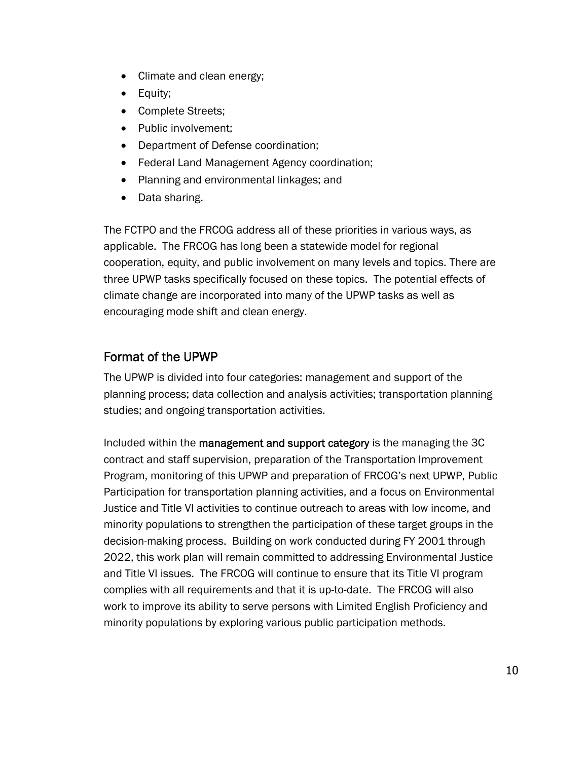- Climate and clean energy;
- Equity;
- Complete Streets;
- Public involvement;
- Department of Defense coordination;
- Federal Land Management Agency coordination;
- Planning and environmental linkages; and
- Data sharing.

The FCTPO and the FRCOG address all of these priorities in various ways, as applicable. The FRCOG has long been a statewide model for regional cooperation, equity, and public involvement on many levels and topics. There are three UPWP tasks specifically focused on these topics. The potential effects of climate change are incorporated into many of the UPWP tasks as well as encouraging mode shift and clean energy.

## Format of the UPWP

The UPWP is divided into four categories: management and support of the planning process; data collection and analysis activities; transportation planning studies; and ongoing transportation activities.

Included within the **management and support category** is the managing the 3C contract and staff supervision, preparation of the Transportation Improvement Program, monitoring of this UPWP and preparation of FRCOG's next UPWP, Public Participation for transportation planning activities, and a focus on Environmental Justice and Title VI activities to continue outreach to areas with low income, and minority populations to strengthen the participation of these target groups in the decision-making process. Building on work conducted during FY 2001 through 2022, this work plan will remain committed to addressing Environmental Justice and Title VI issues. The FRCOG will continue to ensure that its Title VI program complies with all requirements and that it is up-to-date. The FRCOG will also work to improve its ability to serve persons with Limited English Proficiency and minority populations by exploring various public participation methods.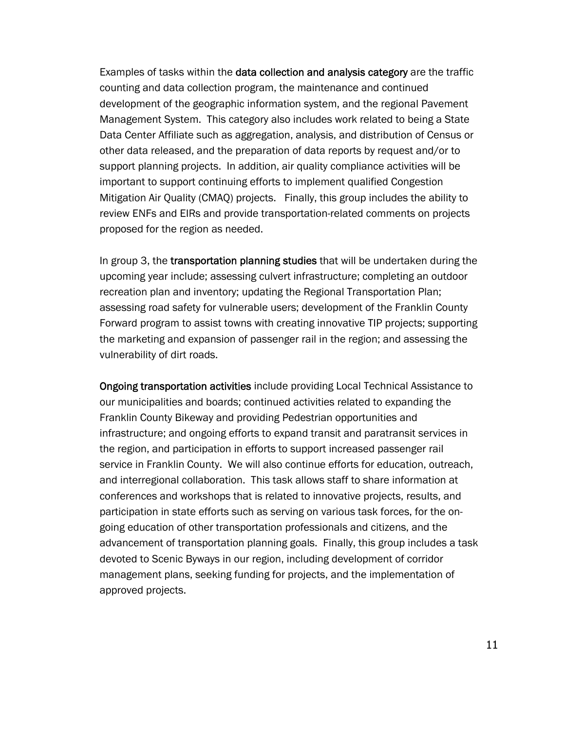Examples of tasks within the **data collection and analysis category** are the traffic counting and data collection program, the maintenance and continued development of the geographic information system, and the regional Pavement Management System. This category also includes work related to being a State Data Center Affiliate such as aggregation, analysis, and distribution of Census or other data released, and the preparation of data reports by request and/or to support planning projects. In addition, air quality compliance activities will be important to support continuing efforts to implement qualified Congestion Mitigation Air Quality (CMAQ) projects. Finally, this group includes the ability to review ENFs and EIRs and provide transportation-related comments on projects proposed for the region as needed.

In group 3, the **transportation planning studies** that will be undertaken during the upcoming year include; assessing culvert infrastructure; completing an outdoor recreation plan and inventory; updating the Regional Transportation Plan; assessing road safety for vulnerable users; development of the Franklin County Forward program to assist towns with creating innovative TIP projects; supporting the marketing and expansion of passenger rail in the region; and assessing the vulnerability of dirt roads.

**Ongoing transportation activities** include providing Local Technical Assistance to our municipalities and boards; continued activities related to expanding the Franklin County Bikeway and providing Pedestrian opportunities and infrastructure; and ongoing efforts to expand transit and paratransit services in the region, and participation in efforts to support increased passenger rail service in Franklin County. We will also continue efforts for education, outreach, and interregional collaboration. This task allows staff to share information at conferences and workshops that is related to innovative projects, results, and participation in state efforts such as serving on various task forces, for the on-going education of other transportation professionals and citizens, and the advancement of transportation planning goals. Finally, this group includes a task devoted to Scenic Byways in our region, including development of corridor management plans, seeking funding for projects, and the implementation of approved projects.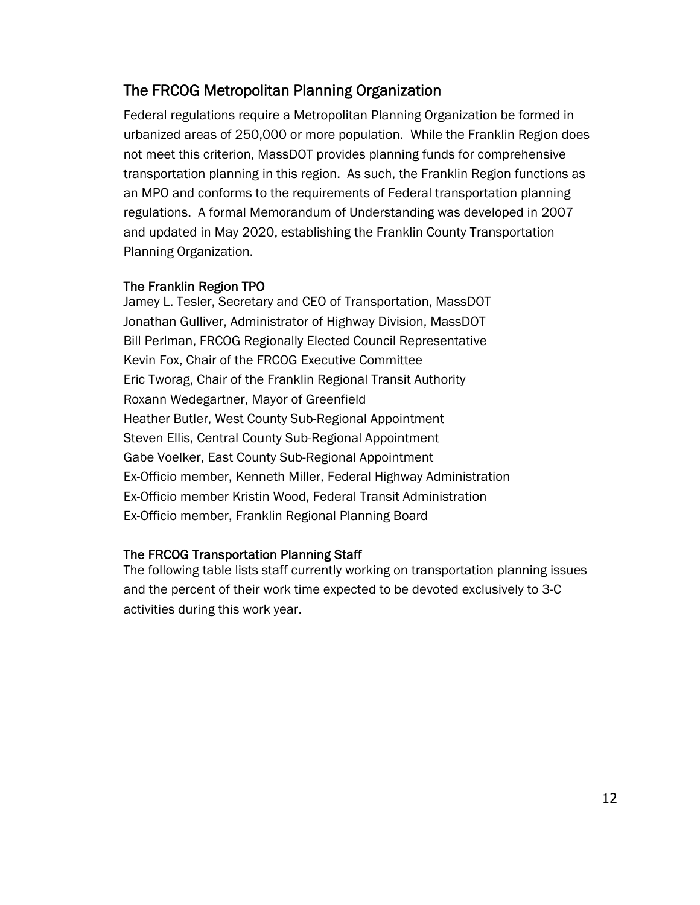## The FRCOG Metropolitan Planning Organization

Federal regulations require a Metropolitan Planning Organization be formed in urbanized areas of 250,000 or more population. While the Franklin Region does not meet this criterion, MassDOT provides planning funds for comprehensive transportation planning in this region. As such, the Franklin Region functions as an MPO and conforms to the requirements of Federal transportation planning regulations. A formal Memorandum of Understanding was developed in 2007 and updated in May 2020, establishing the Franklin County Transportation Planning Organization.

### The Franklin Region TPO

Jamey L. Tesler, Secretary and CEO of Transportation, MassDOT
Jonathan Gulliver, Administrator of Highway Division, MassDOT
Bill Perlman, FRCOG Regionally Elected Council Representative
Kevin Fox, Chair of the FRCOG Executive Committee
Eric Tworag, Chair of the Franklin Regional Transit Authority
Roxann Wedegartner, Mayor of Greenfield
Heather Butler, West County Sub-Regional Appointment
Steven Ellis, Central County Sub-Regional Appointment
Gabe Voelker, East County Sub-Regional Appointment
Ex-Officio member, Kenneth Miller, Federal Highway Administration
Ex-Officio member Kristin Wood, Federal Transit Administration
Ex-Officio member, Franklin Regional Planning Board

### The FRCOG Transportation Planning Staff

The following table lists staff currently working on transportation planning issues and the percent of their work time expected to be devoted exclusively to 3-C activities during this work year.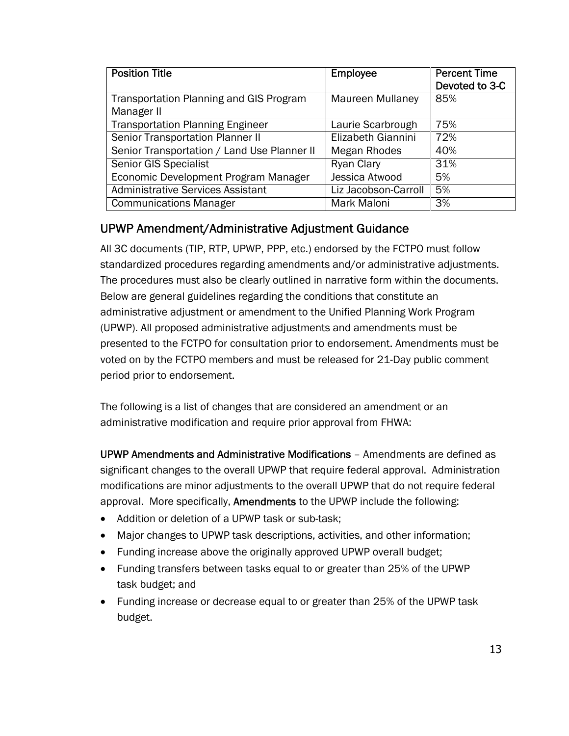| Position Title | Employee | Percent Time Devoted to 3-C |
|---|---|---|
| Transportation Planning and GIS Program Manager II | Maureen Mullaney | 85% |
| Transportation Planning Engineer | Laurie Scarbrough | 75% |
| Senior Transportation Planner II | Elizabeth Giannini | 72% |
| Senior Transportation / Land Use Planner II | Megan Rhodes | 40% |
| Senior GIS Specialist | Ryan Clary | 31% |
| Economic Development Program Manager | Jessica Atwood | 5% |
| Administrative Services Assistant | Liz Jacobson-Carroll | 5% |
| Communications Manager | Mark Maloni | 3% |

## UPWP Amendment/Administrative Adjustment Guidance

All 3C documents (TIP, RTP, UPWP, PPP, etc.) endorsed by the FCTPO must follow standardized procedures regarding amendments and/or administrative adjustments. The procedures must also be clearly outlined in narrative form within the documents. Below are general guidelines regarding the conditions that constitute an administrative adjustment or amendment to the Unified Planning Work Program (UPWP). All proposed administrative adjustments and amendments must be presented to the FCTPO for consultation prior to endorsement. Amendments must be voted on by the FCTPO members and must be released for 21-Day public comment period prior to endorsement.

The following is a list of changes that are considered an amendment or an administrative modification and require prior approval from FHWA:

**UPWP Amendments and Administrative Modifications** – Amendments are defined as significant changes to the overall UPWP that require federal approval. Administration modifications are minor adjustments to the overall UPWP that do not require federal approval. More specifically, **Amendments** to the UPWP include the following:

- Addition or deletion of a UPWP task or sub-task;
- Major changes to UPWP task descriptions, activities, and other information;
- Funding increase above the originally approved UPWP overall budget;
- Funding transfers between tasks equal to or greater than 25% of the UPWP task budget; and
- Funding increase or decrease equal to or greater than 25% of the UPWP task budget.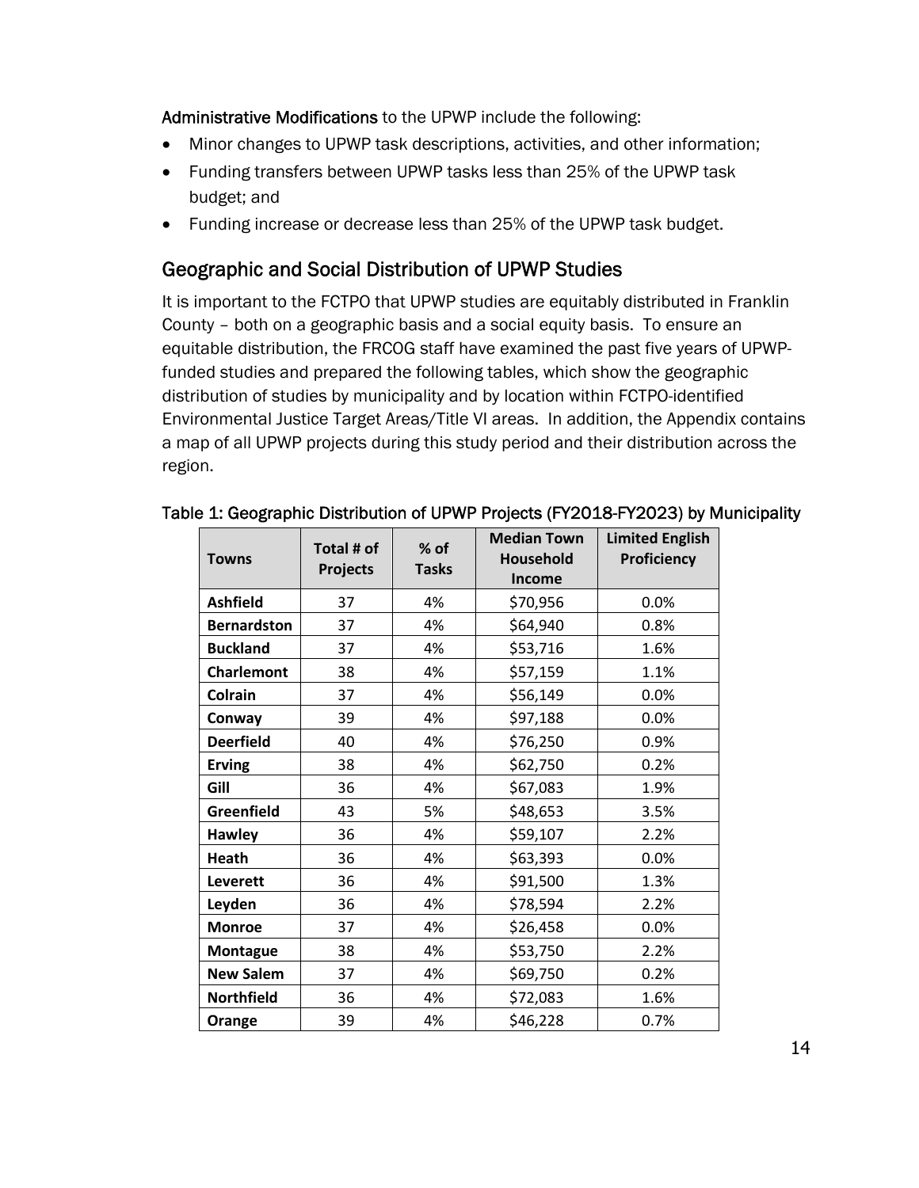**Administrative Modifications** to the UPWP include the following:

- Minor changes to UPWP task descriptions, activities, and other information;
- Funding transfers between UPWP tasks less than 25% of the UPWP task budget; and
- Funding increase or decrease less than 25% of the UPWP task budget.

## Geographic and Social Distribution of UPWP Studies

It is important to the FCTPO that UPWP studies are equitably distributed in Franklin County – both on a geographic basis and a social equity basis. To ensure an equitable distribution, the FRCOG staff have examined the past five years of UPWP-funded studies and prepared the following tables, which show the geographic distribution of studies by municipality and by location within FCTPO-identified Environmental Justice Target Areas/Title VI areas. In addition, the Appendix contains a map of all UPWP projects during this study period and their distribution across the region.

**Table 1: Geographic Distribution of UPWP Projects (FY2018-FY2023) by Municipality**

| Towns | Total # of Projects | % of Tasks | Median Town Household Income | Limited English Proficiency |
|---|---|---|---|---|
| **Ashfield** | 37 | 4% | $70,956 | 0.0% |
| **Bernardston** | 37 | 4% | $64,940 | 0.8% |
| **Buckland** | 37 | 4% | $53,716 | 1.6% |
| **Charlemont** | 38 | 4% | $57,159 | 1.1% |
| **Colrain** | 37 | 4% | $56,149 | 0.0% |
| **Conway** | 39 | 4% | $97,188 | 0.0% |
| **Deerfield** | 40 | 4% | $76,250 | 0.9% |
| **Erving** | 38 | 4% | $62,750 | 0.2% |
| **Gill** | 36 | 4% | $67,083 | 1.9% |
| **Greenfield** | 43 | 5% | $48,653 | 3.5% |
| **Hawley** | 36 | 4% | $59,107 | 2.2% |
| **Heath** | 36 | 4% | $63,393 | 0.0% |
| **Leverett** | 36 | 4% | $91,500 | 1.3% |
| **Leyden** | 36 | 4% | $78,594 | 2.2% |
| **Monroe** | 37 | 4% | $26,458 | 0.0% |
| **Montague** | 38 | 4% | $53,750 | 2.2% |
| **New Salem** | 37 | 4% | $69,750 | 0.2% |
| **Northfield** | 36 | 4% | $72,083 | 1.6% |
| **Orange** | 39 | 4% | $46,228 | 0.7% |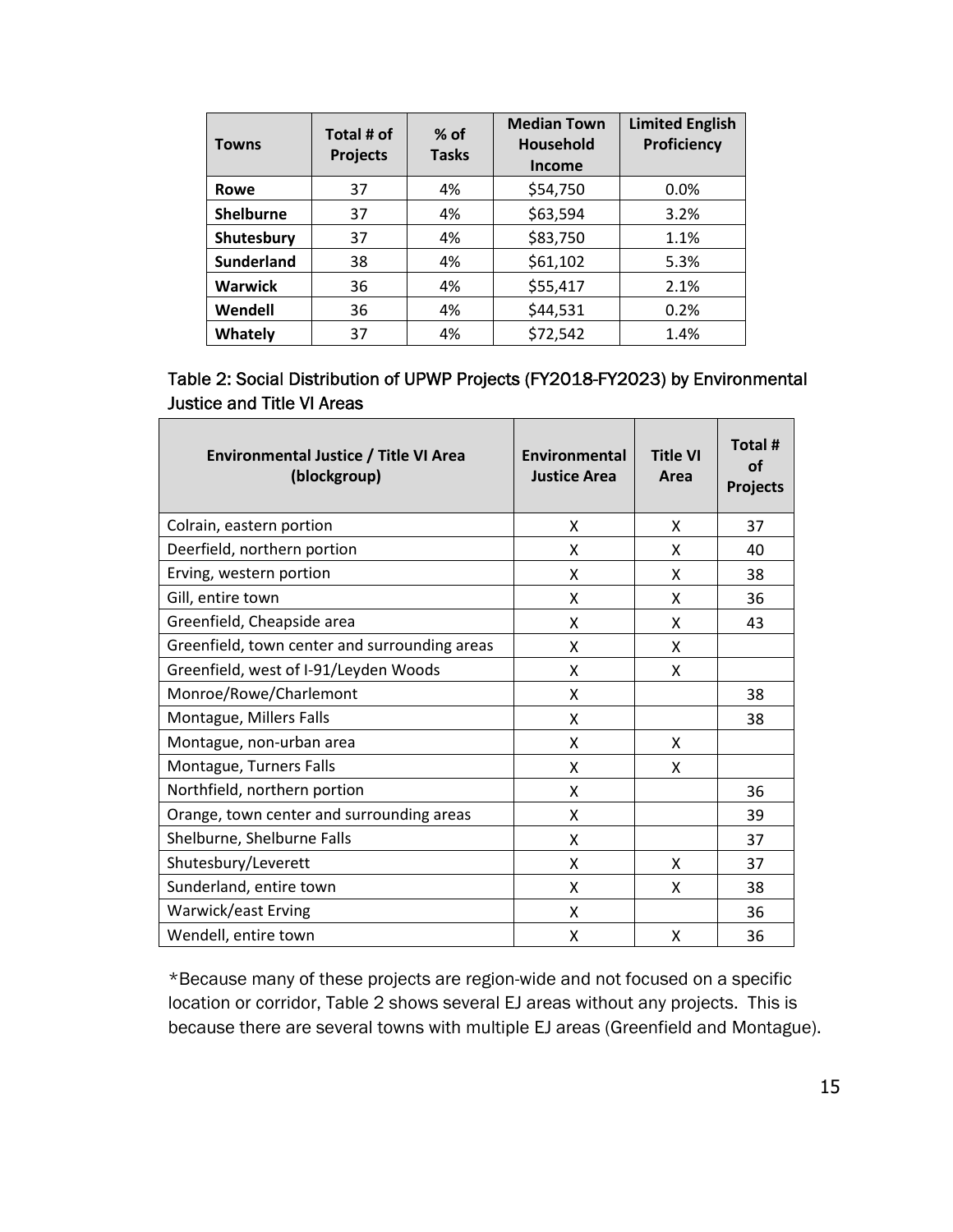| Towns | Total # of Projects | % of Tasks | Median Town Household Income | Limited English Proficiency |
|---|---|---|---|---|
| **Rowe** | 37 | 4% | $54,750 | 0.0% |
| **Shelburne** | 37 | 4% | $63,594 | 3.2% |
| **Shutesbury** | 37 | 4% | $83,750 | 1.1% |
| **Sunderland** | 38 | 4% | $61,102 | 5.3% |
| **Warwick** | 36 | 4% | $55,417 | 2.1% |
| **Wendell** | 36 | 4% | $44,531 | 0.2% |
| **Whately** | 37 | 4% | $72,542 | 1.4% |

Table 2: Social Distribution of UPWP Projects (FY2018-FY2023) by Environmental Justice and Title VI Areas

| Environmental Justice / Title VI Area (blockgroup) | Environmental Justice Area | Title VI Area | Total # of Projects |
|---|---|---|---|
| Colrain, eastern portion | X | X | 37 |
| Deerfield, northern portion | X | X | 40 |
| Erving, western portion | X | X | 38 |
| Gill, entire town | X | X | 36 |
| Greenfield, Cheapside area | X | X | 43 |
| Greenfield, town center and surrounding areas | X | X | |
| Greenfield, west of I-91/Leyden Woods | X | X | |
| Monroe/Rowe/Charlemont | X | | 38 |
| Montague, Millers Falls | X | | 38 |
| Montague, non-urban area | X | X | |
| Montague, Turners Falls | X | X | |
| Northfield, northern portion | X | | 36 |
| Orange, town center and surrounding areas | X | | 39 |
| Shelburne, Shelburne Falls | X | | 37 |
| Shutesbury/Leverett | X | X | 37 |
| Sunderland, entire town | X | X | 38 |
| Warwick/east Erving | X | | 36 |
| Wendell, entire town | X | X | 36 |

*Because many of these projects are region-wide and not focused on a specific location or corridor, Table 2 shows several EJ areas without any projects. This is because there are several towns with multiple EJ areas (Greenfield and Montague).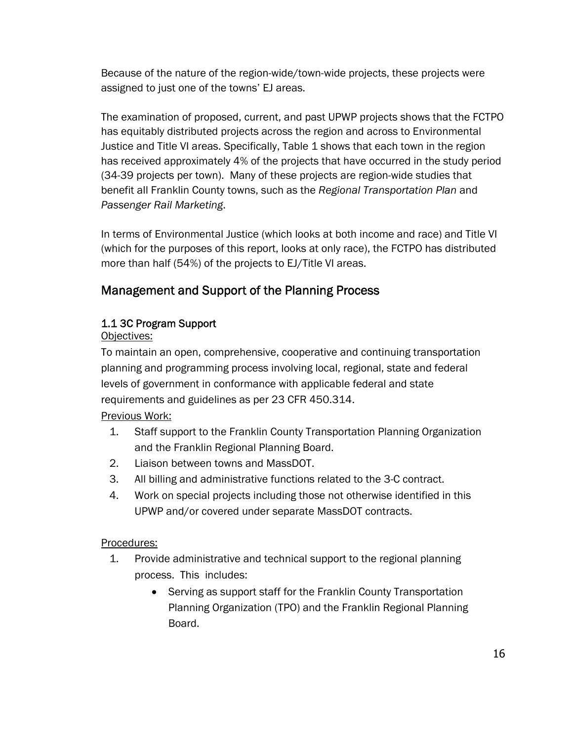Because of the nature of the region-wide/town-wide projects, these projects were assigned to just one of the towns' EJ areas.

The examination of proposed, current, and past UPWP projects shows that the FCTPO has equitably distributed projects across the region and across to Environmental Justice and Title VI areas. Specifically, Table 1 shows that each town in the region has received approximately 4% of the projects that have occurred in the study period (34-39 projects per town). Many of these projects are region-wide studies that benefit all Franklin County towns, such as the *Regional Transportation Plan* and *Passenger Rail Marketing*.

In terms of Environmental Justice (which looks at both income and race) and Title VI (which for the purposes of this report, looks at only race), the FCTPO has distributed more than half (54%) of the projects to EJ/Title VI areas.

## Management and Support of the Planning Process

### 1.1 3C Program Support

Objectives:

To maintain an open, comprehensive, cooperative and continuing transportation planning and programming process involving local, regional, state and federal levels of government in conformance with applicable federal and state requirements and guidelines as per 23 CFR 450.314.

Previous Work:

1. Staff support to the Franklin County Transportation Planning Organization and the Franklin Regional Planning Board.
2. Liaison between towns and MassDOT.
3. All billing and administrative functions related to the 3-C contract.
4. Work on special projects including those not otherwise identified in this UPWP and/or covered under separate MassDOT contracts.

Procedures:

1. Provide administrative and technical support to the regional planning process. This includes:
   - Serving as support staff for the Franklin County Transportation Planning Organization (TPO) and the Franklin Regional Planning Board.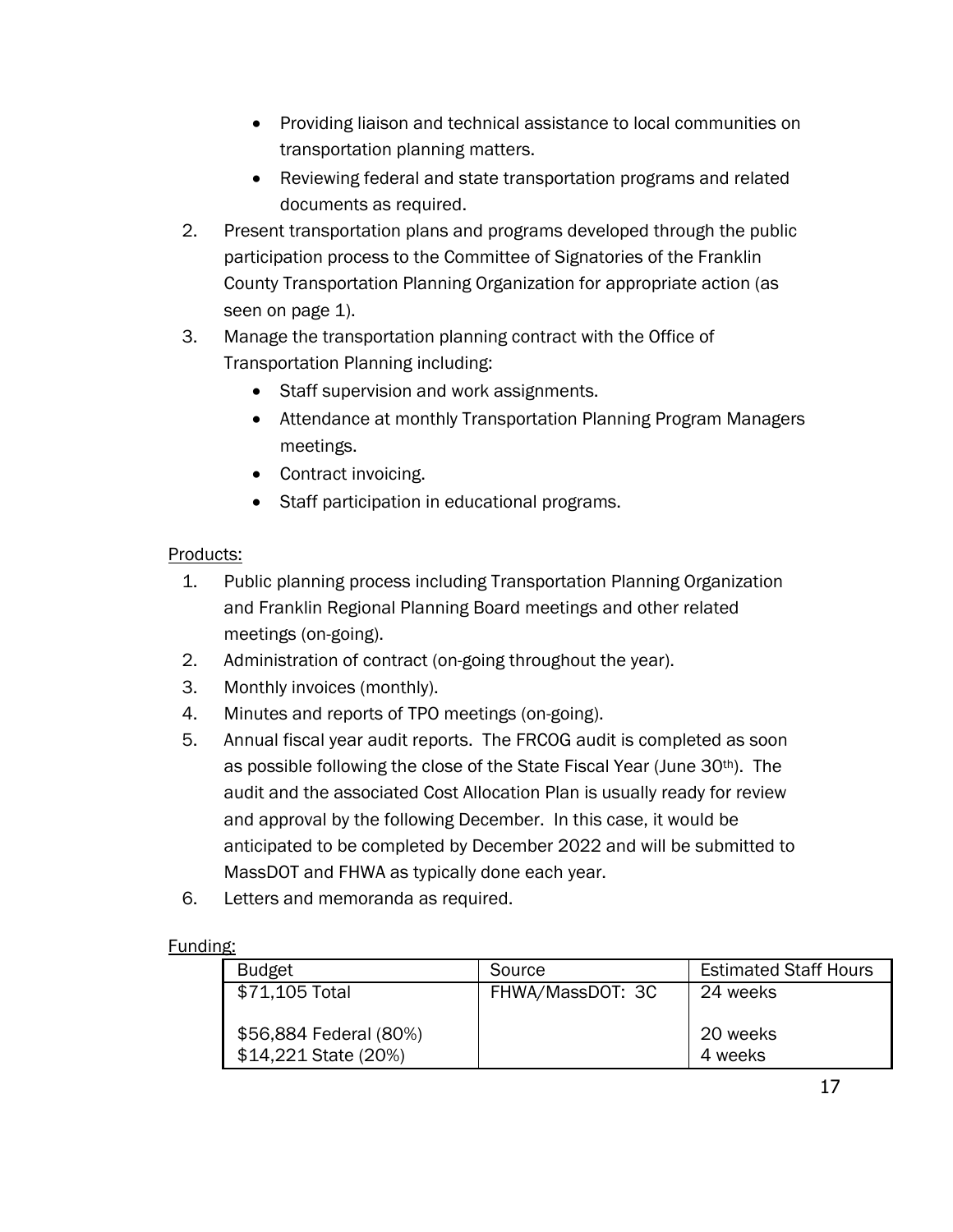- Providing liaison and technical assistance to local communities on transportation planning matters.
- Reviewing federal and state transportation programs and related documents as required.

2. Present transportation plans and programs developed through the public participation process to the Committee of Signatories of the Franklin County Transportation Planning Organization for appropriate action (as seen on page 1).
3. Manage the transportation planning contract with the Office of Transportation Planning including:
    - Staff supervision and work assignments.
    - Attendance at monthly Transportation Planning Program Managers meetings.
    - Contract invoicing.
    - Staff participation in educational programs.

Products:

1. Public planning process including Transportation Planning Organization and Franklin Regional Planning Board meetings and other related meetings (on-going).
2. Administration of contract (on-going throughout the year).
3. Monthly invoices (monthly).
4. Minutes and reports of TPO meetings (on-going).
5. Annual fiscal year audit reports. The FRCOG audit is completed as soon as possible following the close of the State Fiscal Year (June 30th). The audit and the associated Cost Allocation Plan is usually ready for review and approval by the following December. In this case, it would be anticipated to be completed by December 2022 and will be submitted to MassDOT and FHWA as typically done each year.
6. Letters and memoranda as required.

Funding:

| Budget | Source | Estimated Staff Hours |
|---|---|---|
| $71,105 Total<br><br>$56,884 Federal (80%)<br>$14,221 State (20%) | FHWA/MassDOT: 3C | 24 weeks<br><br>20 weeks<br>4 weeks |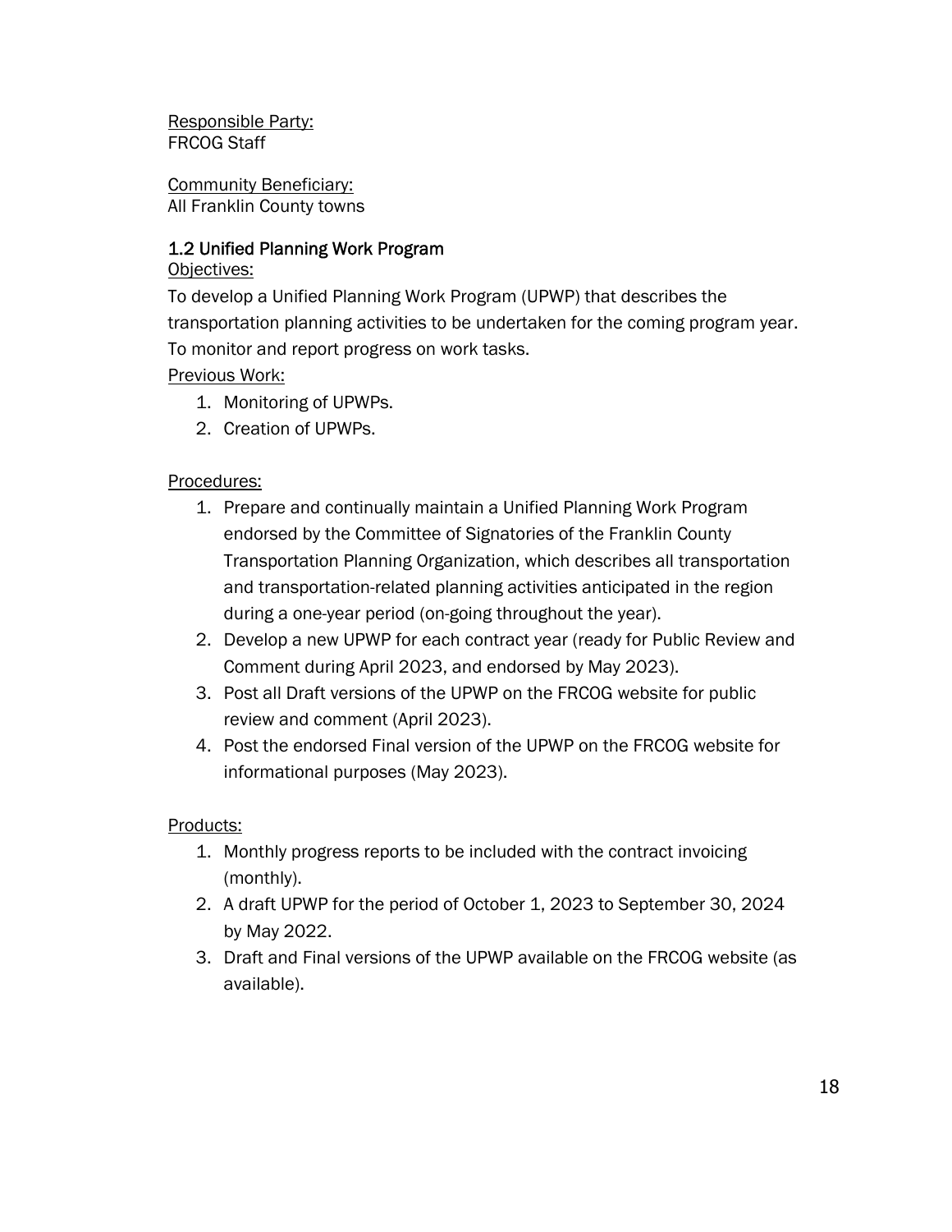Responsible Party:
FRCOG Staff

Community Beneficiary:
All Franklin County towns

### 1.2 Unified Planning Work Program

Objectives:

To develop a Unified Planning Work Program (UPWP) that describes the transportation planning activities to be undertaken for the coming program year. To monitor and report progress on work tasks.

Previous Work:

1. Monitoring of UPWPs.
2. Creation of UPWPs.

Procedures:

1. Prepare and continually maintain a Unified Planning Work Program endorsed by the Committee of Signatories of the Franklin County Transportation Planning Organization, which describes all transportation and transportation-related planning activities anticipated in the region during a one-year period (on-going throughout the year).
2. Develop a new UPWP for each contract year (ready for Public Review and Comment during April 2023, and endorsed by May 2023).
3. Post all Draft versions of the UPWP on the FRCOG website for public review and comment (April 2023).
4. Post the endorsed Final version of the UPWP on the FRCOG website for informational purposes (May 2023).

Products:

1. Monthly progress reports to be included with the contract invoicing (monthly).
2. A draft UPWP for the period of October 1, 2023 to September 30, 2024 by May 2022.
3. Draft and Final versions of the UPWP available on the FRCOG website (as available).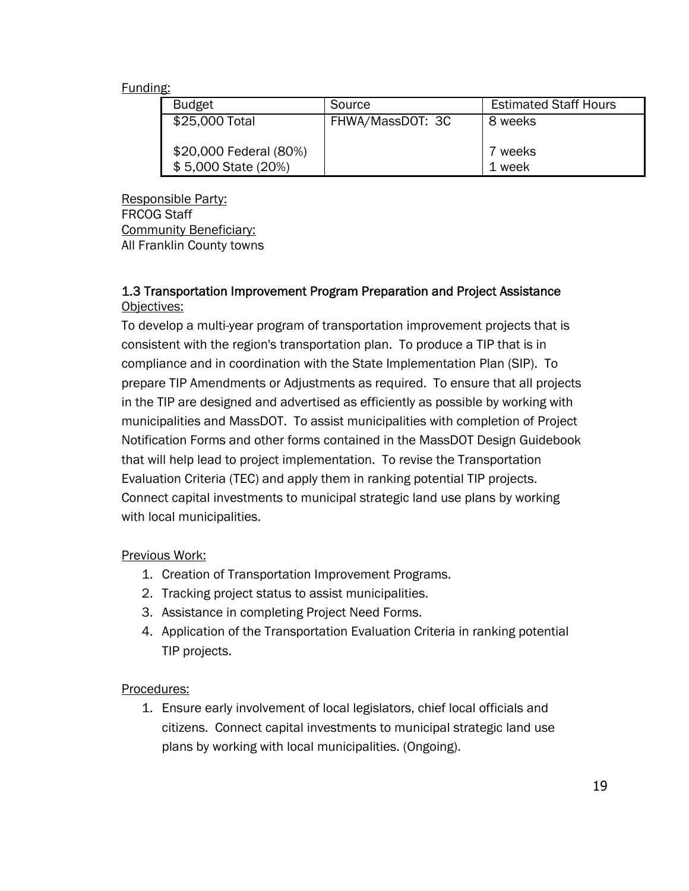Funding:

| Budget | Source | Estimated Staff Hours |
|---|---|---|
| $25,000 Total | FHWA/MassDOT: 3C | 8 weeks |
| $20,000 Federal (80%) | | 7 weeks |
| $ 5,000 State (20%) | | 1 week |

Responsible Party:
FRCOG Staff
Community Beneficiary:
All Franklin County towns

### 1.3 Transportation Improvement Program Preparation and Project Assistance

Objectives:

To develop a multi-year program of transportation improvement projects that is consistent with the region's transportation plan. To produce a TIP that is in compliance and in coordination with the State Implementation Plan (SIP). To prepare TIP Amendments or Adjustments as required. To ensure that all projects in the TIP are designed and advertised as efficiently as possible by working with municipalities and MassDOT. To assist municipalities with completion of Project Notification Forms and other forms contained in the MassDOT Design Guidebook that will help lead to project implementation. To revise the Transportation Evaluation Criteria (TEC) and apply them in ranking potential TIP projects. Connect capital investments to municipal strategic land use plans by working with local municipalities.

Previous Work:

1. Creation of Transportation Improvement Programs.
2. Tracking project status to assist municipalities.
3. Assistance in completing Project Need Forms.
4. Application of the Transportation Evaluation Criteria in ranking potential TIP projects.

Procedures:

1. Ensure early involvement of local legislators, chief local officials and citizens. Connect capital investments to municipal strategic land use plans by working with local municipalities. (Ongoing).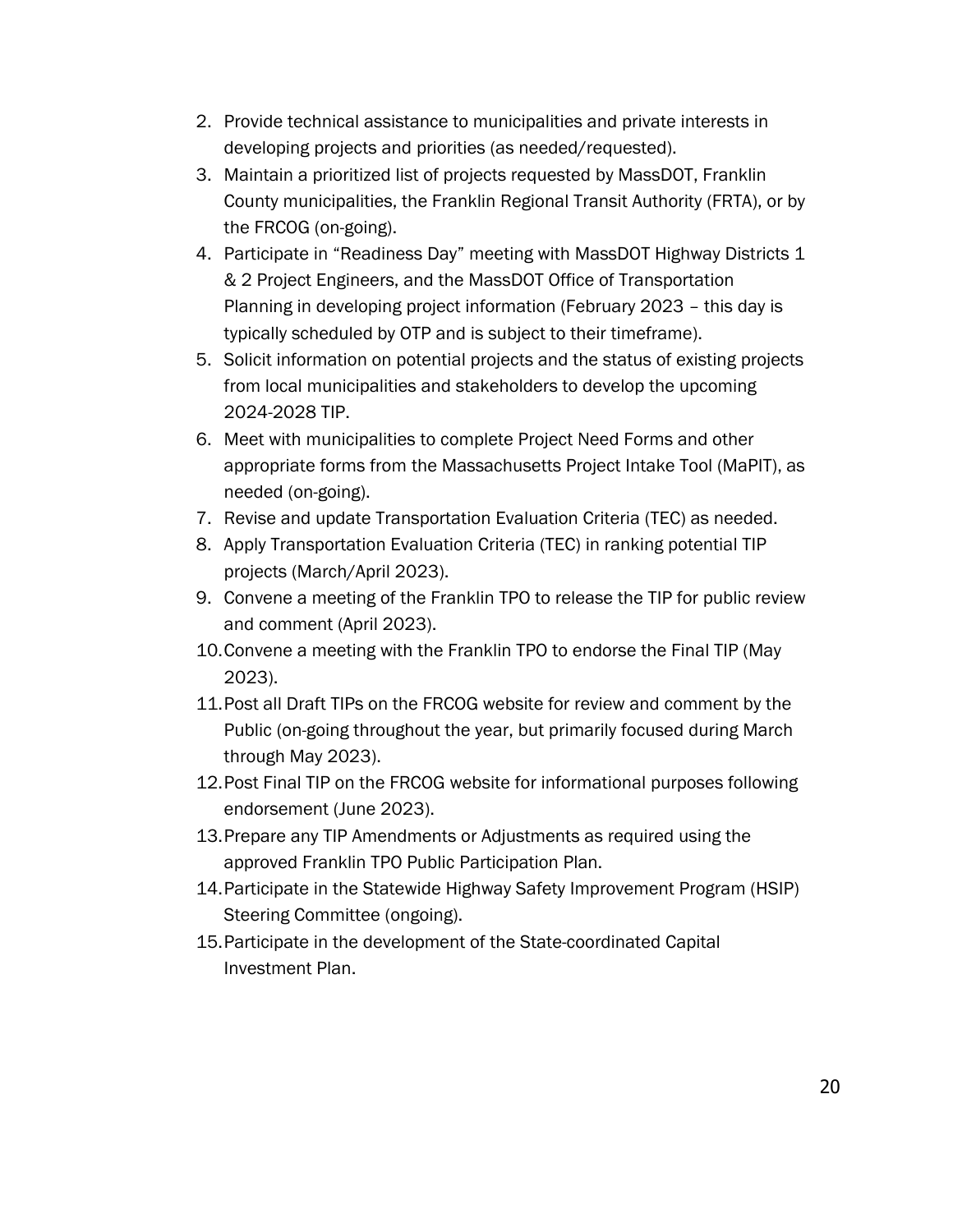2. Provide technical assistance to municipalities and private interests in developing projects and priorities (as needed/requested).
3. Maintain a prioritized list of projects requested by MassDOT, Franklin County municipalities, the Franklin Regional Transit Authority (FRTA), or by the FRCOG (on-going).
4. Participate in “Readiness Day” meeting with MassDOT Highway Districts 1 & 2 Project Engineers, and the MassDOT Office of Transportation Planning in developing project information (February 2023 – this day is typically scheduled by OTP and is subject to their timeframe).
5. Solicit information on potential projects and the status of existing projects from local municipalities and stakeholders to develop the upcoming 2024-2028 TIP.
6. Meet with municipalities to complete Project Need Forms and other appropriate forms from the Massachusetts Project Intake Tool (MaPIT), as needed (on-going).
7. Revise and update Transportation Evaluation Criteria (TEC) as needed.
8. Apply Transportation Evaluation Criteria (TEC) in ranking potential TIP projects (March/April 2023).
9. Convene a meeting of the Franklin TPO to release the TIP for public review and comment (April 2023).
10. Convene a meeting with the Franklin TPO to endorse the Final TIP (May 2023).
11. Post all Draft TIPs on the FRCOG website for review and comment by the Public (on-going throughout the year, but primarily focused during March through May 2023).
12. Post Final TIP on the FRCOG website for informational purposes following endorsement (June 2023).
13. Prepare any TIP Amendments or Adjustments as required using the approved Franklin TPO Public Participation Plan.
14. Participate in the Statewide Highway Safety Improvement Program (HSIP) Steering Committee (ongoing).
15. Participate in the development of the State-coordinated Capital Investment Plan.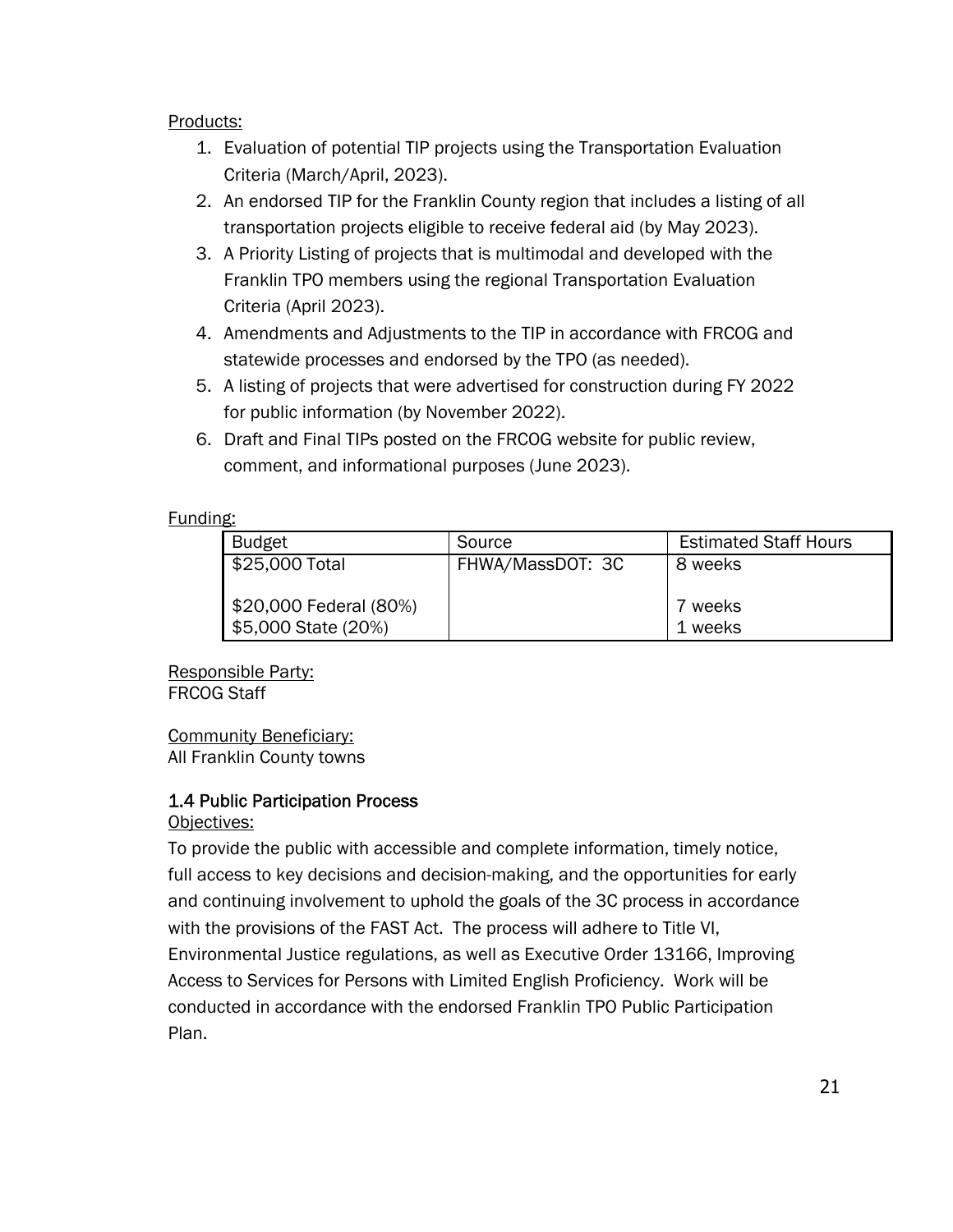Products:

1. Evaluation of potential TIP projects using the Transportation Evaluation Criteria (March/April, 2023).
2. An endorsed TIP for the Franklin County region that includes a listing of all transportation projects eligible to receive federal aid (by May 2023).
3. A Priority Listing of projects that is multimodal and developed with the Franklin TPO members using the regional Transportation Evaluation Criteria (April 2023).
4. Amendments and Adjustments to the TIP in accordance with FRCOG and statewide processes and endorsed by the TPO (as needed).
5. A listing of projects that were advertised for construction during FY 2022 for public information (by November 2022).
6. Draft and Final TIPs posted on the FRCOG website for public review, comment, and informational purposes (June 2023).

Funding:

| Budget | Source | Estimated Staff Hours |
|---|---|---|
| $25,000 Total | FHWA/MassDOT: 3C | 8 weeks |
| $20,000 Federal (80%) | | 7 weeks |
| $5,000 State (20%) | | 1 weeks |

Responsible Party:
FRCOG Staff

Community Beneficiary:
All Franklin County towns

### 1.4 Public Participation Process

Objectives:

To provide the public with accessible and complete information, timely notice, full access to key decisions and decision-making, and the opportunities for early and continuing involvement to uphold the goals of the 3C process in accordance with the provisions of the FAST Act. The process will adhere to Title VI, Environmental Justice regulations, as well as Executive Order 13166, Improving Access to Services for Persons with Limited English Proficiency. Work will be conducted in accordance with the endorsed Franklin TPO Public Participation Plan.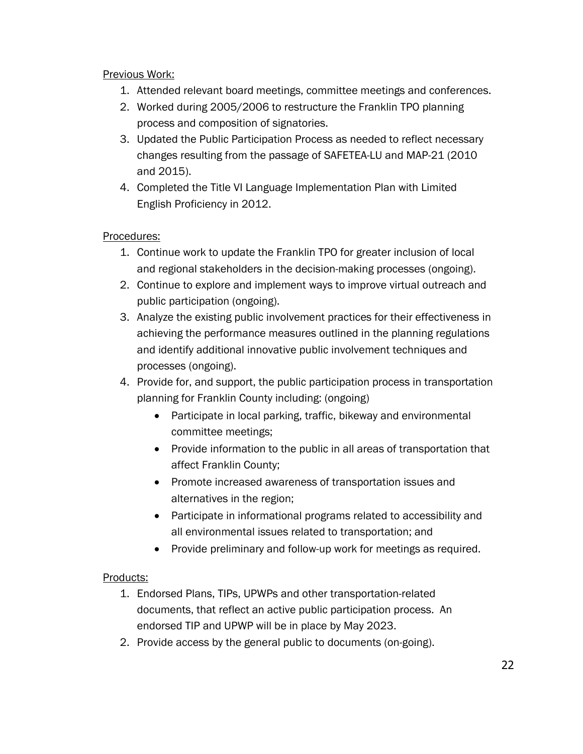Previous Work:

1. Attended relevant board meetings, committee meetings and conferences.
2. Worked during 2005/2006 to restructure the Franklin TPO planning process and composition of signatories.
3. Updated the Public Participation Process as needed to reflect necessary changes resulting from the passage of SAFETEA-LU and MAP-21 (2010 and 2015).
4. Completed the Title VI Language Implementation Plan with Limited English Proficiency in 2012.

Procedures:

1. Continue work to update the Franklin TPO for greater inclusion of local and regional stakeholders in the decision-making processes (ongoing).
2. Continue to explore and implement ways to improve virtual outreach and public participation (ongoing).
3. Analyze the existing public involvement practices for their effectiveness in achieving the performance measures outlined in the planning regulations and identify additional innovative public involvement techniques and processes (ongoing).
4. Provide for, and support, the public participation process in transportation planning for Franklin County including: (ongoing)
   - Participate in local parking, traffic, bikeway and environmental committee meetings;
   - Provide information to the public in all areas of transportation that affect Franklin County;
   - Promote increased awareness of transportation issues and alternatives in the region;
   - Participate in informational programs related to accessibility and all environmental issues related to transportation; and
   - Provide preliminary and follow-up work for meetings as required.

Products:

1. Endorsed Plans, TIPs, UPWPs and other transportation-related documents, that reflect an active public participation process. An endorsed TIP and UPWP will be in place by May 2023.
2. Provide access by the general public to documents (on-going).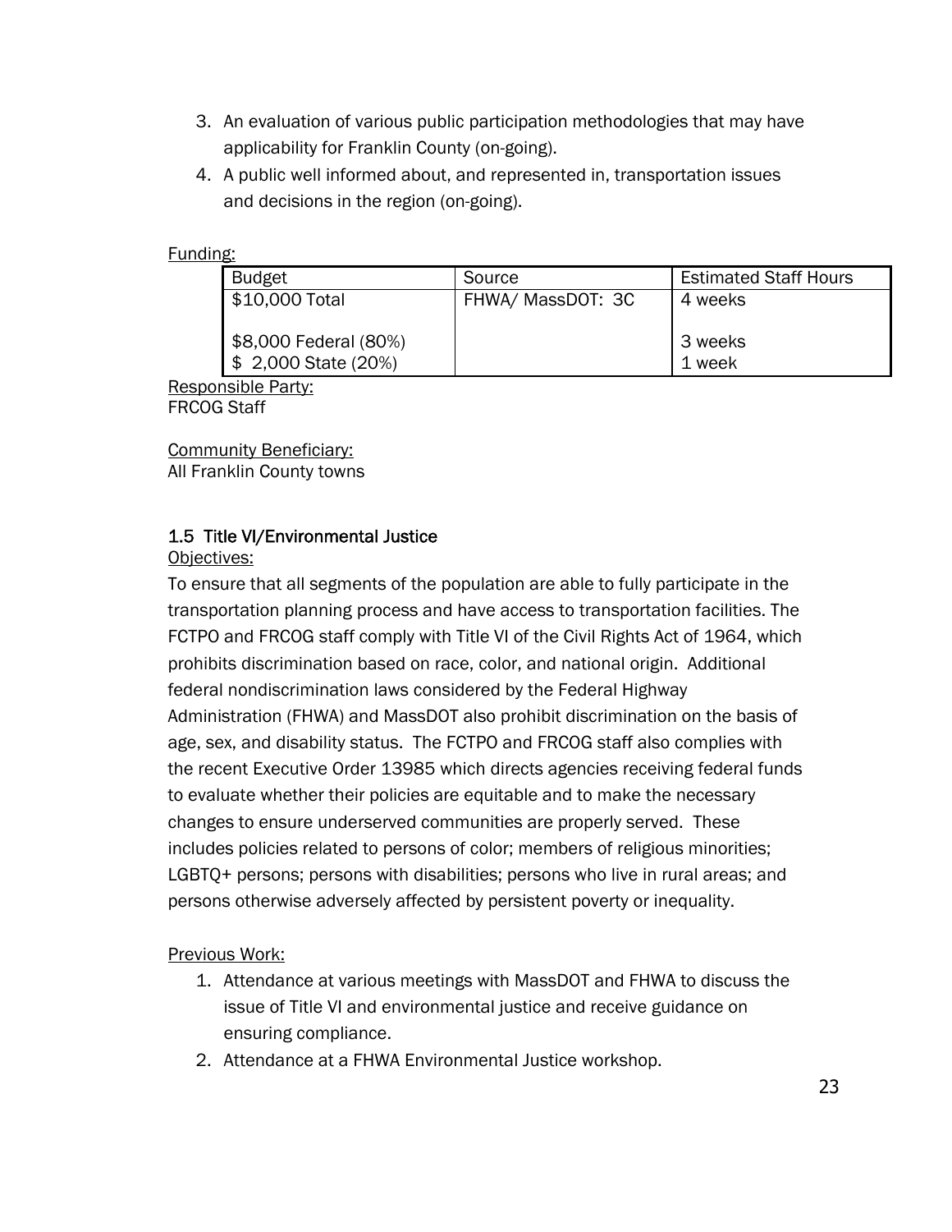3. An evaluation of various public participation methodologies that may have applicability for Franklin County (on-going).
4. A public well informed about, and represented in, transportation issues and decisions in the region (on-going).

Funding:

| Budget | Source | Estimated Staff Hours |
| --- | --- | --- |
| \$10,000 Total | FHWA/ MassDOT: 3C | 4 weeks |
| \$8,000 Federal (80%) | | 3 weeks |
| \$ 2,000 State (20%) | | 1 week |

Responsible Party:
FRCOG Staff

Community Beneficiary:
All Franklin County towns

### 1.5 Title VI/Environmental Justice

Objectives:

To ensure that all segments of the population are able to fully participate in the transportation planning process and have access to transportation facilities. The FCTPO and FRCOG staff comply with Title VI of the Civil Rights Act of 1964, which prohibits discrimination based on race, color, and national origin. Additional federal nondiscrimination laws considered by the Federal Highway Administration (FHWA) and MassDOT also prohibit discrimination on the basis of age, sex, and disability status. The FCTPO and FRCOG staff also complies with the recent Executive Order 13985 which directs agencies receiving federal funds to evaluate whether their policies are equitable and to make the necessary changes to ensure underserved communities are properly served. These includes policies related to persons of color; members of religious minorities; LGBTQ+ persons; persons with disabilities; persons who live in rural areas; and persons otherwise adversely affected by persistent poverty or inequality.

Previous Work:

1. Attendance at various meetings with MassDOT and FHWA to discuss the issue of Title VI and environmental justice and receive guidance on ensuring compliance.
2. Attendance at a FHWA Environmental Justice workshop.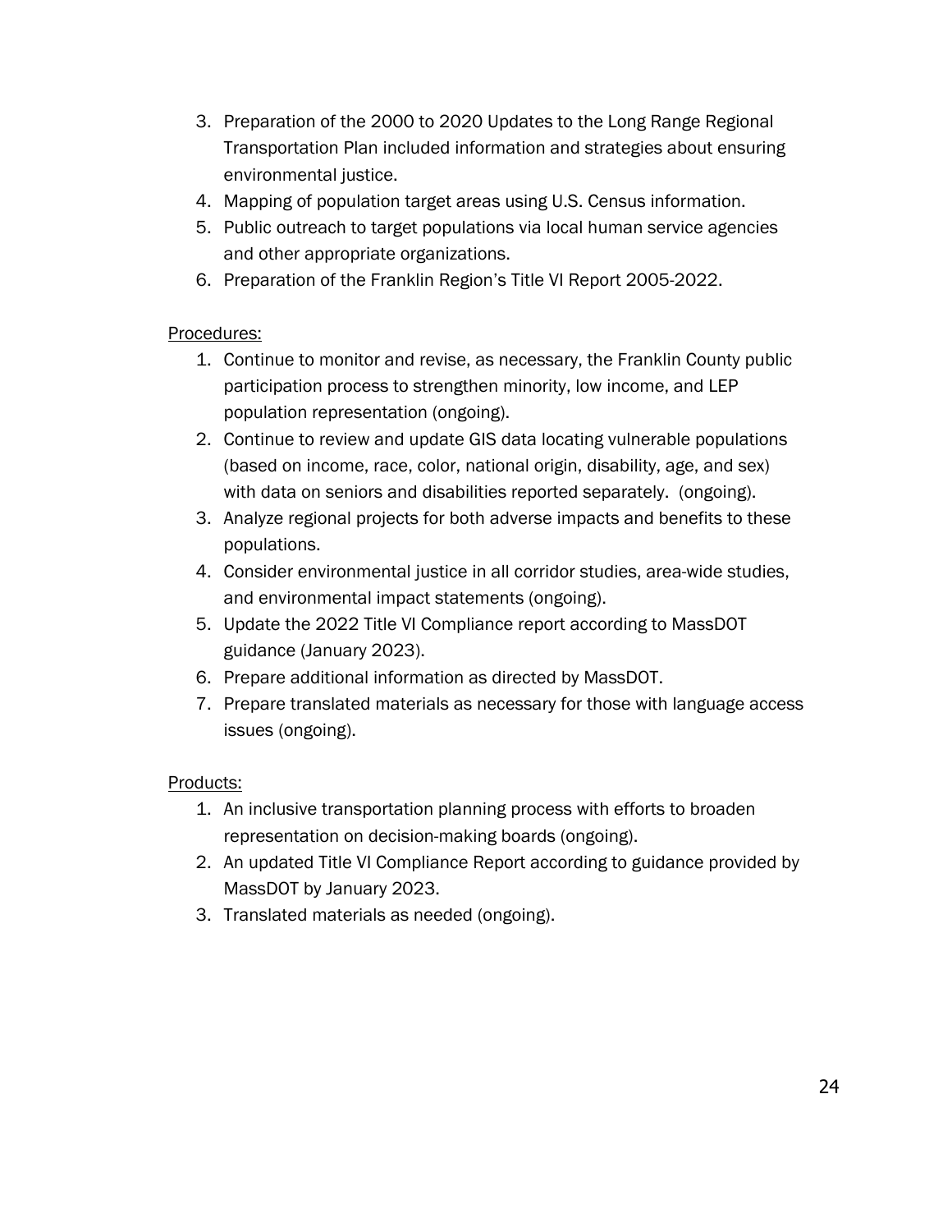3. Preparation of the 2000 to 2020 Updates to the Long Range Regional Transportation Plan included information and strategies about ensuring environmental justice.
4. Mapping of population target areas using U.S. Census information.
5. Public outreach to target populations via local human service agencies and other appropriate organizations.
6. Preparation of the Franklin Region's Title VI Report 2005-2022.

<u>Procedures:</u>

1. Continue to monitor and revise, as necessary, the Franklin County public participation process to strengthen minority, low income, and LEP population representation (ongoing).
2. Continue to review and update GIS data locating vulnerable populations (based on income, race, color, national origin, disability, age, and sex) with data on seniors and disabilities reported separately. (ongoing).
3. Analyze regional projects for both adverse impacts and benefits to these populations.
4. Consider environmental justice in all corridor studies, area-wide studies, and environmental impact statements (ongoing).
5. Update the 2022 Title VI Compliance report according to MassDOT guidance (January 2023).
6. Prepare additional information as directed by MassDOT.
7. Prepare translated materials as necessary for those with language access issues (ongoing).

<u>Products:</u>

1. An inclusive transportation planning process with efforts to broaden representation on decision-making boards (ongoing).
2. An updated Title VI Compliance Report according to guidance provided by MassDOT by January 2023.
3. Translated materials as needed (ongoing).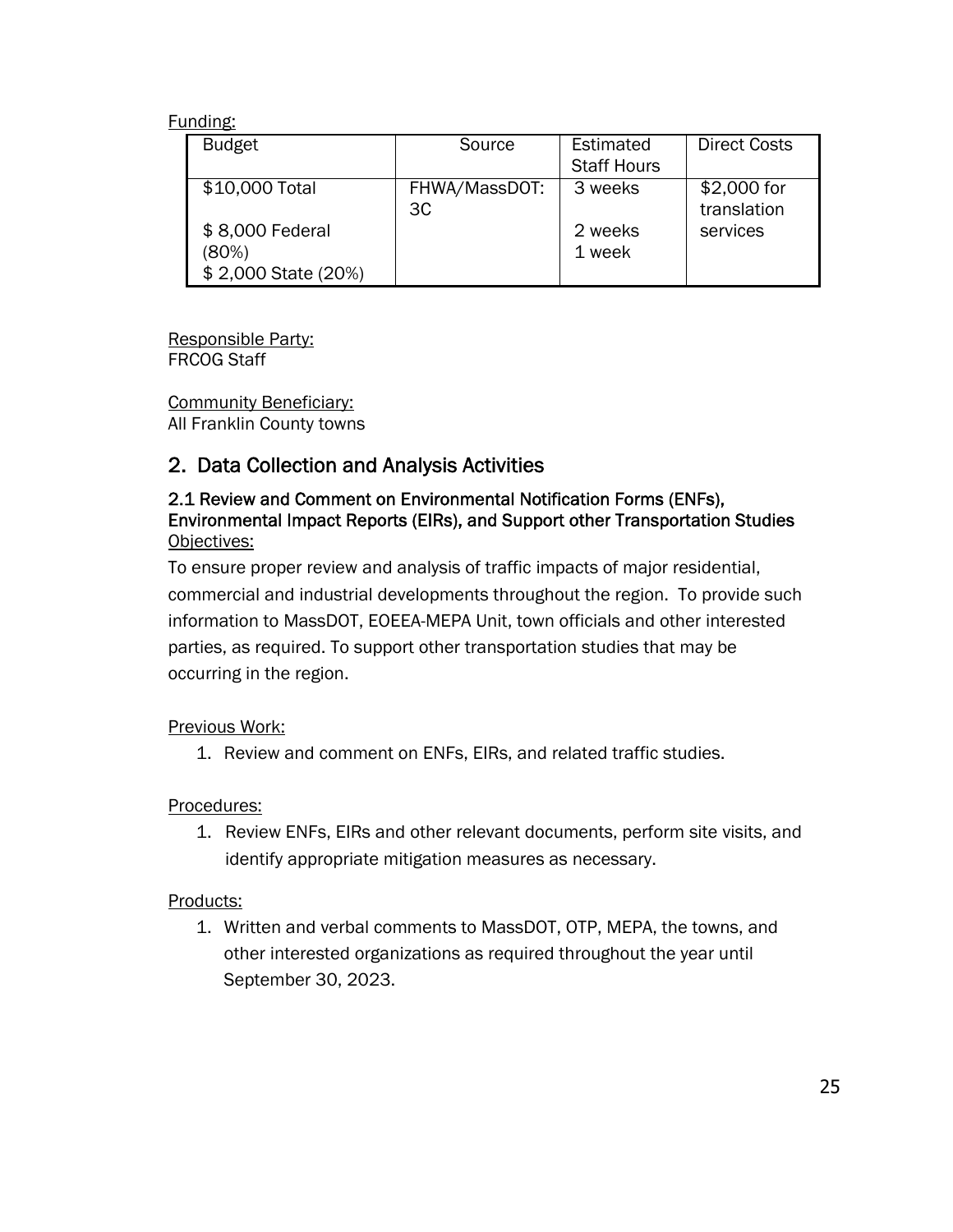Funding:

| Budget | Source | Estimated Staff Hours | Direct Costs |
| --- | --- | --- | --- |
| $10,000 Total<br><br>$ 8,000 Federal (80%)<br>$ 2,000 State (20%) | FHWA/MassDOT: 3C | 3 weeks<br><br>2 weeks<br>1 week | $2,000 for translation services |

Responsible Party:
FRCOG Staff

Community Beneficiary:
All Franklin County towns

## 2. Data Collection and Analysis Activities

### 2.1 Review and Comment on Environmental Notification Forms (ENFs), Environmental Impact Reports (EIRs), and Support other Transportation Studies

Objectives:

To ensure proper review and analysis of traffic impacts of major residential, commercial and industrial developments throughout the region. To provide such information to MassDOT, EOEEA-MEPA Unit, town officials and other interested parties, as required. To support other transportation studies that may be occurring in the region.

Previous Work:

1. Review and comment on ENFs, EIRs, and related traffic studies.

Procedures:

1. Review ENFs, EIRs and other relevant documents, perform site visits, and identify appropriate mitigation measures as necessary.

Products:

1. Written and verbal comments to MassDOT, OTP, MEPA, the towns, and other interested organizations as required throughout the year until September 30, 2023.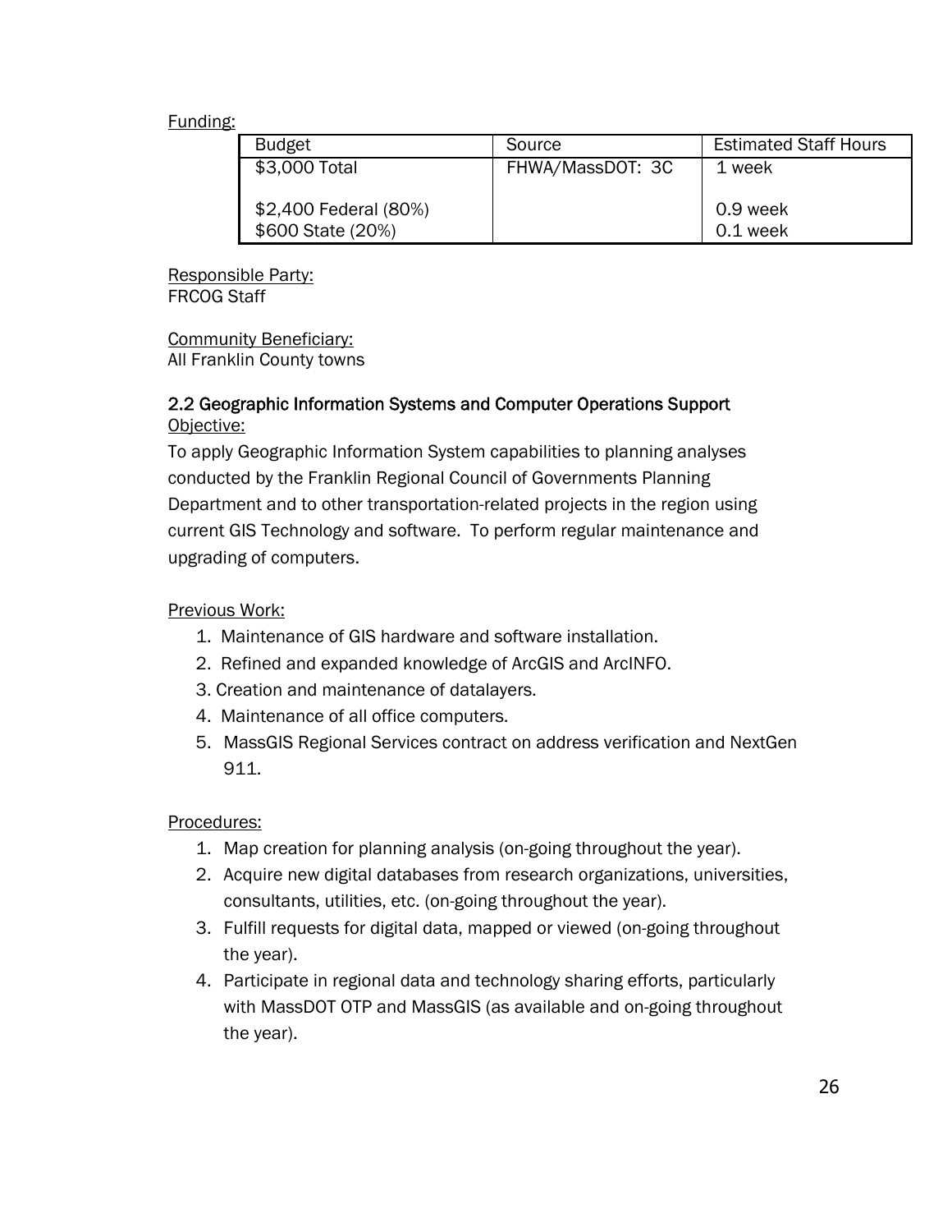Funding:

| Budget | Source | Estimated Staff Hours |
|---|---|---|
| $3,000 Total<br><br>$2,400 Federal (80%)<br>$600 State (20%) | FHWA/MassDOT: 3C | 1 week<br><br>0.9 week<br>0.1 week |

Responsible Party:
FRCOG Staff

Community Beneficiary:
All Franklin County towns

### 2.2 Geographic Information Systems and Computer Operations Support

Objective:

To apply Geographic Information System capabilities to planning analyses conducted by the Franklin Regional Council of Governments Planning Department and to other transportation-related projects in the region using current GIS Technology and software. To perform regular maintenance and upgrading of computers.

Previous Work:

1. Maintenance of GIS hardware and software installation.
2. Refined and expanded knowledge of ArcGIS and ArcINFO.
3. Creation and maintenance of datalayers.
4. Maintenance of all office computers.
5. MassGIS Regional Services contract on address verification and NextGen 911.

Procedures:

1. Map creation for planning analysis (on-going throughout the year).
2. Acquire new digital databases from research organizations, universities, consultants, utilities, etc. (on-going throughout the year).
3. Fulfill requests for digital data, mapped or viewed (on-going throughout the year).
4. Participate in regional data and technology sharing efforts, particularly with MassDOT OTP and MassGIS (as available and on-going throughout the year).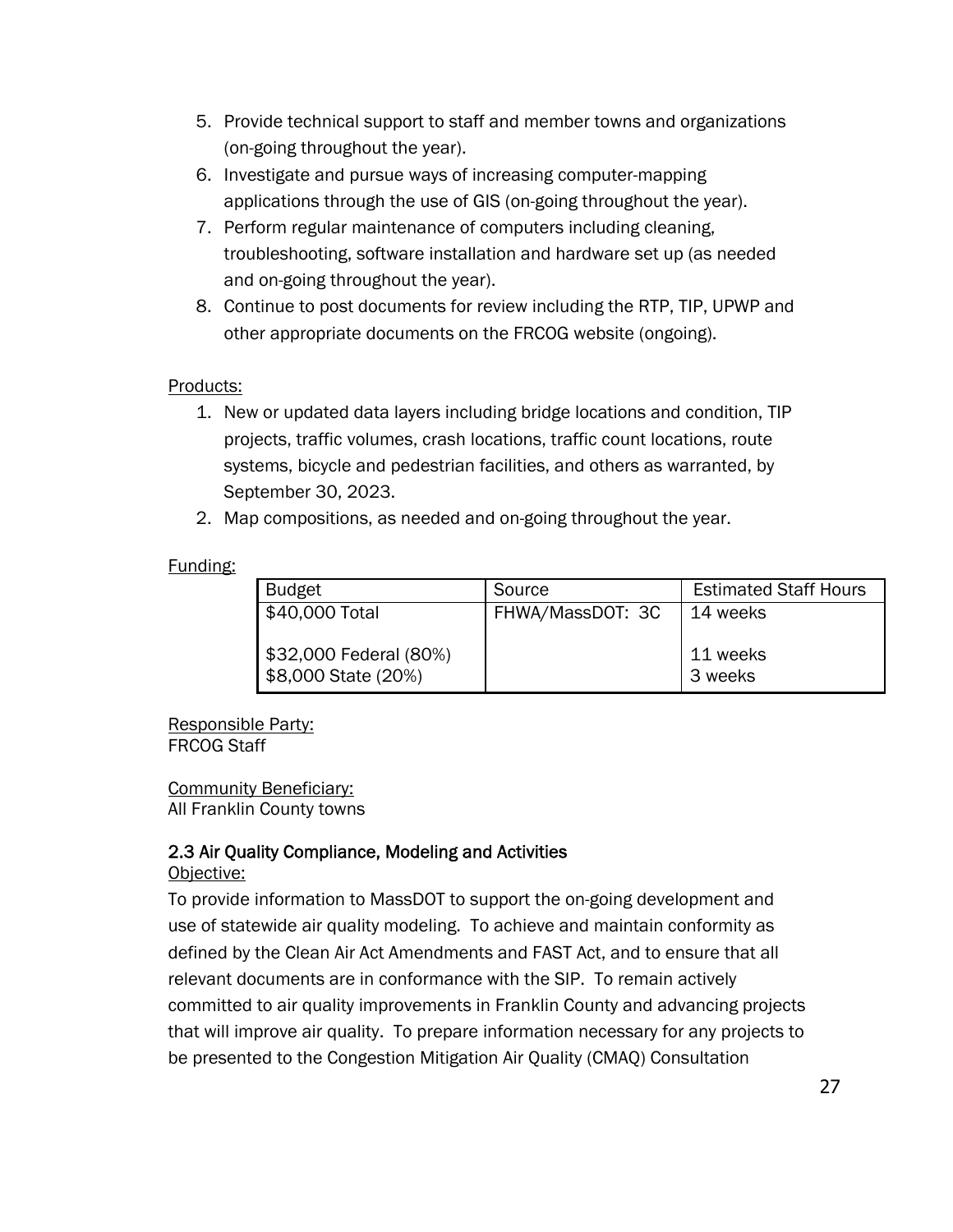5. Provide technical support to staff and member towns and organizations (on-going throughout the year).
6. Investigate and pursue ways of increasing computer-mapping applications through the use of GIS (on-going throughout the year).
7. Perform regular maintenance of computers including cleaning, troubleshooting, software installation and hardware set up (as needed and on-going throughout the year).
8. Continue to post documents for review including the RTP, TIP, UPWP and other appropriate documents on the FRCOG website (ongoing).

Products:

1. New or updated data layers including bridge locations and condition, TIP projects, traffic volumes, crash locations, traffic count locations, route systems, bicycle and pedestrian facilities, and others as warranted, by September 30, 2023.
2. Map compositions, as needed and on-going throughout the year.

Funding:

| Budget | Source | Estimated Staff Hours |
|---|---|---|
| $40,000 Total<br><br>$32,000 Federal (80%)<br>$8,000 State (20%) | FHWA/MassDOT: 3C | 14 weeks<br><br>11 weeks<br>3 weeks |

Responsible Party:
FRCOG Staff

Community Beneficiary:
All Franklin County towns

### 2.3 Air Quality Compliance, Modeling and Activities

Objective:

To provide information to MassDOT to support the on-going development and use of statewide air quality modeling. To achieve and maintain conformity as defined by the Clean Air Act Amendments and FAST Act, and to ensure that all relevant documents are in conformance with the SIP. To remain actively committed to air quality improvements in Franklin County and advancing projects that will improve air quality. To prepare information necessary for any projects to be presented to the Congestion Mitigation Air Quality (CMAQ) Consultation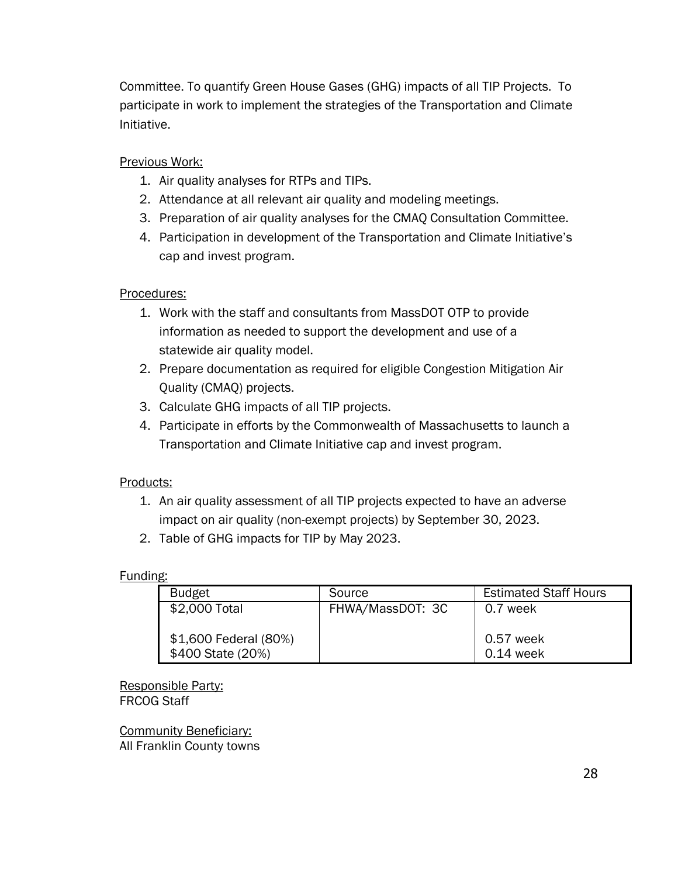Committee. To quantify Green House Gases (GHG) impacts of all TIP Projects. To participate in work to implement the strategies of the Transportation and Climate Initiative.

Previous Work:

1. Air quality analyses for RTPs and TIPs.
2. Attendance at all relevant air quality and modeling meetings.
3. Preparation of air quality analyses for the CMAQ Consultation Committee.
4. Participation in development of the Transportation and Climate Initiative's cap and invest program.

Procedures:

1. Work with the staff and consultants from MassDOT OTP to provide information as needed to support the development and use of a statewide air quality model.
2. Prepare documentation as required for eligible Congestion Mitigation Air Quality (CMAQ) projects.
3. Calculate GHG impacts of all TIP projects.
4. Participate in efforts by the Commonwealth of Massachusetts to launch a Transportation and Climate Initiative cap and invest program.

Products:

1. An air quality assessment of all TIP projects expected to have an adverse impact on air quality (non-exempt projects) by September 30, 2023.
2. Table of GHG impacts for TIP by May 2023.

Funding:

| Budget | Source | Estimated Staff Hours |
|---|---|---|
| $2,000 Total<br><br>$1,600 Federal (80%)<br>$400 State (20%) | FHWA/MassDOT: 3C | 0.7 week<br><br>0.57 week<br>0.14 week |

Responsible Party:
FRCOG Staff

Community Beneficiary:
All Franklin County towns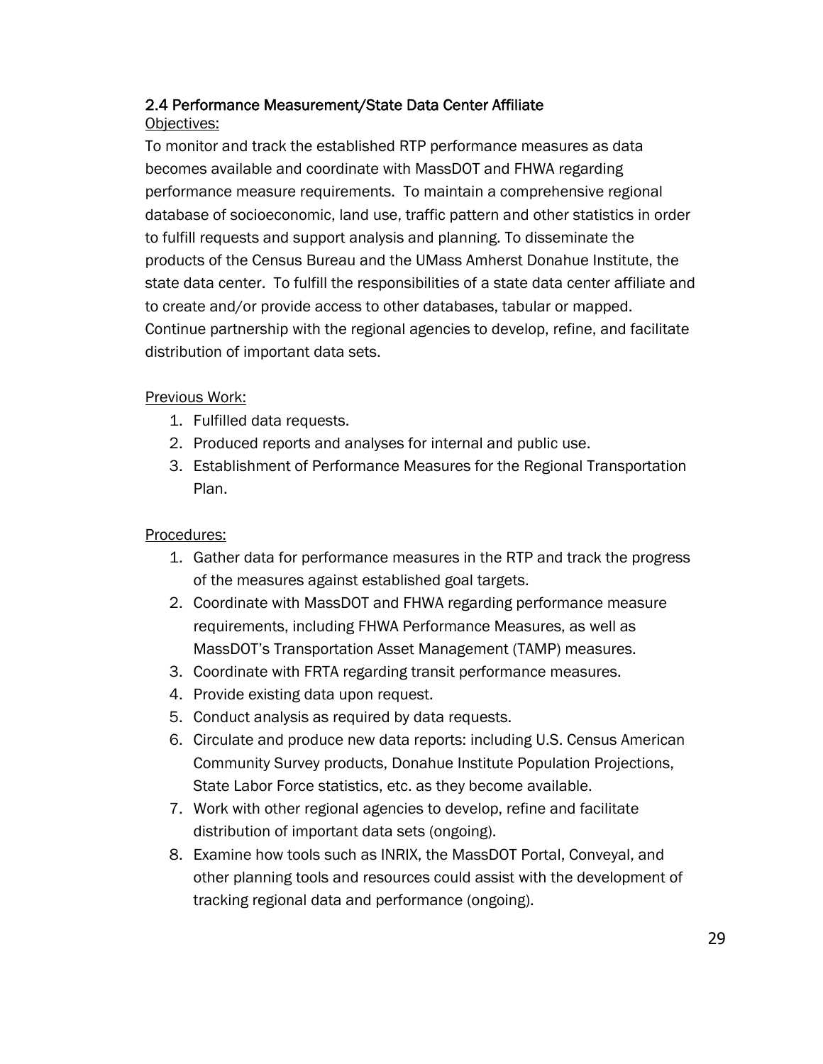### 2.4 Performance Measurement/State Data Center Affiliate

Objectives:

To monitor and track the established RTP performance measures as data becomes available and coordinate with MassDOT and FHWA regarding performance measure requirements. To maintain a comprehensive regional database of socioeconomic, land use, traffic pattern and other statistics in order to fulfill requests and support analysis and planning. To disseminate the products of the Census Bureau and the UMass Amherst Donahue Institute, the state data center. To fulfill the responsibilities of a state data center affiliate and to create and/or provide access to other databases, tabular or mapped. Continue partnership with the regional agencies to develop, refine, and facilitate distribution of important data sets.

Previous Work:

1. Fulfilled data requests.
2. Produced reports and analyses for internal and public use.
3. Establishment of Performance Measures for the Regional Transportation Plan.

Procedures:

1. Gather data for performance measures in the RTP and track the progress of the measures against established goal targets.
2. Coordinate with MassDOT and FHWA regarding performance measure requirements, including FHWA Performance Measures, as well as MassDOT's Transportation Asset Management (TAMP) measures.
3. Coordinate with FRTA regarding transit performance measures.
4. Provide existing data upon request.
5. Conduct analysis as required by data requests.
6. Circulate and produce new data reports: including U.S. Census American Community Survey products, Donahue Institute Population Projections, State Labor Force statistics, etc. as they become available.
7. Work with other regional agencies to develop, refine and facilitate distribution of important data sets (ongoing).
8. Examine how tools such as INRIX, the MassDOT Portal, Conveyal, and other planning tools and resources could assist with the development of tracking regional data and performance (ongoing).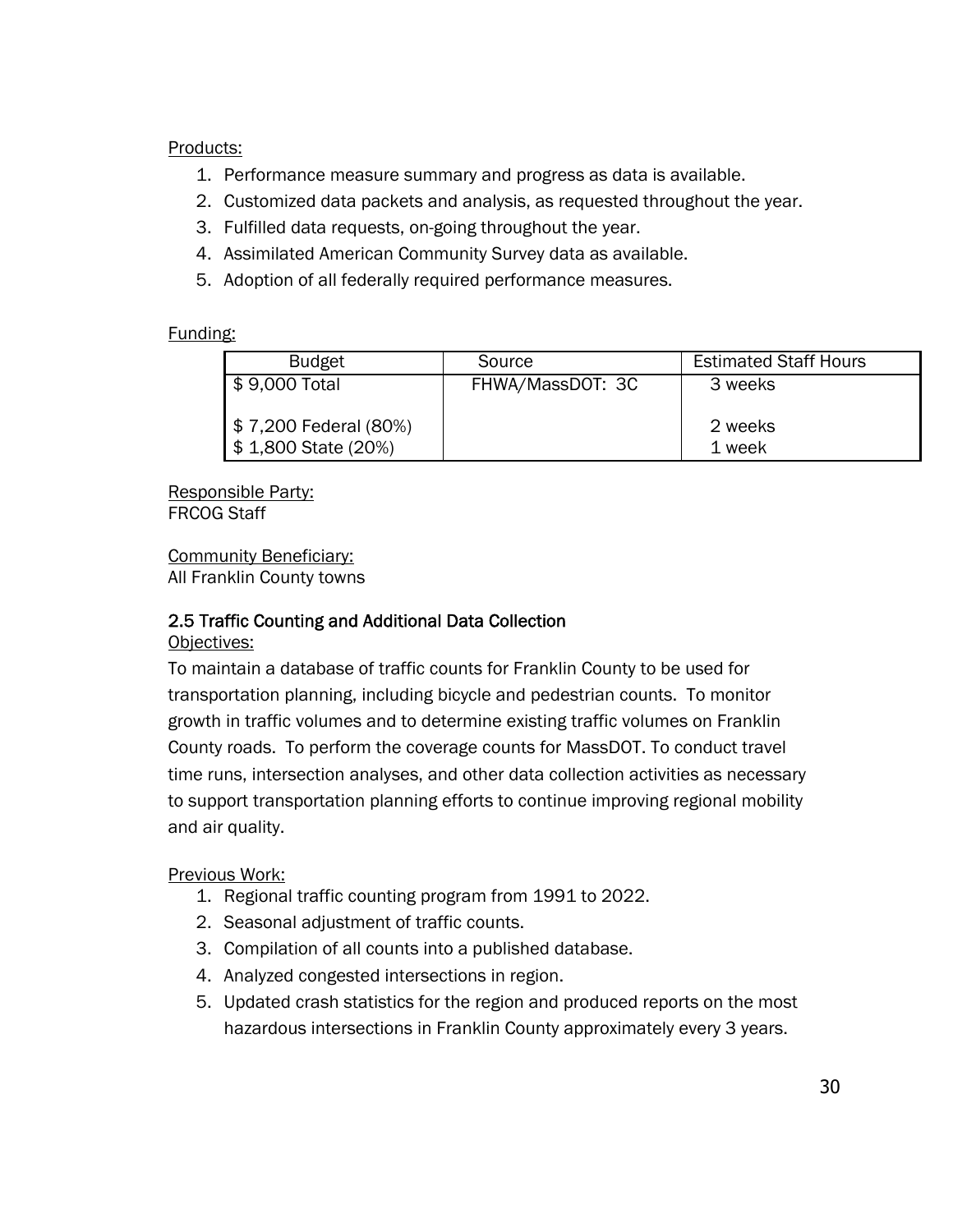Products:

1. Performance measure summary and progress as data is available.
2. Customized data packets and analysis, as requested throughout the year.
3. Fulfilled data requests, on-going throughout the year.
4. Assimilated American Community Survey data as available.
5. Adoption of all federally required performance measures.

Funding:

| Budget | Source | Estimated Staff Hours |
|---|---|---|
| $ 9,000 Total | FHWA/MassDOT: 3C | 3 weeks |
| $ 7,200 Federal (80%) | | 2 weeks |
| $ 1,800 State (20%) | | 1 week |

Responsible Party:
FRCOG Staff

Community Beneficiary:
All Franklin County towns

### 2.5 Traffic Counting and Additional Data Collection

Objectives:

To maintain a database of traffic counts for Franklin County to be used for transportation planning, including bicycle and pedestrian counts. To monitor growth in traffic volumes and to determine existing traffic volumes on Franklin County roads. To perform the coverage counts for MassDOT. To conduct travel time runs, intersection analyses, and other data collection activities as necessary to support transportation planning efforts to continue improving regional mobility and air quality.

Previous Work:

1. Regional traffic counting program from 1991 to 2022.
2. Seasonal adjustment of traffic counts.
3. Compilation of all counts into a published database.
4. Analyzed congested intersections in region.
5. Updated crash statistics for the region and produced reports on the most hazardous intersections in Franklin County approximately every 3 years.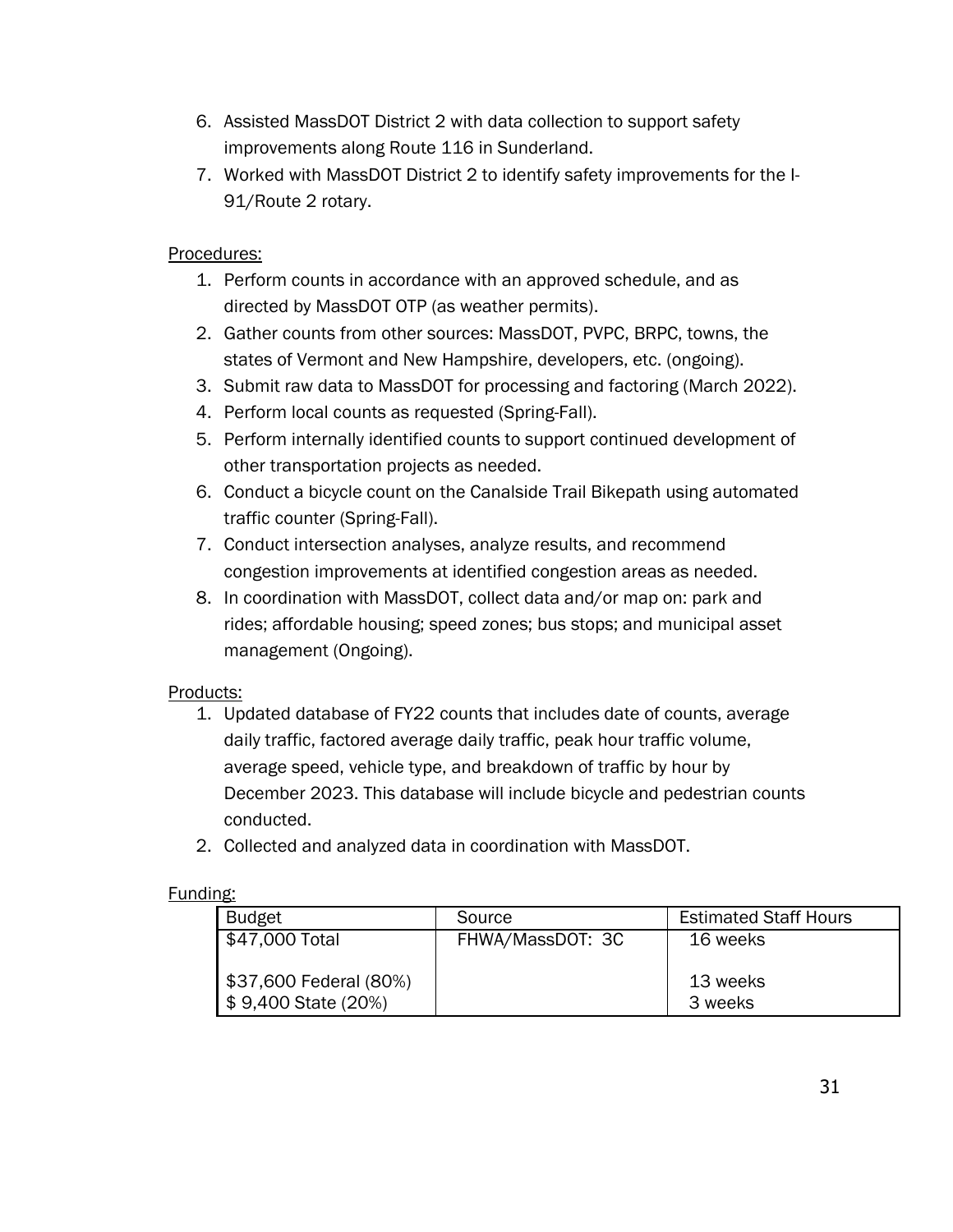6. Assisted MassDOT District 2 with data collection to support safety improvements along Route 116 in Sunderland.
7. Worked with MassDOT District 2 to identify safety improvements for the I-91/Route 2 rotary.

Procedures:

1. Perform counts in accordance with an approved schedule, and as directed by MassDOT OTP (as weather permits).
2. Gather counts from other sources: MassDOT, PVPC, BRPC, towns, the states of Vermont and New Hampshire, developers, etc. (ongoing).
3. Submit raw data to MassDOT for processing and factoring (March 2022).
4. Perform local counts as requested (Spring-Fall).
5. Perform internally identified counts to support continued development of other transportation projects as needed.
6. Conduct a bicycle count on the Canalside Trail Bikepath using automated traffic counter (Spring-Fall).
7. Conduct intersection analyses, analyze results, and recommend congestion improvements at identified congestion areas as needed.
8. In coordination with MassDOT, collect data and/or map on: park and rides; affordable housing; speed zones; bus stops; and municipal asset management (Ongoing).

Products:

1. Updated database of FY22 counts that includes date of counts, average daily traffic, factored average daily traffic, peak hour traffic volume, average speed, vehicle type, and breakdown of traffic by hour by December 2023. This database will include bicycle and pedestrian counts conducted.
2. Collected and analyzed data in coordination with MassDOT.

Funding:

| Budget | Source | Estimated Staff Hours |
|---|---|---|
| $47,000 Total | FHWA/MassDOT: 3C | 16 weeks |
| $37,600 Federal (80%) | | 13 weeks |
| $ 9,400 State (20%) | | 3 weeks |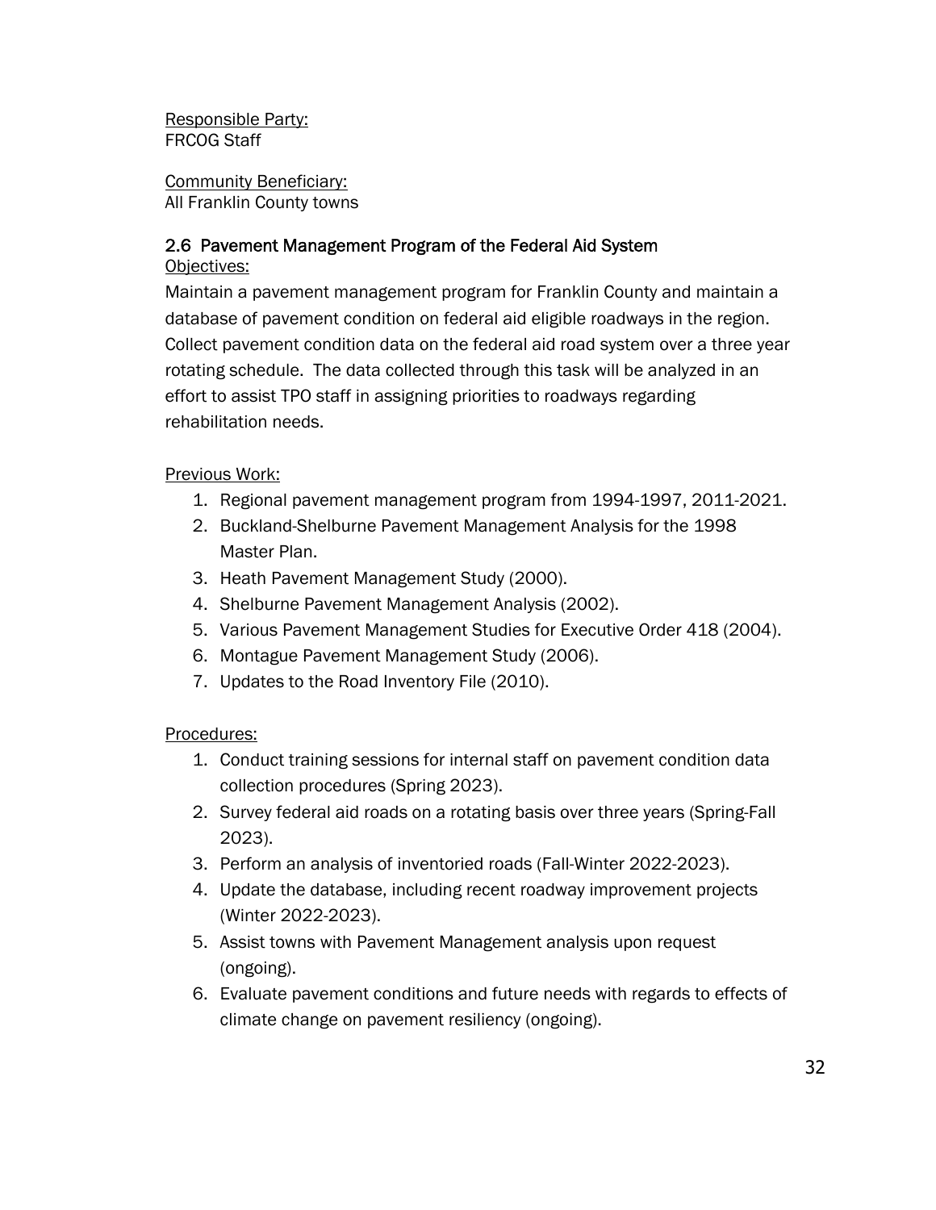Responsible Party:
FRCOG Staff

Community Beneficiary:
All Franklin County towns

### 2.6 Pavement Management Program of the Federal Aid System

Objectives:

Maintain a pavement management program for Franklin County and maintain a database of pavement condition on federal aid eligible roadways in the region. Collect pavement condition data on the federal aid road system over a three year rotating schedule. The data collected through this task will be analyzed in an effort to assist TPO staff in assigning priorities to roadways regarding rehabilitation needs.

Previous Work:

1. Regional pavement management program from 1994-1997, 2011-2021.
2. Buckland-Shelburne Pavement Management Analysis for the 1998 Master Plan.
3. Heath Pavement Management Study (2000).
4. Shelburne Pavement Management Analysis (2002).
5. Various Pavement Management Studies for Executive Order 418 (2004).
6. Montague Pavement Management Study (2006).
7. Updates to the Road Inventory File (2010).

Procedures:

1. Conduct training sessions for internal staff on pavement condition data collection procedures (Spring 2023).
2. Survey federal aid roads on a rotating basis over three years (Spring-Fall 2023).
3. Perform an analysis of inventoried roads (Fall-Winter 2022-2023).
4. Update the database, including recent roadway improvement projects (Winter 2022-2023).
5. Assist towns with Pavement Management analysis upon request (ongoing).
6. Evaluate pavement conditions and future needs with regards to effects of climate change on pavement resiliency (ongoing).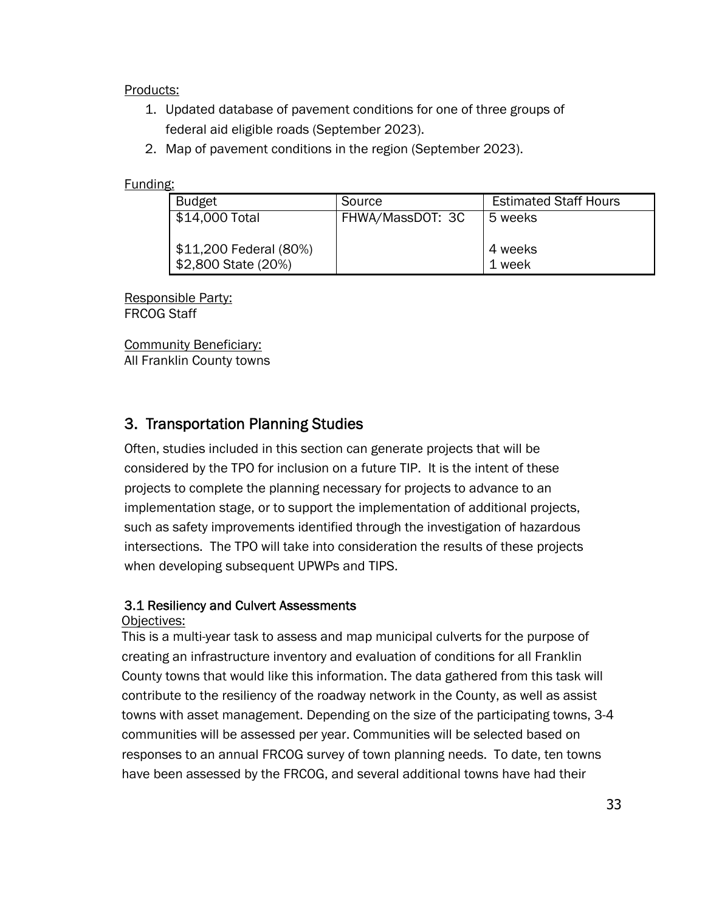Products:

1. Updated database of pavement conditions for one of three groups of federal aid eligible roads (September 2023).
2. Map of pavement conditions in the region (September 2023).

Funding:

| Budget | Source | Estimated Staff Hours |
|---|---|---|
| $14,000 Total<br><br>$11,200 Federal (80%)<br>$2,800 State (20%) | FHWA/MassDOT: 3C | 5 weeks<br><br>4 weeks<br>1 week |

Responsible Party:
FRCOG Staff

Community Beneficiary:
All Franklin County towns

## 3. Transportation Planning Studies

Often, studies included in this section can generate projects that will be considered by the TPO for inclusion on a future TIP. It is the intent of these projects to complete the planning necessary for projects to advance to an implementation stage, or to support the implementation of additional projects, such as safety improvements identified through the investigation of hazardous intersections. The TPO will take into consideration the results of these projects when developing subsequent UPWPs and TIPS.

### 3.1 Resiliency and Culvert Assessments

Objectives:
This is a multi-year task to assess and map municipal culverts for the purpose of creating an infrastructure inventory and evaluation of conditions for all Franklin County towns that would like this information. The data gathered from this task will contribute to the resiliency of the roadway network in the County, as well as assist towns with asset management. Depending on the size of the participating towns, 3-4 communities will be assessed per year. Communities will be selected based on responses to an annual FRCOG survey of town planning needs. To date, ten towns have been assessed by the FRCOG, and several additional towns have had their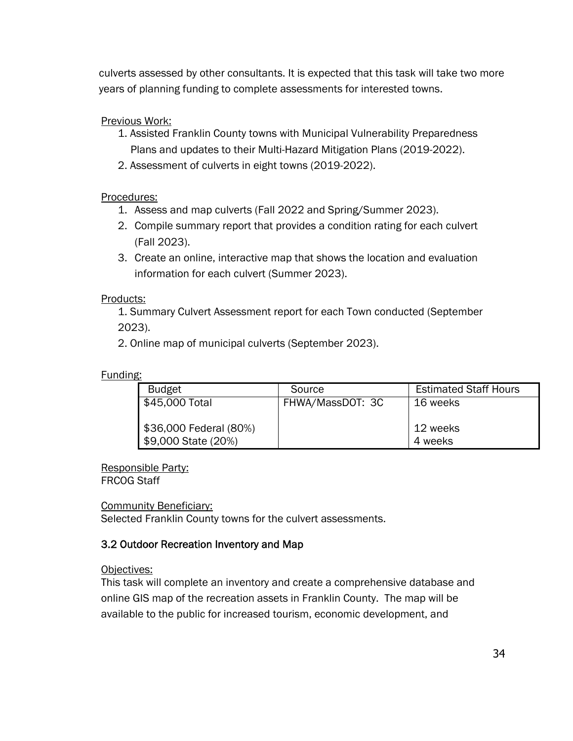culverts assessed by other consultants. It is expected that this task will take two more years of planning funding to complete assessments for interested towns.

Previous Work:

1. Assisted Franklin County towns with Municipal Vulnerability Preparedness Plans and updates to their Multi-Hazard Mitigation Plans (2019-2022).
2. Assessment of culverts in eight towns (2019-2022).

Procedures:

1. Assess and map culverts (Fall 2022 and Spring/Summer 2023).
2. Compile summary report that provides a condition rating for each culvert (Fall 2023).
3. Create an online, interactive map that shows the location and evaluation information for each culvert (Summer 2023).

Products:

1. Summary Culvert Assessment report for each Town conducted (September 2023).
2. Online map of municipal culverts (September 2023).

Funding:

| Budget | Source | Estimated Staff Hours |
|---|---|---|
| $45,000 Total | FHWA/MassDOT: 3C | 16 weeks |
| $36,000 Federal (80%) | | 12 weeks |
| $9,000 State (20%) | | 4 weeks |

Responsible Party:
FRCOG Staff

Community Beneficiary:
Selected Franklin County towns for the culvert assessments.

### 3.2 Outdoor Recreation Inventory and Map

Objectives:
This task will complete an inventory and create a comprehensive database and online GIS map of the recreation assets in Franklin County. The map will be available to the public for increased tourism, economic development, and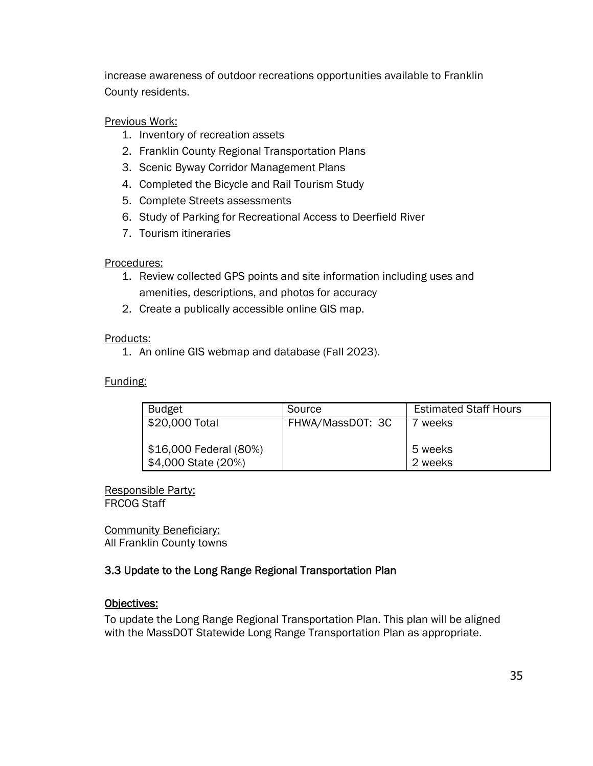increase awareness of outdoor recreations opportunities available to Franklin County residents.

Previous Work:

1. Inventory of recreation assets
2. Franklin County Regional Transportation Plans
3. Scenic Byway Corridor Management Plans
4. Completed the Bicycle and Rail Tourism Study
5. Complete Streets assessments
6. Study of Parking for Recreational Access to Deerfield River
7. Tourism itineraries

Procedures:

1. Review collected GPS points and site information including uses and amenities, descriptions, and photos for accuracy
2. Create a publically accessible online GIS map.

Products:

1. An online GIS webmap and database (Fall 2023).

Funding:

| Budget | Source | Estimated Staff Hours |
|---|---|---|
| $20,000 Total | FHWA/MassDOT: 3C | 7 weeks |
| $16,000 Federal (80%) | | 5 weeks |
| $4,000 State (20%) | | 2 weeks |

Responsible Party:
FRCOG Staff

Community Beneficiary:
All Franklin County towns

### 3.3 Update to the Long Range Regional Transportation Plan

Objectives:

To update the Long Range Regional Transportation Plan. This plan will be aligned with the MassDOT Statewide Long Range Transportation Plan as appropriate.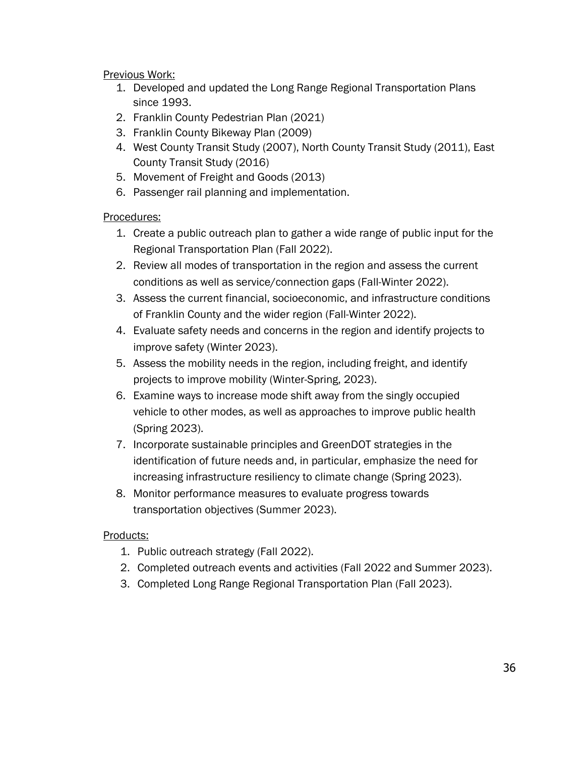<u>Previous Work:</u>

1. Developed and updated the Long Range Regional Transportation Plans since 1993.
2. Franklin County Pedestrian Plan (2021)
3. Franklin County Bikeway Plan (2009)
4. West County Transit Study (2007), North County Transit Study (2011), East County Transit Study (2016)
5. Movement of Freight and Goods (2013)
6. Passenger rail planning and implementation.

<u>Procedures:</u>

1. Create a public outreach plan to gather a wide range of public input for the Regional Transportation Plan (Fall 2022).
2. Review all modes of transportation in the region and assess the current conditions as well as service/connection gaps (Fall-Winter 2022).
3. Assess the current financial, socioeconomic, and infrastructure conditions of Franklin County and the wider region (Fall-Winter 2022).
4. Evaluate safety needs and concerns in the region and identify projects to improve safety (Winter 2023).
5. Assess the mobility needs in the region, including freight, and identify projects to improve mobility (Winter-Spring, 2023).
6. Examine ways to increase mode shift away from the singly occupied vehicle to other modes, as well as approaches to improve public health (Spring 2023).
7. Incorporate sustainable principles and GreenDOT strategies in the identification of future needs and, in particular, emphasize the need for increasing infrastructure resiliency to climate change (Spring 2023).
8. Monitor performance measures to evaluate progress towards transportation objectives (Summer 2023).

<u>Products:</u>

1. Public outreach strategy (Fall 2022).
2. Completed outreach events and activities (Fall 2022 and Summer 2023).
3. Completed Long Range Regional Transportation Plan (Fall 2023).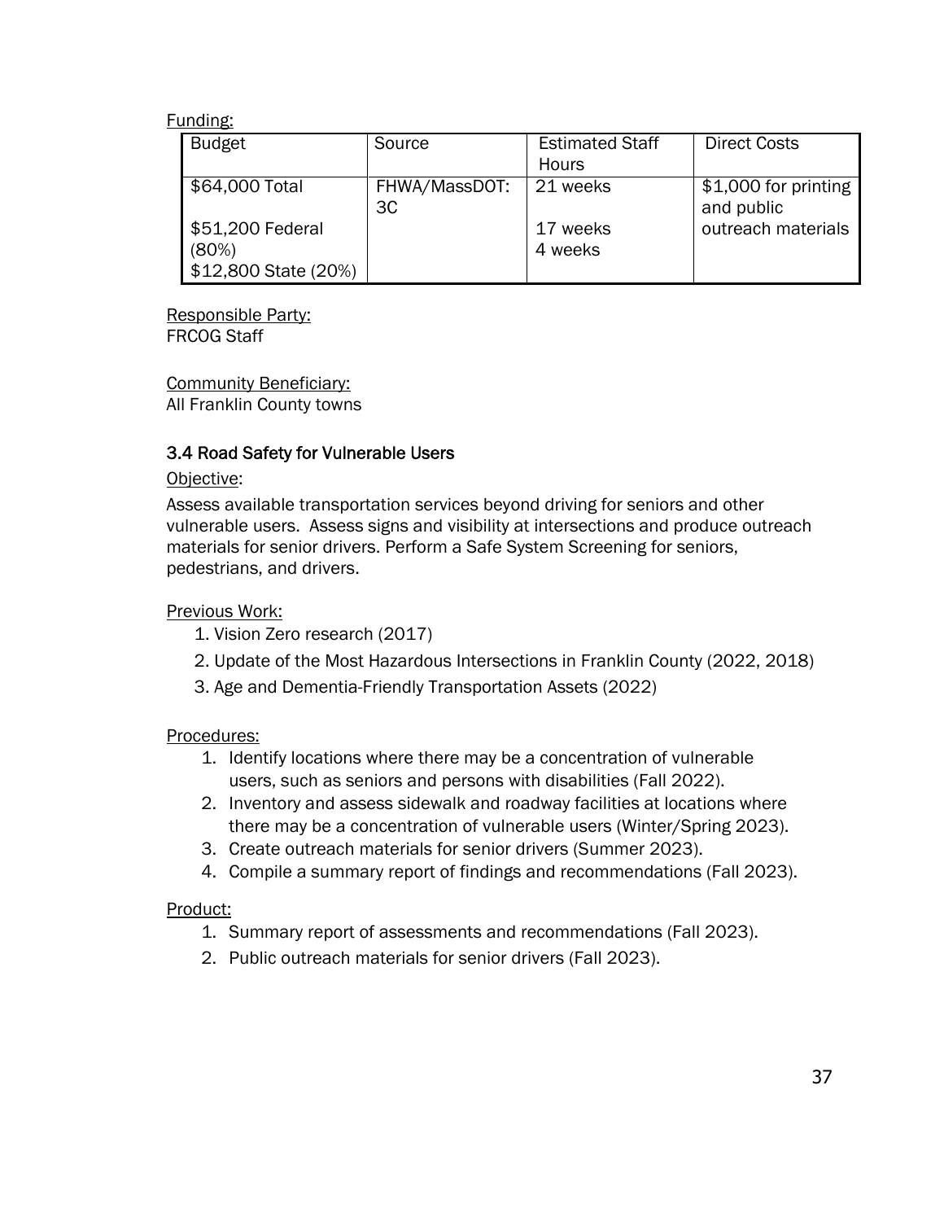Funding:

| Budget | Source | Estimated Staff Hours | Direct Costs |
| --- | --- | --- | --- |
| $64,000 Total<br><br>$51,200 Federal (80%)<br>$12,800 State (20%) | FHWA/MassDOT: 3C | 21 weeks<br><br>17 weeks<br>4 weeks | $1,000 for printing and public outreach materials |

Responsible Party:
FRCOG Staff

Community Beneficiary:
All Franklin County towns

### 3.4 Road Safety for Vulnerable Users

Objective:

Assess available transportation services beyond driving for seniors and other vulnerable users. Assess signs and visibility at intersections and produce outreach materials for senior drivers. Perform a Safe System Screening for seniors, pedestrians, and drivers.

Previous Work:

1. Vision Zero research (2017)
2. Update of the Most Hazardous Intersections in Franklin County (2022, 2018)
3. Age and Dementia-Friendly Transportation Assets (2022)

Procedures:

1. Identify locations where there may be a concentration of vulnerable users, such as seniors and persons with disabilities (Fall 2022).
2. Inventory and assess sidewalk and roadway facilities at locations where there may be a concentration of vulnerable users (Winter/Spring 2023).
3. Create outreach materials for senior drivers (Summer 2023).
4. Compile a summary report of findings and recommendations (Fall 2023).

Product:

1. Summary report of assessments and recommendations (Fall 2023).
2. Public outreach materials for senior drivers (Fall 2023).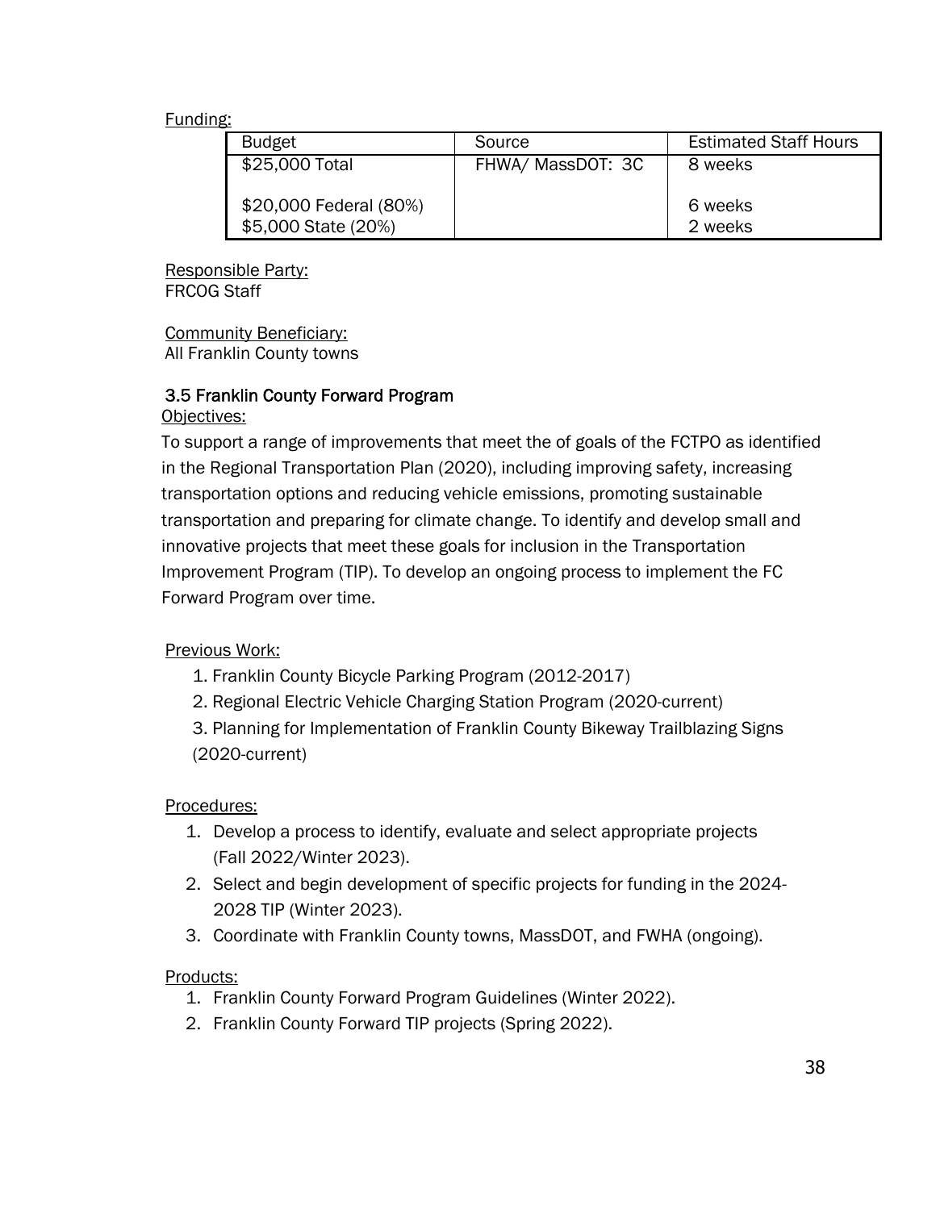Funding:

| Budget | Source | Estimated Staff Hours |
|---|---|---|
| $25,000 Total<br><br>$20,000 Federal (80%)<br>$5,000 State (20%) | FHWA/ MassDOT: 3C | 8 weeks<br><br>6 weeks<br>2 weeks |

Responsible Party:
FRCOG Staff

Community Beneficiary:
All Franklin County towns

### 3.5 Franklin County Forward Program

Objectives:

To support a range of improvements that meet the of goals of the FCTPO as identified in the Regional Transportation Plan (2020), including improving safety, increasing transportation options and reducing vehicle emissions, promoting sustainable transportation and preparing for climate change. To identify and develop small and innovative projects that meet these goals for inclusion in the Transportation Improvement Program (TIP). To develop an ongoing process to implement the FC Forward Program over time.

Previous Work:

1. Franklin County Bicycle Parking Program (2012-2017)
2. Regional Electric Vehicle Charging Station Program (2020-current)
3. Planning for Implementation of Franklin County Bikeway Trailblazing Signs (2020-current)

Procedures:

1. Develop a process to identify, evaluate and select appropriate projects (Fall 2022/Winter 2023).
2. Select and begin development of specific projects for funding in the 2024-2028 TIP (Winter 2023).
3. Coordinate with Franklin County towns, MassDOT, and FWHA (ongoing).

Products:

1. Franklin County Forward Program Guidelines (Winter 2022).
2. Franklin County Forward TIP projects (Spring 2022).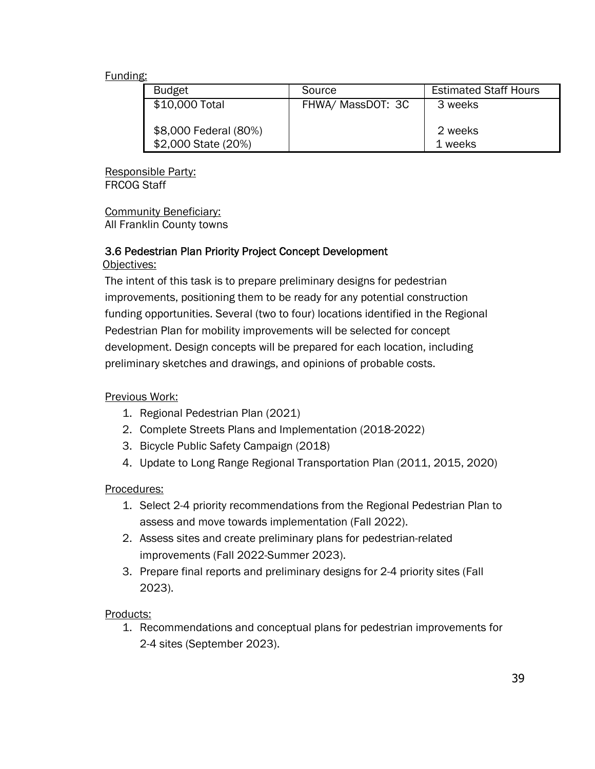Funding:

| Budget | Source | Estimated Staff Hours |
|---|---|---|
| $10,000 Total<br><br>$8,000 Federal (80%)<br>$2,000 State (20%) | FHWA/ MassDOT: 3C | 3 weeks<br><br>2 weeks<br>1 weeks |

Responsible Party:
FRCOG Staff

Community Beneficiary:
All Franklin County towns

### 3.6 Pedestrian Plan Priority Project Concept Development

Objectives:

The intent of this task is to prepare preliminary designs for pedestrian improvements, positioning them to be ready for any potential construction funding opportunities. Several (two to four) locations identified in the Regional Pedestrian Plan for mobility improvements will be selected for concept development. Design concepts will be prepared for each location, including preliminary sketches and drawings, and opinions of probable costs.

Previous Work:

1. Regional Pedestrian Plan (2021)
2. Complete Streets Plans and Implementation (2018-2022)
3. Bicycle Public Safety Campaign (2018)
4. Update to Long Range Regional Transportation Plan (2011, 2015, 2020)

Procedures:

1. Select 2-4 priority recommendations from the Regional Pedestrian Plan to assess and move towards implementation (Fall 2022).
2. Assess sites and create preliminary plans for pedestrian-related improvements (Fall 2022-Summer 2023).
3. Prepare final reports and preliminary designs for 2-4 priority sites (Fall 2023).

Products:

1. Recommendations and conceptual plans for pedestrian improvements for 2-4 sites (September 2023).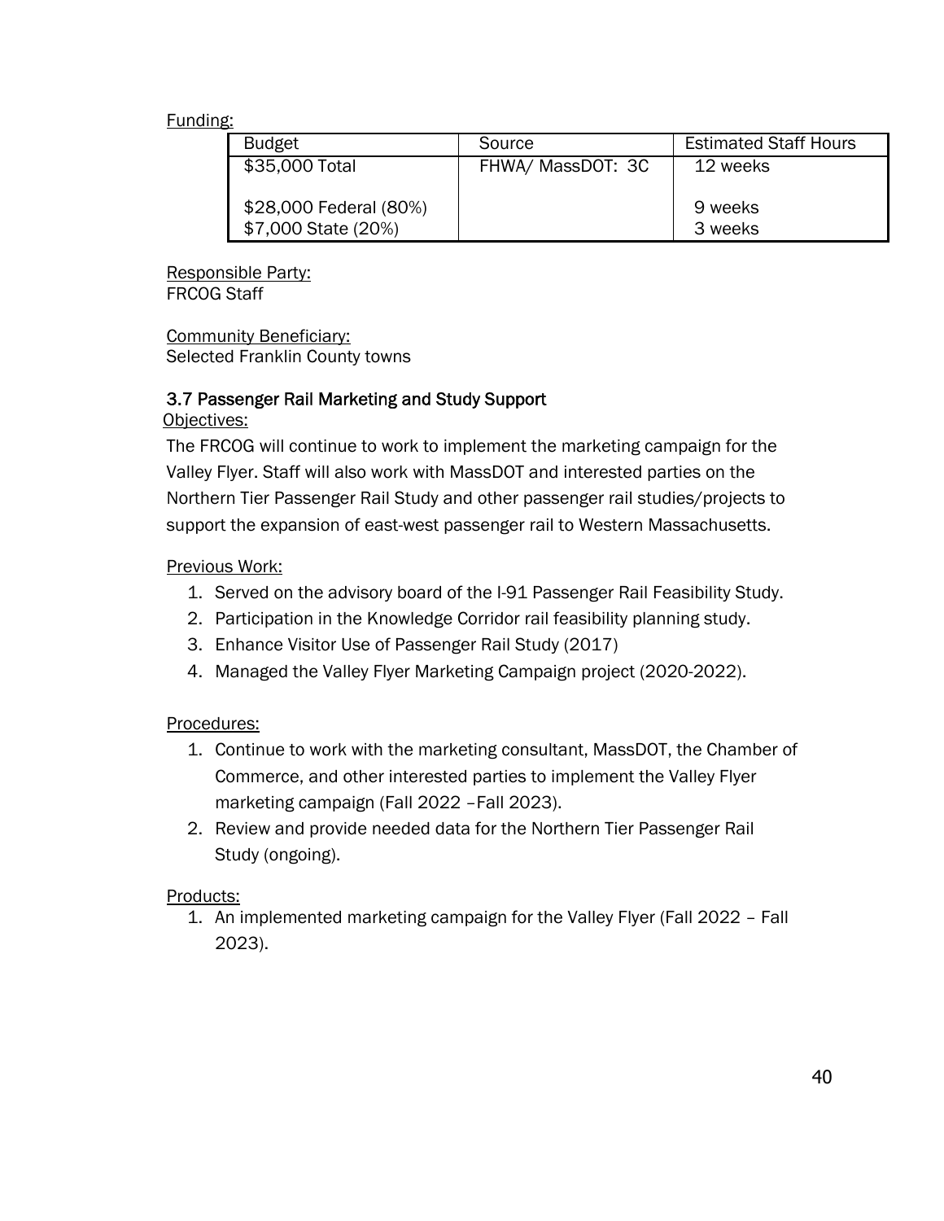Funding:

| Budget | Source | Estimated Staff Hours |
| --- | --- | --- |
| $35,000 Total<br><br>$28,000 Federal (80%)<br>$7,000 State (20%) | FHWA/ MassDOT: 3C | 12 weeks<br><br>9 weeks<br>3 weeks |

Responsible Party:
FRCOG Staff

Community Beneficiary:
Selected Franklin County towns

### 3.7 Passenger Rail Marketing and Study Support

Objectives:

The FRCOG will continue to work to implement the marketing campaign for the Valley Flyer. Staff will also work with MassDOT and interested parties on the Northern Tier Passenger Rail Study and other passenger rail studies/projects to support the expansion of east-west passenger rail to Western Massachusetts.

Previous Work:

1. Served on the advisory board of the I-91 Passenger Rail Feasibility Study.
2. Participation in the Knowledge Corridor rail feasibility planning study.
3. Enhance Visitor Use of Passenger Rail Study (2017)
4. Managed the Valley Flyer Marketing Campaign project (2020-2022).

Procedures:

1. Continue to work with the marketing consultant, MassDOT, the Chamber of Commerce, and other interested parties to implement the Valley Flyer marketing campaign (Fall 2022 –Fall 2023).
2. Review and provide needed data for the Northern Tier Passenger Rail Study (ongoing).

Products:

1. An implemented marketing campaign for the Valley Flyer (Fall 2022 – Fall 2023).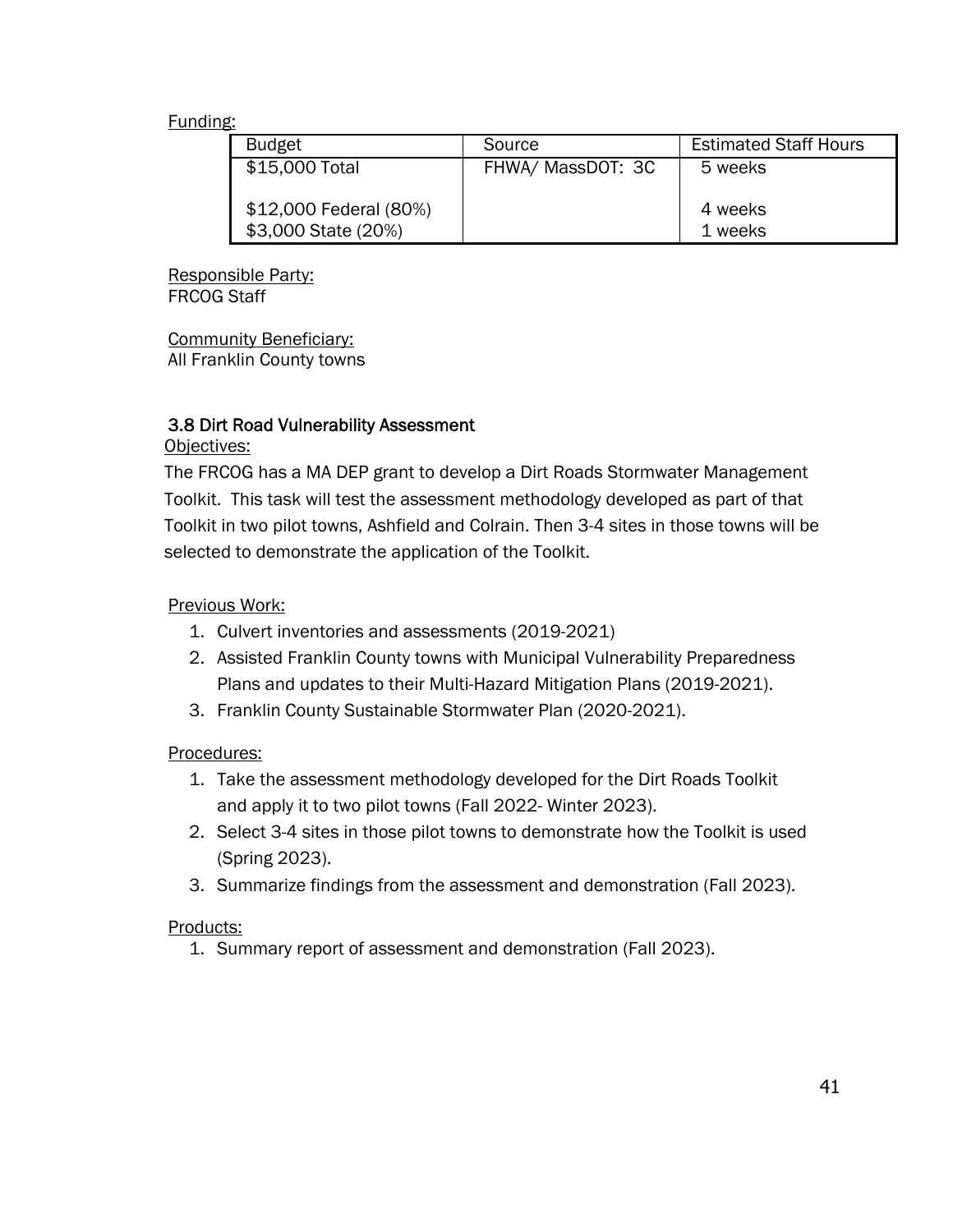Funding:

| Budget | Source | Estimated Staff Hours |
|---|---|---|
| $15,000 Total | FHWA/ MassDOT: 3C | 5 weeks |
| $12,000 Federal (80%) | | 4 weeks |
| $3,000 State (20%) | | 1 weeks |

Responsible Party:
FRCOG Staff

Community Beneficiary:
All Franklin County towns

### 3.8 Dirt Road Vulnerability Assessment

Objectives:

The FRCOG has a MA DEP grant to develop a Dirt Roads Stormwater Management Toolkit. This task will test the assessment methodology developed as part of that Toolkit in two pilot towns, Ashfield and Colrain. Then 3-4 sites in those towns will be selected to demonstrate the application of the Toolkit.

Previous Work:

1. Culvert inventories and assessments (2019-2021)
2. Assisted Franklin County towns with Municipal Vulnerability Preparedness Plans and updates to their Multi-Hazard Mitigation Plans (2019-2021).
3. Franklin County Sustainable Stormwater Plan (2020-2021).

Procedures:

1. Take the assessment methodology developed for the Dirt Roads Toolkit and apply it to two pilot towns (Fall 2022- Winter 2023).
2. Select 3-4 sites in those pilot towns to demonstrate how the Toolkit is used (Spring 2023).
3. Summarize findings from the assessment and demonstration (Fall 2023).

Products:

1. Summary report of assessment and demonstration (Fall 2023).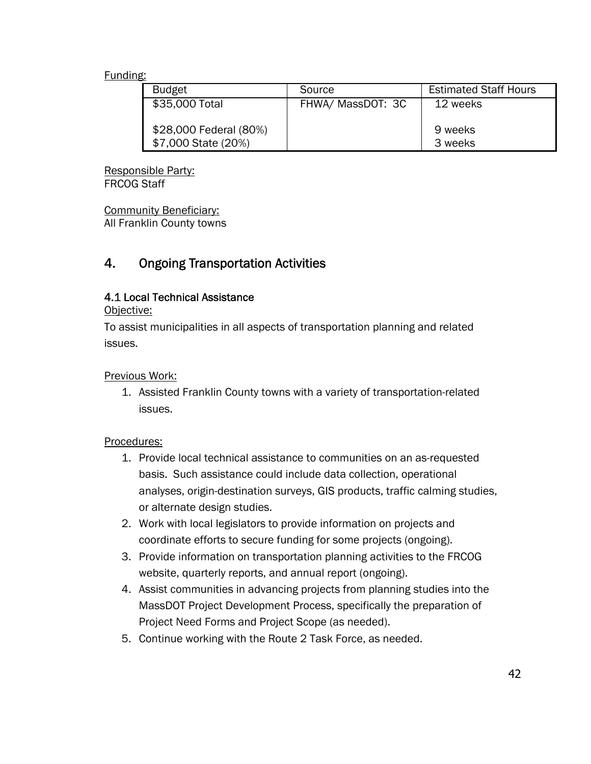Funding:

| Budget | Source | Estimated Staff Hours |
|---|---|---|
| $35,000 Total | FHWA/ MassDOT: 3C | 12 weeks |
| $28,000 Federal (80%) | | 9 weeks |
| $7,000 State (20%) | | 3 weeks |

Responsible Party:
FRCOG Staff

Community Beneficiary:
All Franklin County towns

## 4. Ongoing Transportation Activities

### 4.1 Local Technical Assistance

Objective:

To assist municipalities in all aspects of transportation planning and related issues.

Previous Work:

1. Assisted Franklin County towns with a variety of transportation-related issues.

Procedures:

1. Provide local technical assistance to communities on an as-requested basis. Such assistance could include data collection, operational analyses, origin-destination surveys, GIS products, traffic calming studies, or alternate design studies.
2. Work with local legislators to provide information on projects and coordinate efforts to secure funding for some projects (ongoing).
3. Provide information on transportation planning activities to the FRCOG website, quarterly reports, and annual report (ongoing).
4. Assist communities in advancing projects from planning studies into the MassDOT Project Development Process, specifically the preparation of Project Need Forms and Project Scope (as needed).
5. Continue working with the Route 2 Task Force, as needed.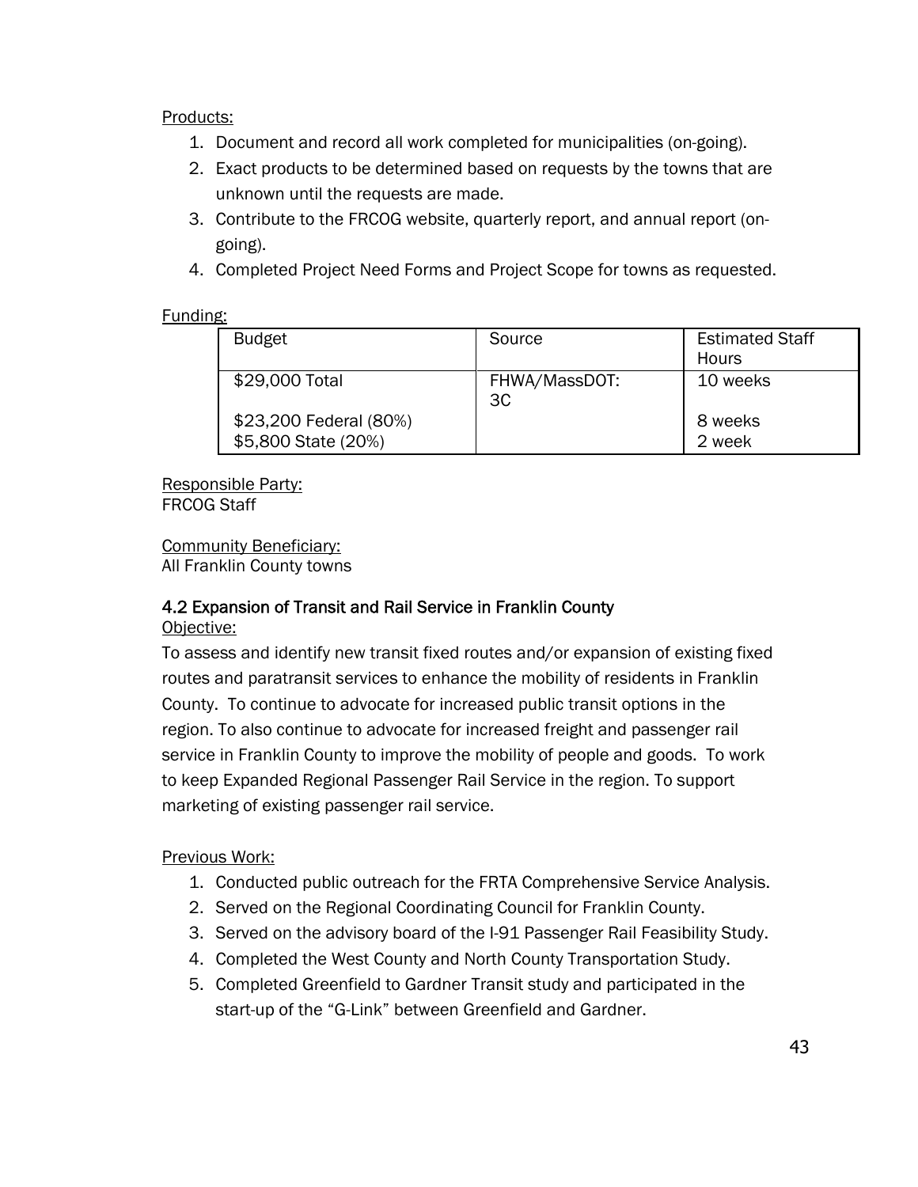Products:

1. Document and record all work completed for municipalities (on-going).
2. Exact products to be determined based on requests by the towns that are unknown until the requests are made.
3. Contribute to the FRCOG website, quarterly report, and annual report (on-going).
4. Completed Project Need Forms and Project Scope for towns as requested.

Funding:

| Budget | Source | Estimated Staff Hours |
|---|---|---|
| $29,000 Total | FHWA/MassDOT: 3C | 10 weeks |
| $23,200 Federal (80%)<br>$5,800 State (20%) | | 8 weeks<br>2 week |

Responsible Party:
FRCOG Staff

Community Beneficiary:
All Franklin County towns

### 4.2 Expansion of Transit and Rail Service in Franklin County

Objective:

To assess and identify new transit fixed routes and/or expansion of existing fixed routes and paratransit services to enhance the mobility of residents in Franklin County. To continue to advocate for increased public transit options in the region. To also continue to advocate for increased freight and passenger rail service in Franklin County to improve the mobility of people and goods. To work to keep Expanded Regional Passenger Rail Service in the region. To support marketing of existing passenger rail service.

Previous Work:

1. Conducted public outreach for the FRTA Comprehensive Service Analysis.
2. Served on the Regional Coordinating Council for Franklin County.
3. Served on the advisory board of the I-91 Passenger Rail Feasibility Study.
4. Completed the West County and North County Transportation Study.
5. Completed Greenfield to Gardner Transit study and participated in the start-up of the "G-Link" between Greenfield and Gardner.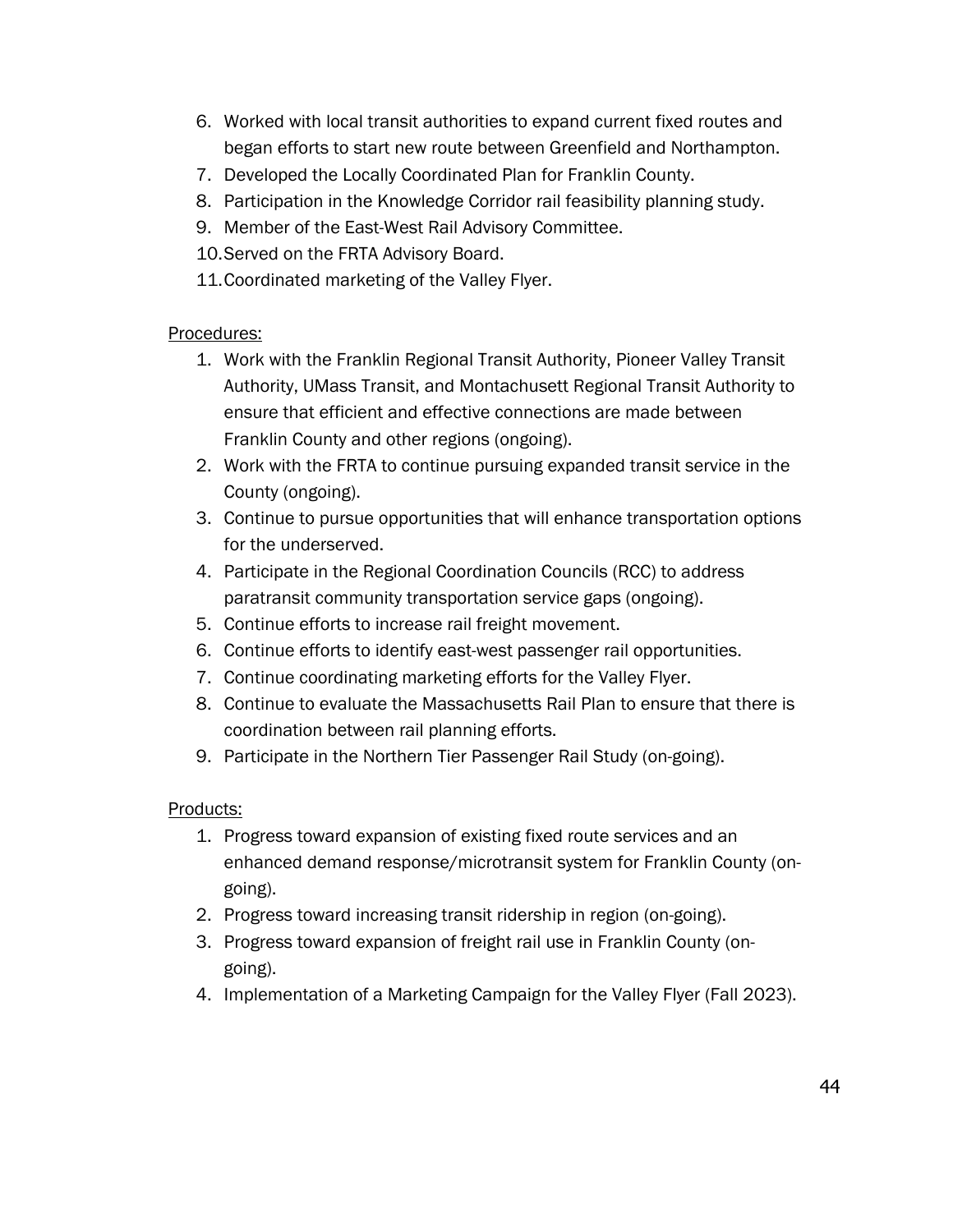6. Worked with local transit authorities to expand current fixed routes and began efforts to start new route between Greenfield and Northampton.
7. Developed the Locally Coordinated Plan for Franklin County.
8. Participation in the Knowledge Corridor rail feasibility planning study.
9. Member of the East-West Rail Advisory Committee.
10. Served on the FRTA Advisory Board.
11. Coordinated marketing of the Valley Flyer.

Procedures:

1. Work with the Franklin Regional Transit Authority, Pioneer Valley Transit Authority, UMass Transit, and Montachusett Regional Transit Authority to ensure that efficient and effective connections are made between Franklin County and other regions (ongoing).
2. Work with the FRTA to continue pursuing expanded transit service in the County (ongoing).
3. Continue to pursue opportunities that will enhance transportation options for the underserved.
4. Participate in the Regional Coordination Councils (RCC) to address paratransit community transportation service gaps (ongoing).
5. Continue efforts to increase rail freight movement.
6. Continue efforts to identify east-west passenger rail opportunities.
7. Continue coordinating marketing efforts for the Valley Flyer.
8. Continue to evaluate the Massachusetts Rail Plan to ensure that there is coordination between rail planning efforts.
9. Participate in the Northern Tier Passenger Rail Study (on-going).

Products:

1. Progress toward expansion of existing fixed route services and an enhanced demand response/microtransit system for Franklin County (on-going).
2. Progress toward increasing transit ridership in region (on-going).
3. Progress toward expansion of freight rail use in Franklin County (on-going).
4. Implementation of a Marketing Campaign for the Valley Flyer (Fall 2023).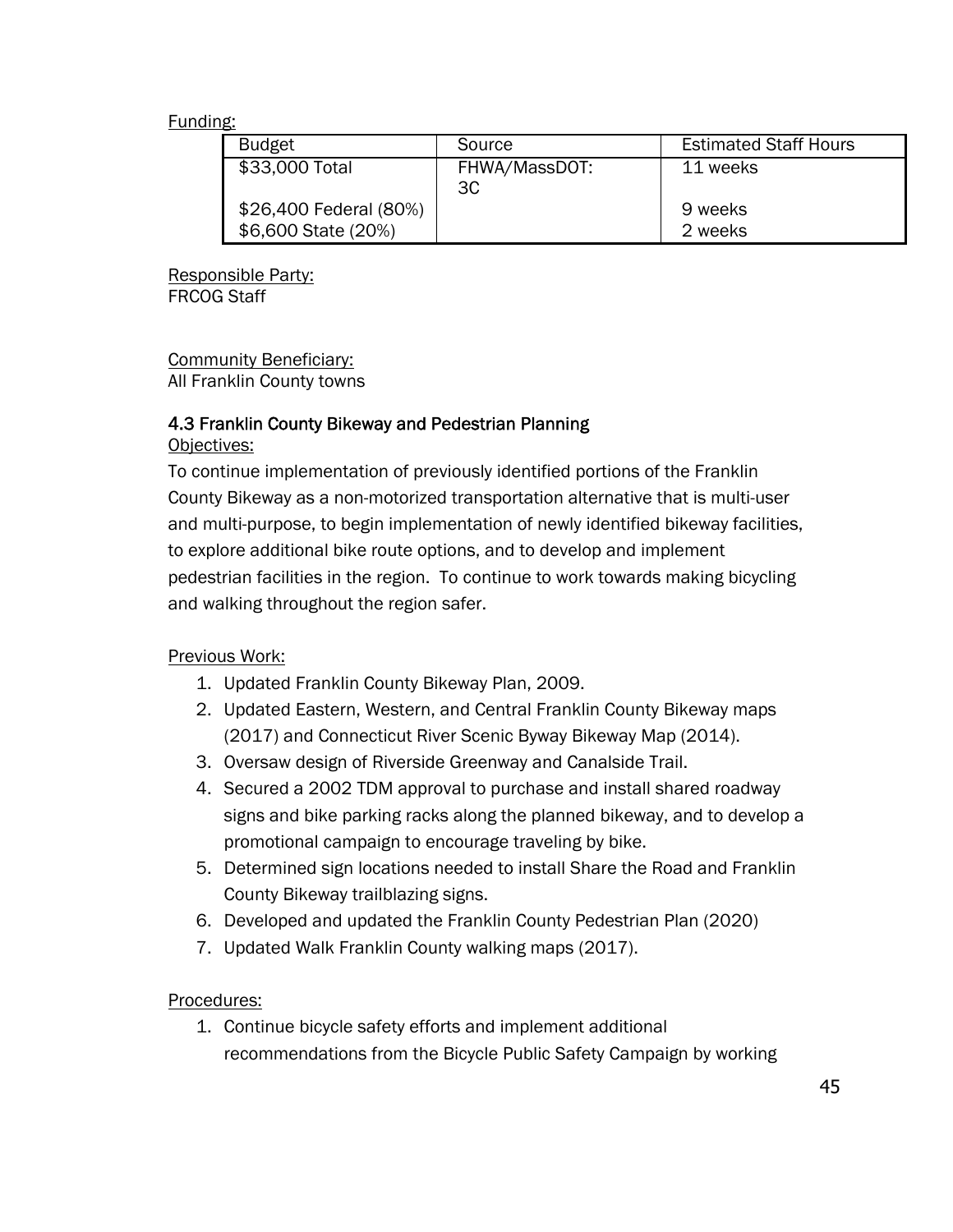Funding:

| Budget | Source | Estimated Staff Hours |
|---|---|---|
| $33,000 Total | FHWA/MassDOT: 3C | 11 weeks |
| $26,400 Federal (80%) | | 9 weeks |
| $6,600 State (20%) | | 2 weeks |

Responsible Party:
FRCOG Staff

Community Beneficiary:
All Franklin County towns

### 4.3 Franklin County Bikeway and Pedestrian Planning

Objectives:

To continue implementation of previously identified portions of the Franklin County Bikeway as a non-motorized transportation alternative that is multi-user and multi-purpose, to begin implementation of newly identified bikeway facilities, to explore additional bike route options, and to develop and implement pedestrian facilities in the region. To continue to work towards making bicycling and walking throughout the region safer.

Previous Work:

1. Updated Franklin County Bikeway Plan, 2009.
2. Updated Eastern, Western, and Central Franklin County Bikeway maps (2017) and Connecticut River Scenic Byway Bikeway Map (2014).
3. Oversaw design of Riverside Greenway and Canalside Trail.
4. Secured a 2002 TDM approval to purchase and install shared roadway signs and bike parking racks along the planned bikeway, and to develop a promotional campaign to encourage traveling by bike.
5. Determined sign locations needed to install Share the Road and Franklin County Bikeway trailblazing signs.
6. Developed and updated the Franklin County Pedestrian Plan (2020)
7. Updated Walk Franklin County walking maps (2017).

Procedures:

1. Continue bicycle safety efforts and implement additional recommendations from the Bicycle Public Safety Campaign by working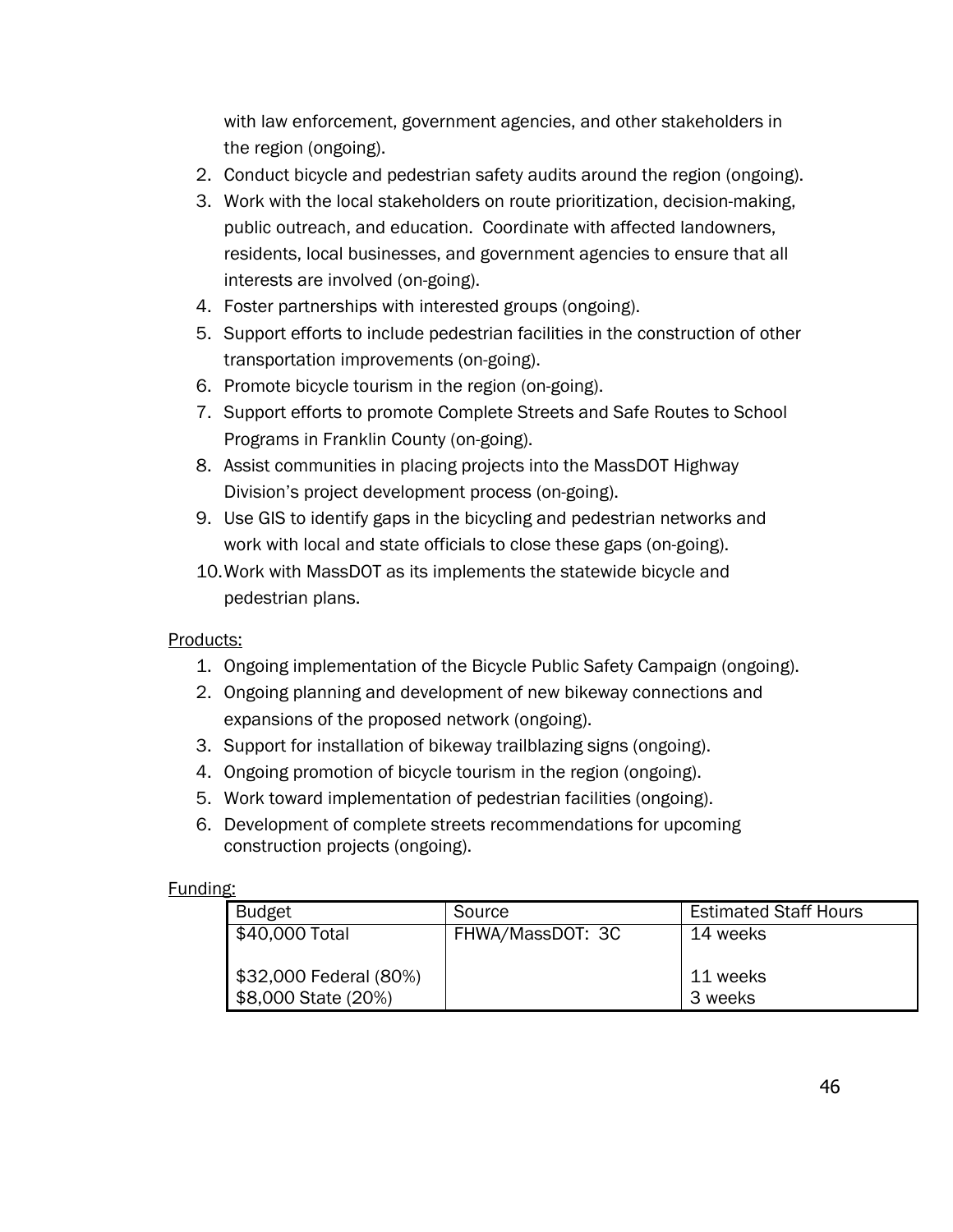with law enforcement, government agencies, and other stakeholders in the region (ongoing).

2. Conduct bicycle and pedestrian safety audits around the region (ongoing).
3. Work with the local stakeholders on route prioritization, decision-making, public outreach, and education. Coordinate with affected landowners, residents, local businesses, and government agencies to ensure that all interests are involved (on-going).
4. Foster partnerships with interested groups (ongoing).
5. Support efforts to include pedestrian facilities in the construction of other transportation improvements (on-going).
6. Promote bicycle tourism in the region (on-going).
7. Support efforts to promote Complete Streets and Safe Routes to School Programs in Franklin County (on-going).
8. Assist communities in placing projects into the MassDOT Highway Division's project development process (on-going).
9. Use GIS to identify gaps in the bicycling and pedestrian networks and work with local and state officials to close these gaps (on-going).
10. Work with MassDOT as its implements the statewide bicycle and pedestrian plans.

Products:

1. Ongoing implementation of the Bicycle Public Safety Campaign (ongoing).
2. Ongoing planning and development of new bikeway connections and expansions of the proposed network (ongoing).
3. Support for installation of bikeway trailblazing signs (ongoing).
4. Ongoing promotion of bicycle tourism in the region (ongoing).
5. Work toward implementation of pedestrian facilities (ongoing).
6. Development of complete streets recommendations for upcoming construction projects (ongoing).

Funding:

| Budget | Source | Estimated Staff Hours |
|---|---|---|
| $40,000 Total | FHWA/MassDOT: 3C | 14 weeks |
| $32,000 Federal (80%) | | 11 weeks |
| $8,000 State (20%) | | 3 weeks |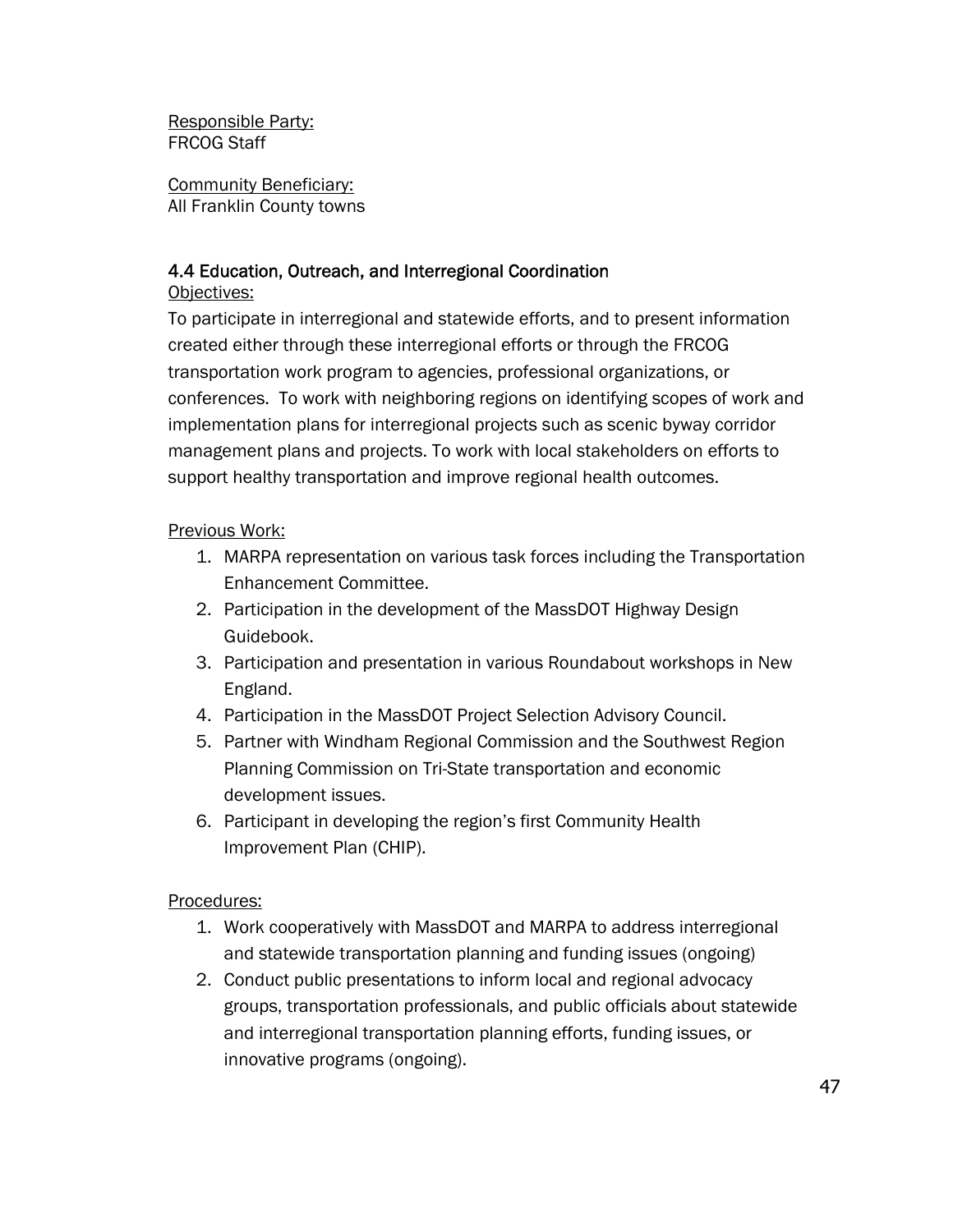Responsible Party:
FRCOG Staff

Community Beneficiary:
All Franklin County towns

### 4.4 Education, Outreach, and Interregional Coordination

Objectives:

To participate in interregional and statewide efforts, and to present information created either through these interregional efforts or through the FRCOG transportation work program to agencies, professional organizations, or conferences. To work with neighboring regions on identifying scopes of work and implementation plans for interregional projects such as scenic byway corridor management plans and projects. To work with local stakeholders on efforts to support healthy transportation and improve regional health outcomes.

Previous Work:

1. MARPA representation on various task forces including the Transportation Enhancement Committee.
2. Participation in the development of the MassDOT Highway Design Guidebook.
3. Participation and presentation in various Roundabout workshops in New England.
4. Participation in the MassDOT Project Selection Advisory Council.
5. Partner with Windham Regional Commission and the Southwest Region Planning Commission on Tri-State transportation and economic development issues.
6. Participant in developing the region's first Community Health Improvement Plan (CHIP).

Procedures:

1. Work cooperatively with MassDOT and MARPA to address interregional and statewide transportation planning and funding issues (ongoing)
2. Conduct public presentations to inform local and regional advocacy groups, transportation professionals, and public officials about statewide and interregional transportation planning efforts, funding issues, or innovative programs (ongoing).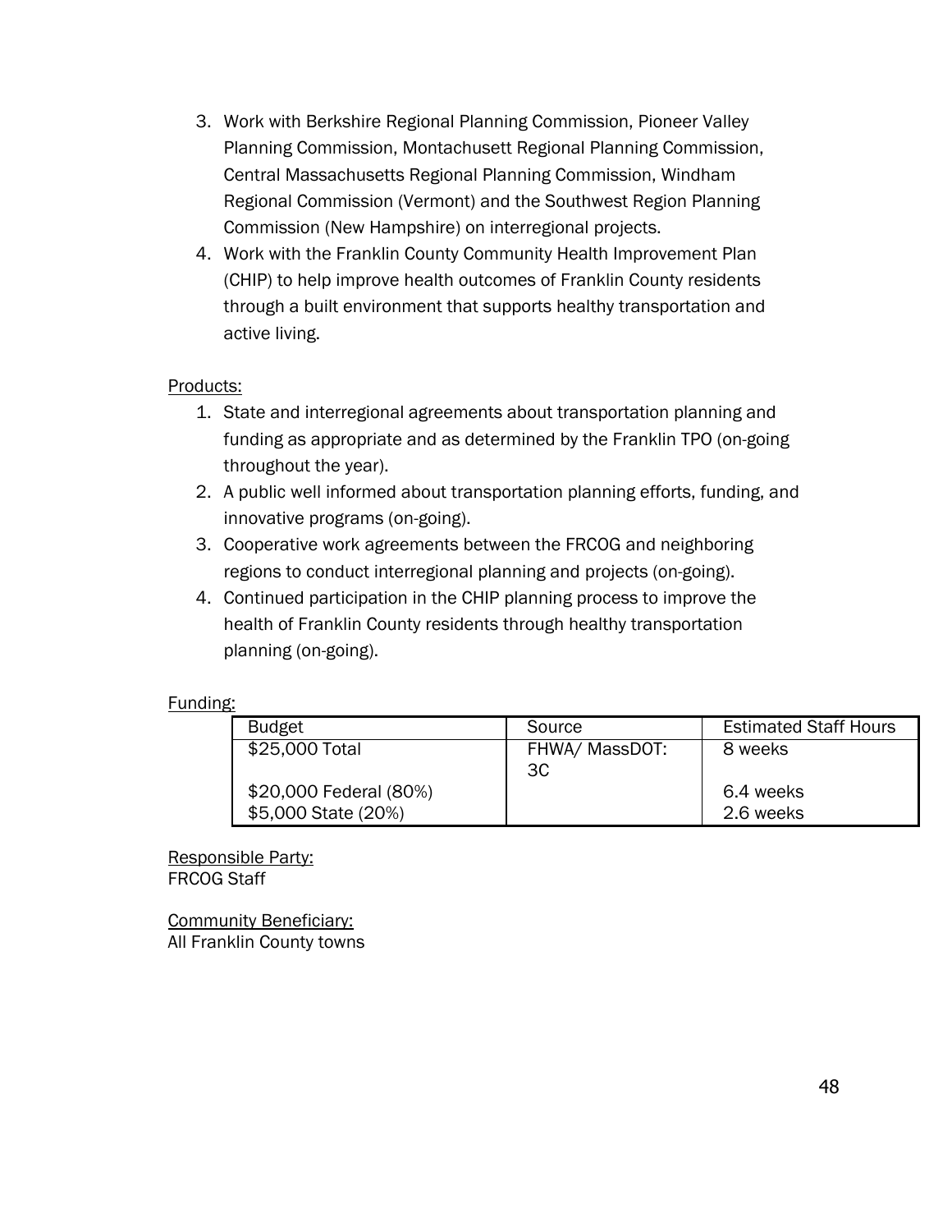3. Work with Berkshire Regional Planning Commission, Pioneer Valley Planning Commission, Montachusett Regional Planning Commission, Central Massachusetts Regional Planning Commission, Windham Regional Commission (Vermont) and the Southwest Region Planning Commission (New Hampshire) on interregional projects.
4. Work with the Franklin County Community Health Improvement Plan (CHIP) to help improve health outcomes of Franklin County residents through a built environment that supports healthy transportation and active living.

Products:

1. State and interregional agreements about transportation planning and funding as appropriate and as determined by the Franklin TPO (on-going throughout the year).
2. A public well informed about transportation planning efforts, funding, and innovative programs (on-going).
3. Cooperative work agreements between the FRCOG and neighboring regions to conduct interregional planning and projects (on-going).
4. Continued participation in the CHIP planning process to improve the health of Franklin County residents through healthy transportation planning (on-going).

Funding:

| Budget | Source | Estimated Staff Hours |
|---|---|---|
| $25,000 Total | FHWA/ MassDOT: 3C | 8 weeks |
| $20,000 Federal (80%) | | 6.4 weeks |
| $5,000 State (20%) | | 2.6 weeks |

Responsible Party:
FRCOG Staff

Community Beneficiary:
All Franklin County towns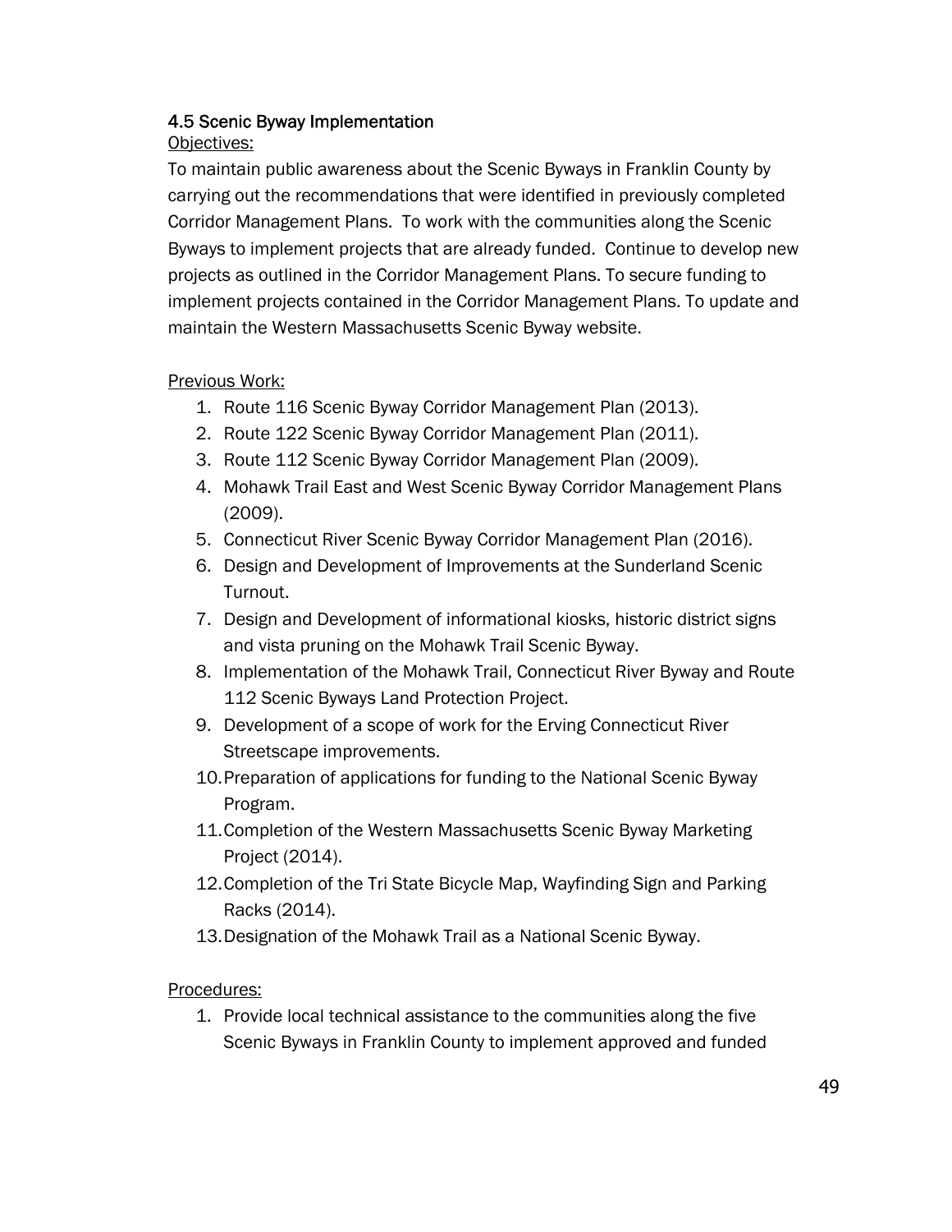### 4.5 Scenic Byway Implementation

Objectives:

To maintain public awareness about the Scenic Byways in Franklin County by carrying out the recommendations that were identified in previously completed Corridor Management Plans. To work with the communities along the Scenic Byways to implement projects that are already funded. Continue to develop new projects as outlined in the Corridor Management Plans. To secure funding to implement projects contained in the Corridor Management Plans. To update and maintain the Western Massachusetts Scenic Byway website.

Previous Work:

1. Route 116 Scenic Byway Corridor Management Plan (2013).
2. Route 122 Scenic Byway Corridor Management Plan (2011).
3. Route 112 Scenic Byway Corridor Management Plan (2009).
4. Mohawk Trail East and West Scenic Byway Corridor Management Plans (2009).
5. Connecticut River Scenic Byway Corridor Management Plan (2016).
6. Design and Development of Improvements at the Sunderland Scenic Turnout.
7. Design and Development of informational kiosks, historic district signs and vista pruning on the Mohawk Trail Scenic Byway.
8. Implementation of the Mohawk Trail, Connecticut River Byway and Route 112 Scenic Byways Land Protection Project.
9. Development of a scope of work for the Erving Connecticut River Streetscape improvements.
10. Preparation of applications for funding to the National Scenic Byway Program.
11. Completion of the Western Massachusetts Scenic Byway Marketing Project (2014).
12. Completion of the Tri State Bicycle Map, Wayfinding Sign and Parking Racks (2014).
13. Designation of the Mohawk Trail as a National Scenic Byway.

Procedures:

1. Provide local technical assistance to the communities along the five Scenic Byways in Franklin County to implement approved and funded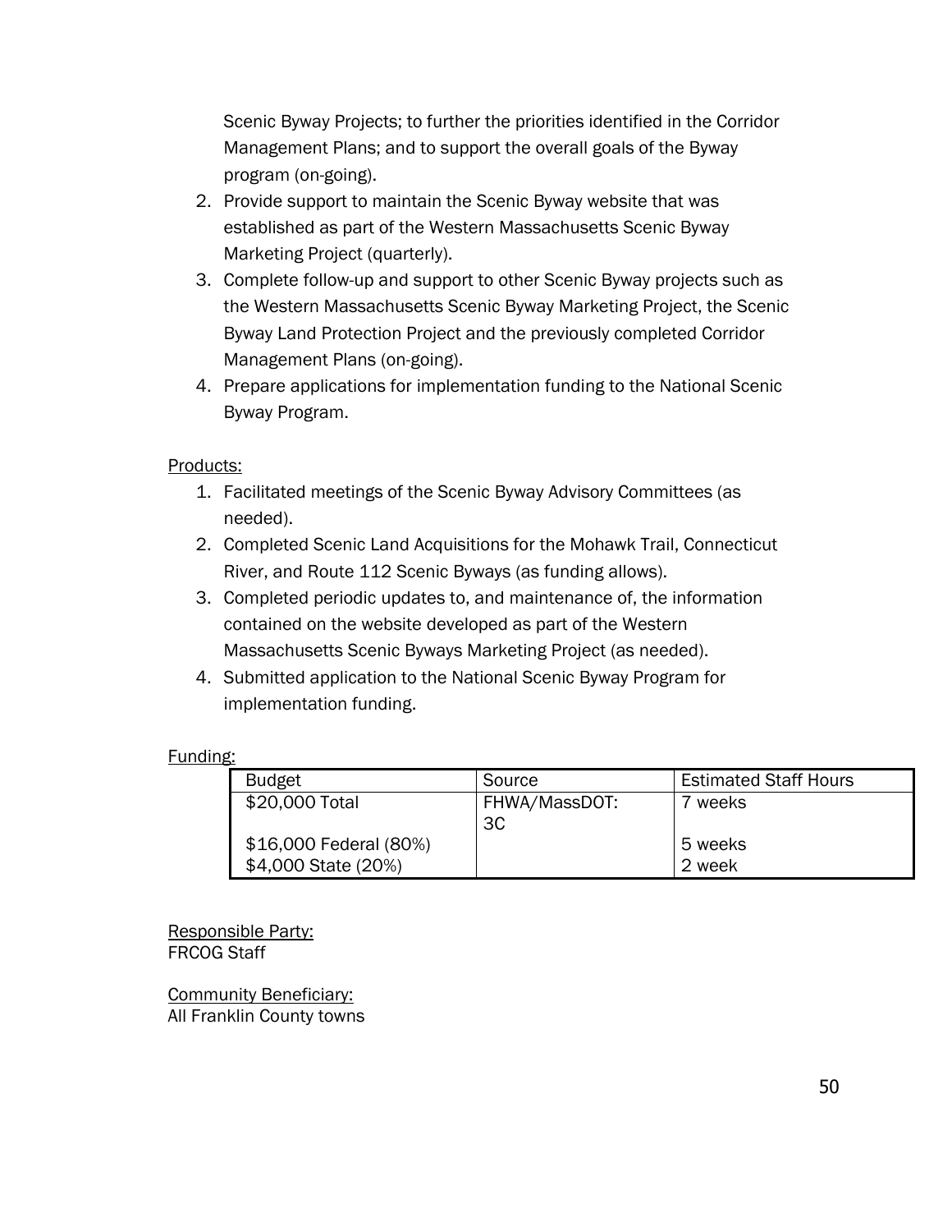Scenic Byway Projects; to further the priorities identified in the Corridor Management Plans; and to support the overall goals of the Byway program (on-going).

2. Provide support to maintain the Scenic Byway website that was established as part of the Western Massachusetts Scenic Byway Marketing Project (quarterly).
3. Complete follow-up and support to other Scenic Byway projects such as the Western Massachusetts Scenic Byway Marketing Project, the Scenic Byway Land Protection Project and the previously completed Corridor Management Plans (on-going).
4. Prepare applications for implementation funding to the National Scenic Byway Program.

Products:

1. Facilitated meetings of the Scenic Byway Advisory Committees (as needed).
2. Completed Scenic Land Acquisitions for the Mohawk Trail, Connecticut River, and Route 112 Scenic Byways (as funding allows).
3. Completed periodic updates to, and maintenance of, the information contained on the website developed as part of the Western Massachusetts Scenic Byways Marketing Project (as needed).
4. Submitted application to the National Scenic Byway Program for implementation funding.

Funding:

| Budget | Source | Estimated Staff Hours |
|---|---|---|
| $20,000 Total | FHWA/MassDOT: 3C | 7 weeks |
| $16,000 Federal (80%) | | 5 weeks |
| $4,000 State (20%) | | 2 week |

Responsible Party:
FRCOG Staff

Community Beneficiary:
All Franklin County towns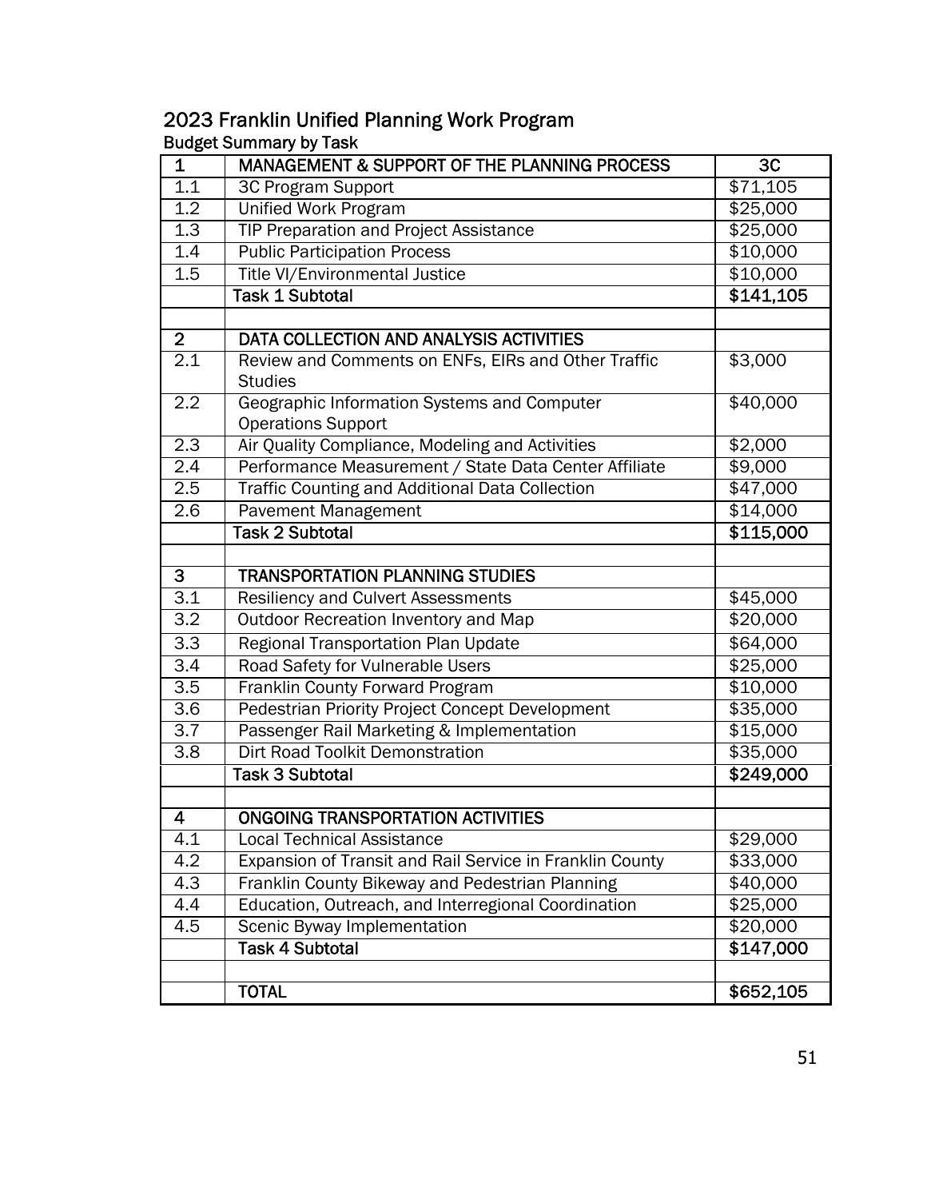## 2023 Franklin Unified Planning Work Program

### Budget Summary by Task

| 1 | MANAGEMENT & SUPPORT OF THE PLANNING PROCESS | 3C |
|---|---|---|
| 1.1 | 3C Program Support | $71,105 |
| 1.2 | Unified Work Program | $25,000 |
| 1.3 | TIP Preparation and Project Assistance | $25,000 |
| 1.4 | Public Participation Process | $10,000 |
| 1.5 | Title VI/Environmental Justice | $10,000 |
| | **Task 1 Subtotal** | **$141,105** |
| | | |
| 2 | DATA COLLECTION AND ANALYSIS ACTIVITIES | |
| 2.1 | Review and Comments on ENFs, EIRs and Other Traffic Studies | $3,000 |
| 2.2 | Geographic Information Systems and Computer Operations Support | $40,000 |
| 2.3 | Air Quality Compliance, Modeling and Activities | $2,000 |
| 2.4 | Performance Measurement / State Data Center Affiliate | $9,000 |
| 2.5 | Traffic Counting and Additional Data Collection | $47,000 |
| 2.6 | Pavement Management | $14,000 |
| | **Task 2 Subtotal** | **$115,000** |
| | | |
| 3 | TRANSPORTATION PLANNING STUDIES | |
| 3.1 | Resiliency and Culvert Assessments | $45,000 |
| 3.2 | Outdoor Recreation Inventory and Map | $20,000 |
| 3.3 | Regional Transportation Plan Update | $64,000 |
| 3.4 | Road Safety for Vulnerable Users | $25,000 |
| 3.5 | Franklin County Forward Program | $10,000 |
| 3.6 | Pedestrian Priority Project Concept Development | $35,000 |
| 3.7 | Passenger Rail Marketing & Implementation | $15,000 |
| 3.8 | Dirt Road Toolkit Demonstration | $35,000 |
| | **Task 3 Subtotal** | **$249,000** |
| | | |
| 4 | ONGOING TRANSPORTATION ACTIVITIES | |
| 4.1 | Local Technical Assistance | $29,000 |
| 4.2 | Expansion of Transit and Rail Service in Franklin County | $33,000 |
| 4.3 | Franklin County Bikeway and Pedestrian Planning | $40,000 |
| 4.4 | Education, Outreach, and Interregional Coordination | $25,000 |
| 4.5 | Scenic Byway Implementation | $20,000 |
| | **Task 4 Subtotal** | **$147,000** |
| | | |
| | **TOTAL** | **$652,105** |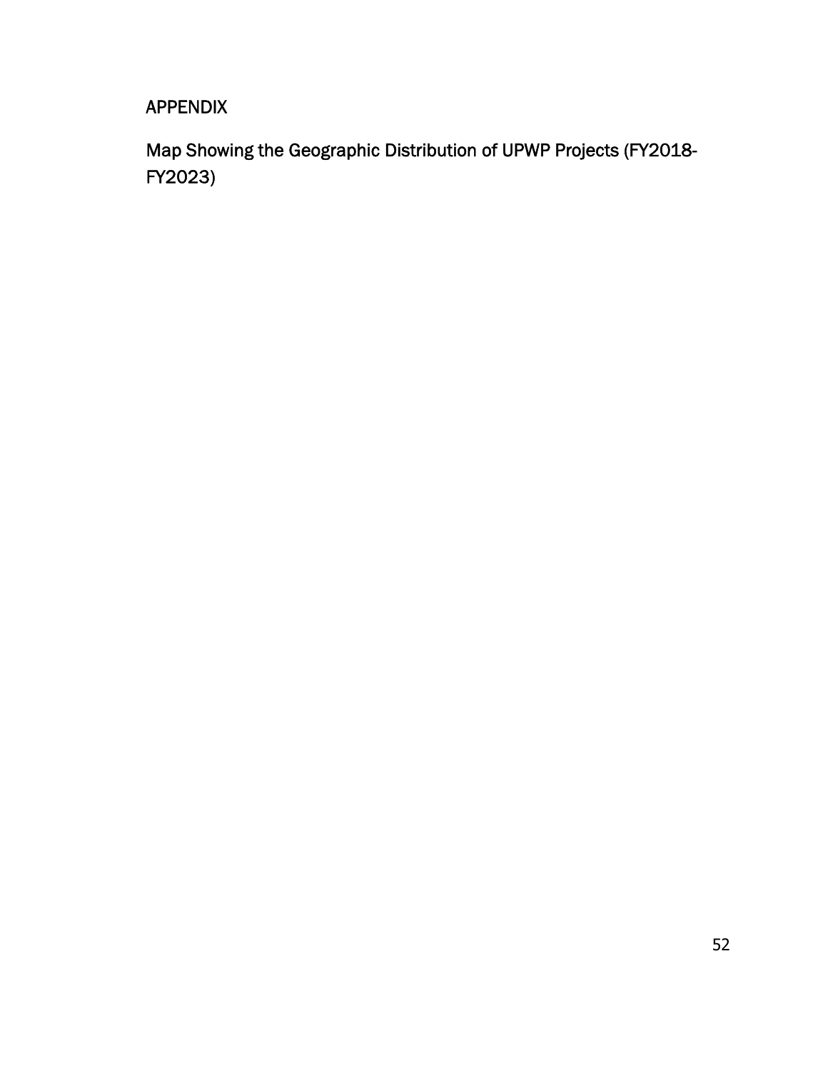# APPENDIX

## Map Showing the Geographic Distribution of UPWP Projects (FY2018-FY2023)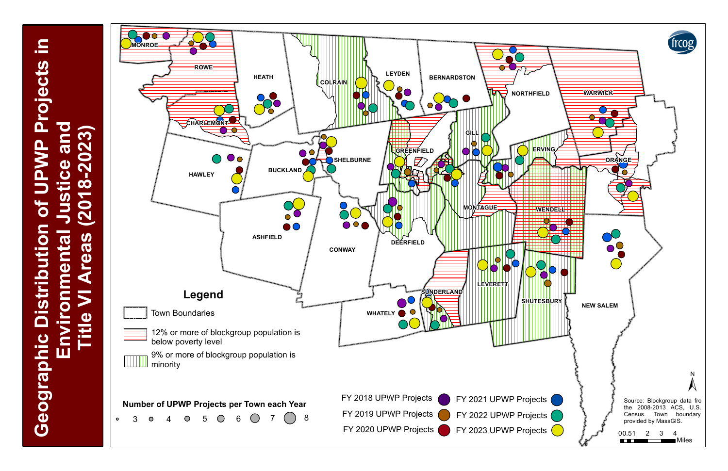# Geographic Distribution of UPWP Projects in Environmental Justice and Title VI Areas (2018-2023)

MONROE
ROWE
HEATH
COLRAIN
LEYDEN
BERNARDSTON
NORTHFIELD
WARWICK
CHARLEMONT
HAWLEY
BUCKLAND
SHELBURNE
GREENFIELD
GILL
ERVING
ORANGE
ASHFIELD
CONWAY
DEERFIELD
MONTAGUE
WENDELL
NEW SALEM
LEVERETT
SHUTESBURY
SUNDERLAND
WHATELY

## Legend

- Town Boundaries
- 12% or more of blockgroup population is below poverty level
- 9% or more of blockgroup population is minority

**Number of UPWP Projects per Town each Year**

3 4 5 6 7 8

- FY 2018 UPWP Projects
- FY 2019 UPWP Projects
- FY 2020 UPWP Projects
- FY 2021 UPWP Projects
- FY 2022 UPWP Projects
- FY 2023 UPWP Projects

Source: Blockgroup data fro the 2008-2013 ACS, U.S. Census. Town boundary provided by MassGIS.

0 0.5 1 2 3 4 Miles

frcog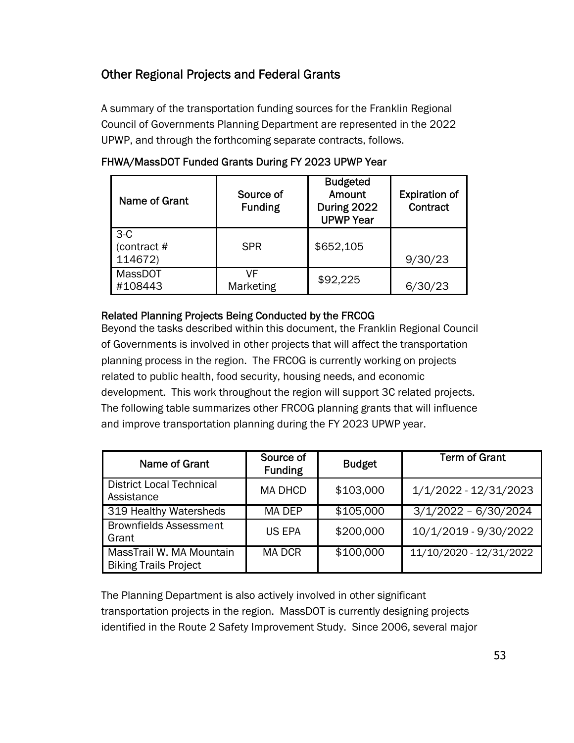## Other Regional Projects and Federal Grants

A summary of the transportation funding sources for the Franklin Regional Council of Governments Planning Department are represented in the 2022 UPWP, and through the forthcoming separate contracts, follows.

**FHWA/MassDOT Funded Grants During FY 2023 UPWP Year**

| Name of Grant | Source of Funding | Budgeted Amount During 2022 UPWP Year | Expiration of Contract |
|---|---|---|---|
| 3-C (contract # 114672) | SPR | $652,105 | 9/30/23 |
| MassDOT #108443 | VF Marketing | $92,225 | 6/30/23 |

**Related Planning Projects Being Conducted by the FRCOG**

Beyond the tasks described within this document, the Franklin Regional Council of Governments is involved in other projects that will affect the transportation planning process in the region. The FRCOG is currently working on projects related to public health, food security, housing needs, and economic development. This work throughout the region will support 3C related projects. The following table summarizes other FRCOG planning grants that will influence and improve transportation planning during the FY 2023 UPWP year.

| Name of Grant | Source of Funding | Budget | Term of Grant |
|---|---|---|---|
| District Local Technical Assistance | MA DHCD | $103,000 | 1/1/2022 - 12/31/2023 |
| 319 Healthy Watersheds | MA DEP | $105,000 | 3/1/2022 – 6/30/2024 |
| Brownfields Assessment Grant | US EPA | $200,000 | 10/1/2019 - 9/30/2022 |
| MassTrail W. MA Mountain Biking Trails Project | MA DCR | $100,000 | 11/10/2020 - 12/31/2022 |

The Planning Department is also actively involved in other significant transportation projects in the region. MassDOT is currently designing projects identified in the Route 2 Safety Improvement Study. Since 2006, several major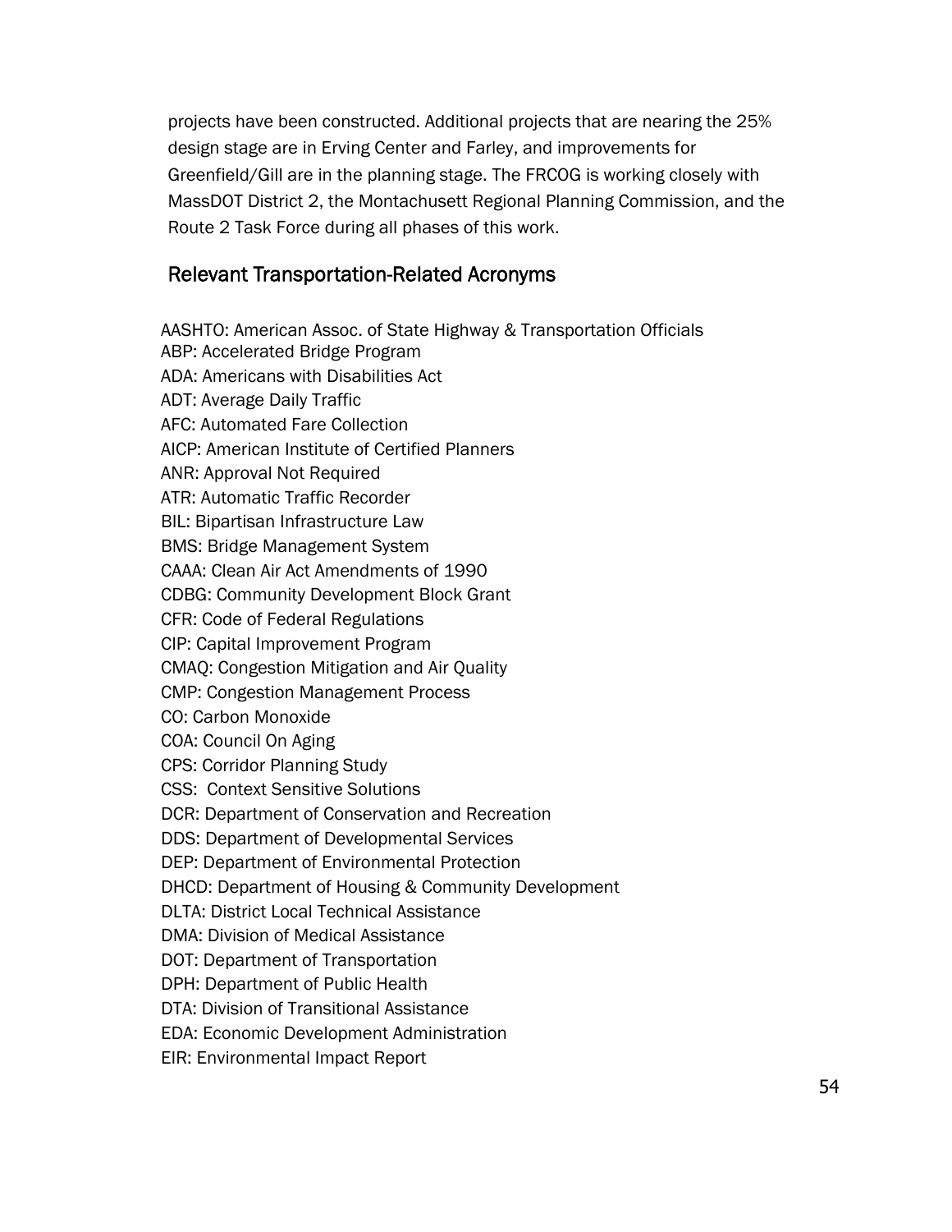projects have been constructed. Additional projects that are nearing the 25% design stage are in Erving Center and Farley, and improvements for Greenfield/Gill are in the planning stage. The FRCOG is working closely with MassDOT District 2, the Montachusett Regional Planning Commission, and the Route 2 Task Force during all phases of this work.

## Relevant Transportation-Related Acronyms

AASHTO: American Assoc. of State Highway & Transportation Officials
ABP: Accelerated Bridge Program
ADA: Americans with Disabilities Act
ADT: Average Daily Traffic
AFC: Automated Fare Collection
AICP: American Institute of Certified Planners
ANR: Approval Not Required
ATR: Automatic Traffic Recorder
BIL: Bipartisan Infrastructure Law
BMS: Bridge Management System
CAAA: Clean Air Act Amendments of 1990
CDBG: Community Development Block Grant
CFR: Code of Federal Regulations
CIP: Capital Improvement Program
CMAQ: Congestion Mitigation and Air Quality
CMP: Congestion Management Process
CO: Carbon Monoxide
COA: Council On Aging
CPS: Corridor Planning Study
CSS: Context Sensitive Solutions
DCR: Department of Conservation and Recreation
DDS: Department of Developmental Services
DEP: Department of Environmental Protection
DHCD: Department of Housing & Community Development
DLTA: District Local Technical Assistance
DMA: Division of Medical Assistance
DOT: Department of Transportation
DPH: Department of Public Health
DTA: Division of Transitional Assistance
EDA: Economic Development Administration
EIR: Environmental Impact Report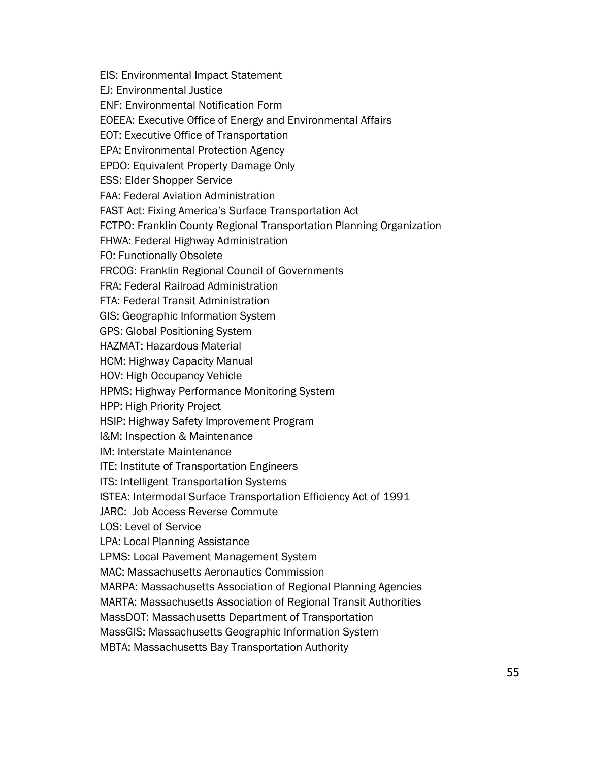EIS: Environmental Impact Statement

EJ: Environmental Justice

ENF: Environmental Notification Form

EOEEA: Executive Office of Energy and Environmental Affairs

EOT: Executive Office of Transportation

EPA: Environmental Protection Agency

EPDO: Equivalent Property Damage Only

ESS: Elder Shopper Service

FAA: Federal Aviation Administration

FAST Act: Fixing America's Surface Transportation Act

FCTPO: Franklin County Regional Transportation Planning Organization

FHWA: Federal Highway Administration

FO: Functionally Obsolete

FRCOG: Franklin Regional Council of Governments

FRA: Federal Railroad Administration

FTA: Federal Transit Administration

GIS: Geographic Information System

GPS: Global Positioning System

HAZMAT: Hazardous Material

HCM: Highway Capacity Manual

HOV: High Occupancy Vehicle

HPMS: Highway Performance Monitoring System

HPP: High Priority Project

HSIP: Highway Safety Improvement Program

I&M: Inspection & Maintenance

IM: Interstate Maintenance

ITE: Institute of Transportation Engineers

ITS: Intelligent Transportation Systems

ISTEA: Intermodal Surface Transportation Efficiency Act of 1991

JARC: Job Access Reverse Commute

LOS: Level of Service

LPA: Local Planning Assistance

LPMS: Local Pavement Management System

MAC: Massachusetts Aeronautics Commission

MARPA: Massachusetts Association of Regional Planning Agencies

MARTA: Massachusetts Association of Regional Transit Authorities

MassDOT: Massachusetts Department of Transportation

MassGIS: Massachusetts Geographic Information System

MBTA: Massachusetts Bay Transportation Authority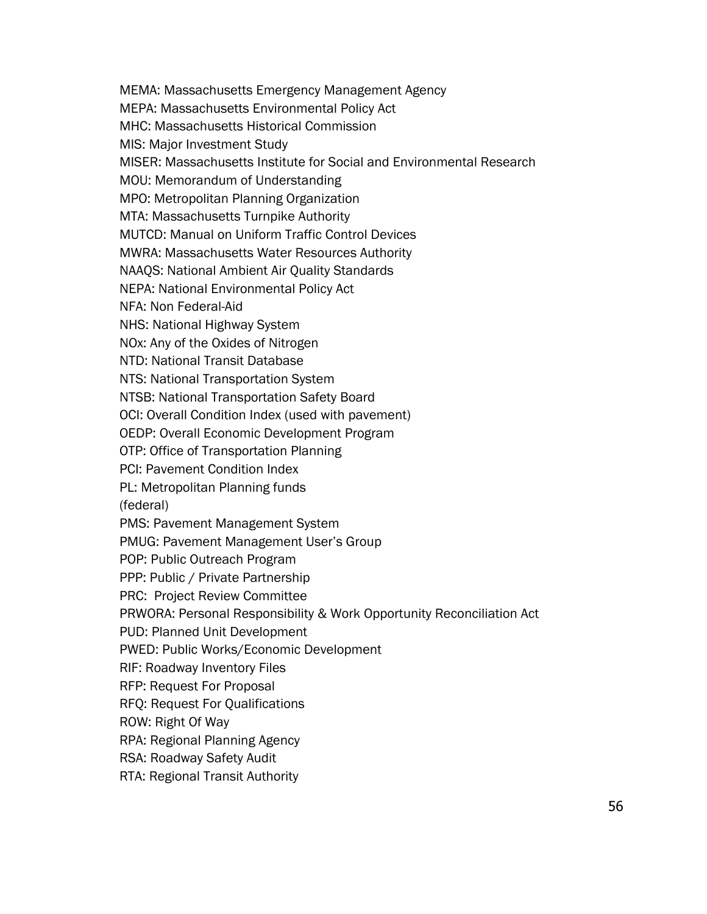MEMA: Massachusetts Emergency Management Agency

MEPA: Massachusetts Environmental Policy Act

MHC: Massachusetts Historical Commission

MIS: Major Investment Study

MISER: Massachusetts Institute for Social and Environmental Research

MOU: Memorandum of Understanding

MPO: Metropolitan Planning Organization

MTA: Massachusetts Turnpike Authority

MUTCD: Manual on Uniform Traffic Control Devices

MWRA: Massachusetts Water Resources Authority

NAAQS: National Ambient Air Quality Standards

NEPA: National Environmental Policy Act

NFA: Non Federal-Aid

NHS: National Highway System

NOx: Any of the Oxides of Nitrogen

NTD: National Transit Database

NTS: National Transportation System

NTSB: National Transportation Safety Board

OCI: Overall Condition Index (used with pavement)

OEDP: Overall Economic Development Program

OTP: Office of Transportation Planning

PCI: Pavement Condition Index

PL: Metropolitan Planning funds
(federal)

PMS: Pavement Management System

PMUG: Pavement Management User's Group

POP: Public Outreach Program

PPP: Public / Private Partnership

PRC: Project Review Committee

PRWORA: Personal Responsibility & Work Opportunity Reconciliation Act

PUD: Planned Unit Development

PWED: Public Works/Economic Development

RIF: Roadway Inventory Files

RFP: Request For Proposal

RFQ: Request For Qualifications

ROW: Right Of Way

RPA: Regional Planning Agency

RSA: Roadway Safety Audit

RTA: Regional Transit Authority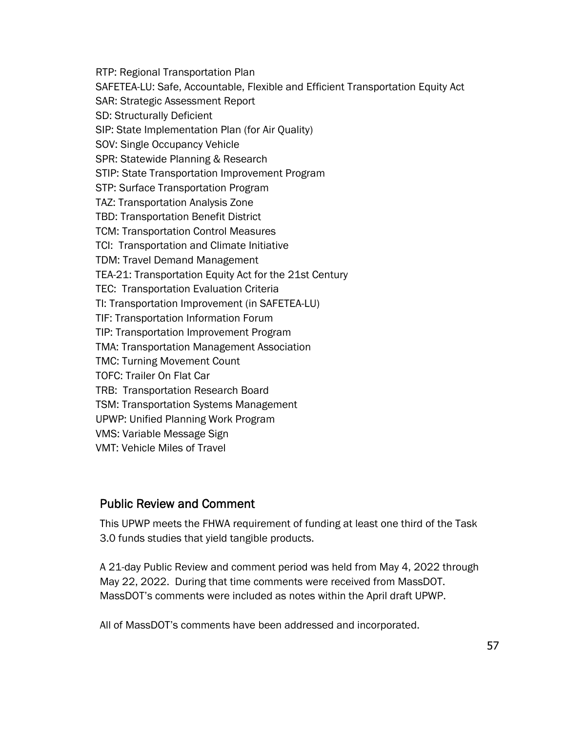RTP: Regional Transportation Plan
SAFETEA-LU: Safe, Accountable, Flexible and Efficient Transportation Equity Act
SAR: Strategic Assessment Report
SD: Structurally Deficient
SIP: State Implementation Plan (for Air Quality)
SOV: Single Occupancy Vehicle
SPR: Statewide Planning & Research
STIP: State Transportation Improvement Program
STP: Surface Transportation Program
TAZ: Transportation Analysis Zone
TBD: Transportation Benefit District
TCM: Transportation Control Measures
TCI: Transportation and Climate Initiative
TDM: Travel Demand Management
TEA-21: Transportation Equity Act for the 21st Century
TEC: Transportation Evaluation Criteria
TI: Transportation Improvement (in SAFETEA-LU)
TIF: Transportation Information Forum
TIP: Transportation Improvement Program
TMA: Transportation Management Association
TMC: Turning Movement Count
TOFC: Trailer On Flat Car
TRB: Transportation Research Board
TSM: Transportation Systems Management
UPWP: Unified Planning Work Program
VMS: Variable Message Sign
VMT: Vehicle Miles of Travel

## Public Review and Comment

This UPWP meets the FHWA requirement of funding at least one third of the Task 3.0 funds studies that yield tangible products.

A 21-day Public Review and comment period was held from May 4, 2022 through May 22, 2022. During that time comments were received from MassDOT. MassDOT's comments were included as notes within the April draft UPWP.

All of MassDOT's comments have been addressed and incorporated.